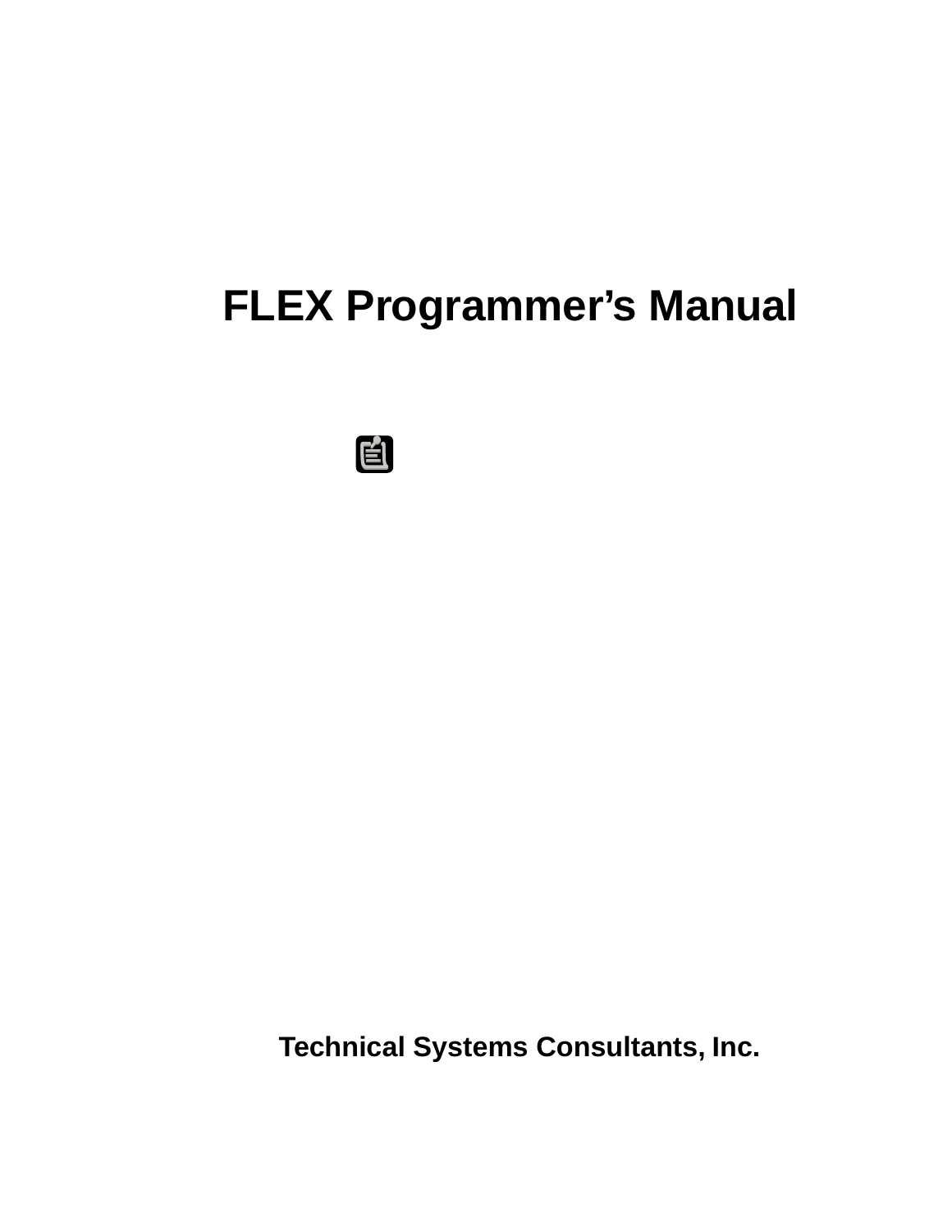# FLEX Programmer's Manual

**Technical Systems Consultants, Inc.**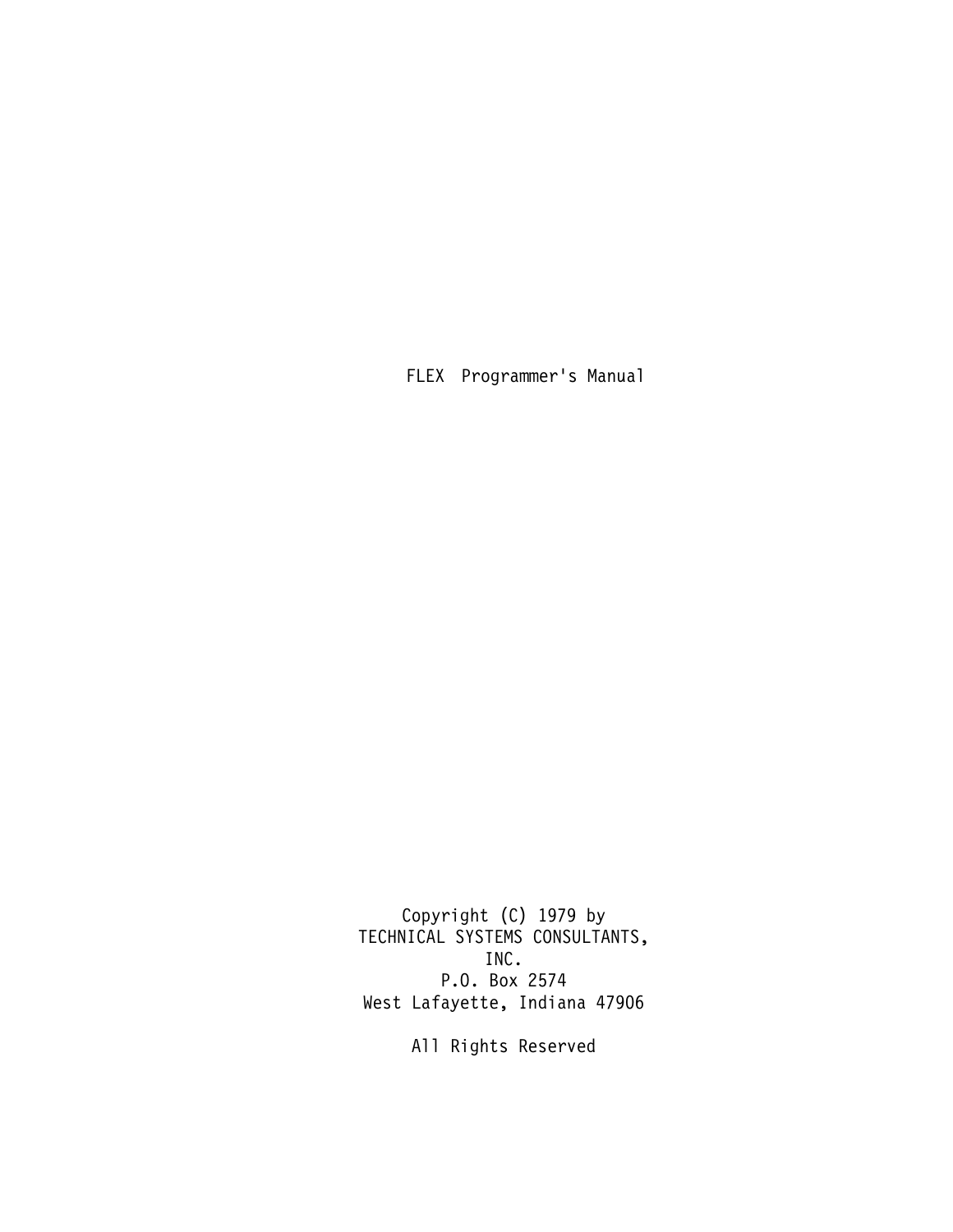# FLEX Programmer's Manual

Copyright (C) 1979 by
TECHNICAL SYSTEMS CONSULTANTS,
INC.
P.O. Box 2574
West Lafayette, Indiana 47906

All Rights Reserved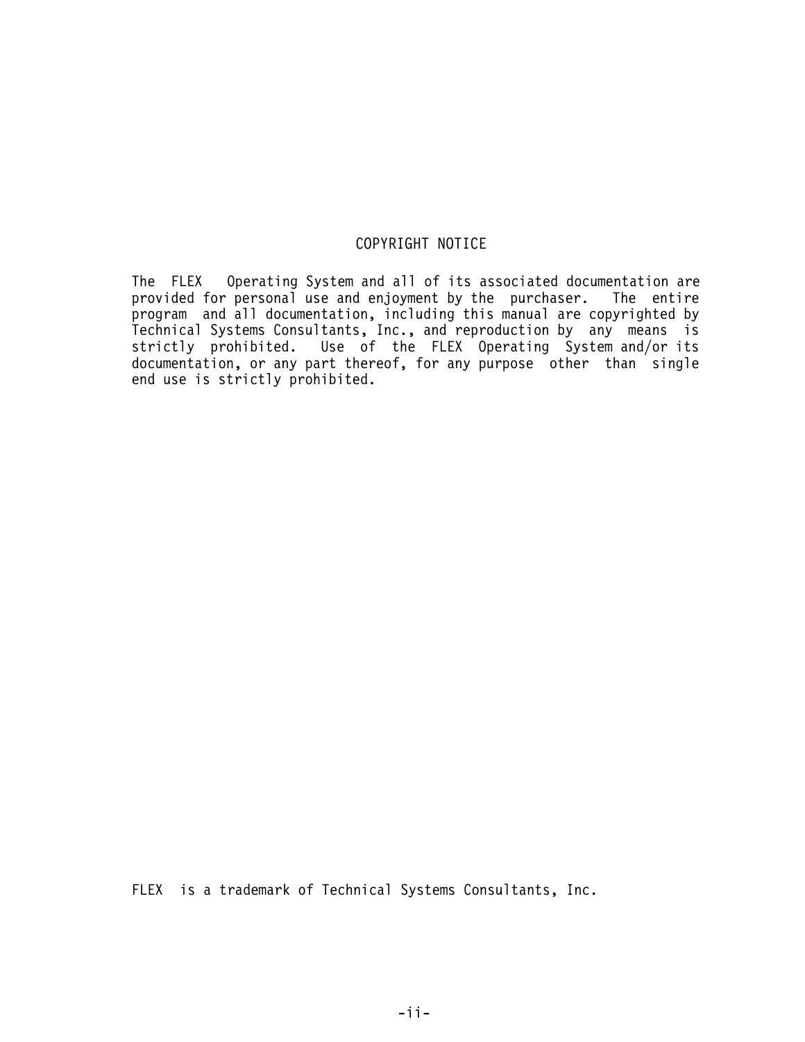## COPYRIGHT NOTICE

The FLEX Operating System and all of its associated documentation are provided for personal use and enjoyment by the purchaser. The entire program and all documentation, including this manual are copyrighted by Technical Systems Consultants, Inc., and reproduction by any means is strictly prohibited. Use of the FLEX Operating System and/or its documentation, or any part thereof, for any purpose other than single end use is strictly prohibited.

FLEX is a trademark of Technical Systems Consultants, Inc.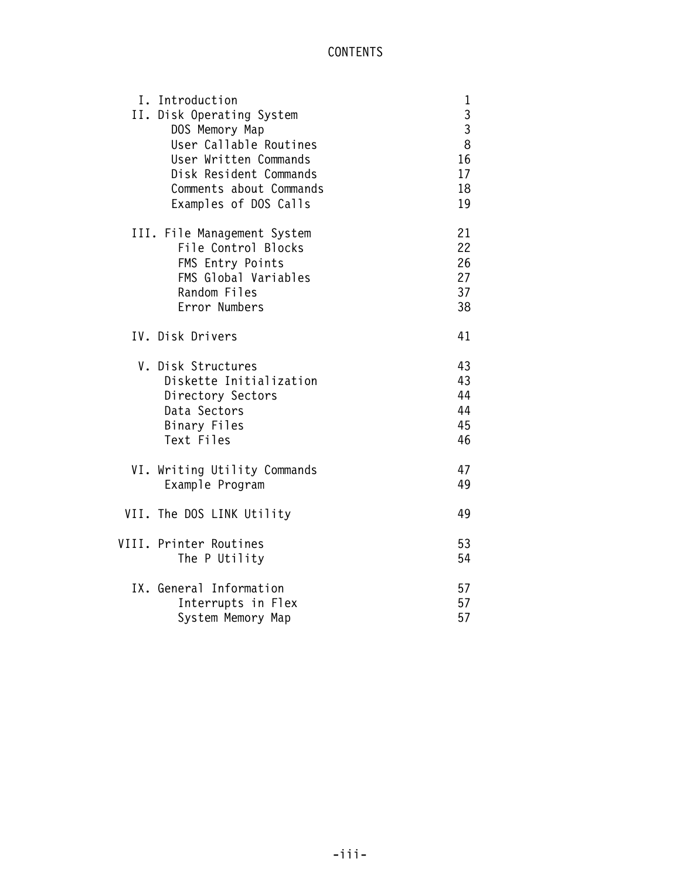# CONTENTS

| | |
|---|---|
| I. Introduction | 1 |
| II. Disk Operating System | 3 |
| DOS Memory Map | 3 |
| User Callable Routines | 8 |
| User Written Commands | 16 |
| Disk Resident Commands | 17 |
| Comments about Commands | 18 |
| Examples of DOS Calls | 19 |
| III. File Management System | 21 |
| File Control Blocks | 22 |
| FMS Entry Points | 26 |
| FMS Global Variables | 27 |
| Random Files | 37 |
| Error Numbers | 38 |
| IV. Disk Drivers | 41 |
| V. Disk Structures | 43 |
| Diskette Initialization | 43 |
| Directory Sectors | 44 |
| Data Sectors | 44 |
| Binary Files | 45 |
| Text Files | 46 |
| VI. Writing Utility Commands | 47 |
| Example Program | 49 |
| VII. The DOS LINK Utility | 49 |
| VIII. Printer Routines | 53 |
| The P Utility | 54 |
| IX. General Information | 57 |
| Interrupts in Flex | 57 |
| System Memory Map | 57 |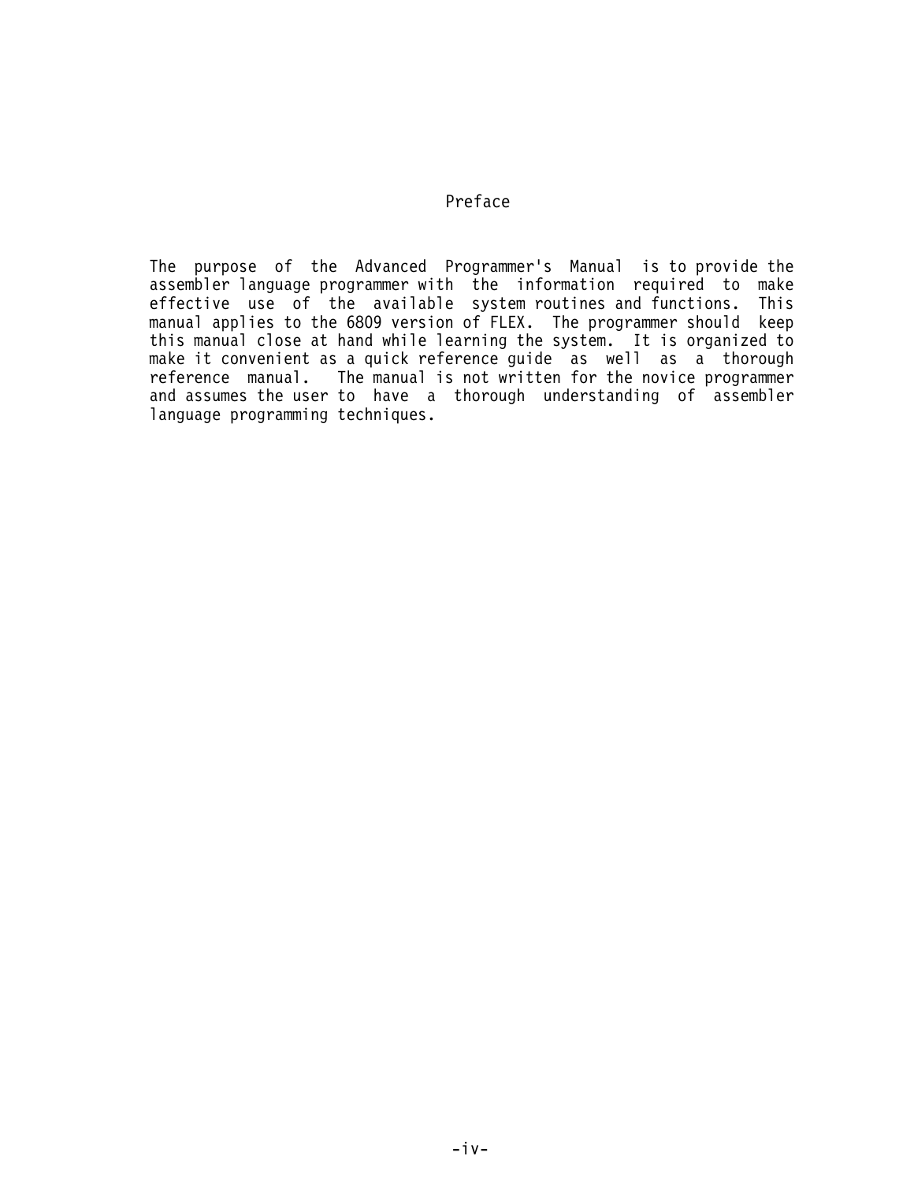# Preface

The purpose of the Advanced Programmer's Manual is to provide the assembler language programmer with the information required to make effective use of the available system routines and functions. This manual applies to the 6809 version of FLEX. The programmer should keep this manual close at hand while learning the system. It is organized to make it convenient as a quick reference guide as well as a thorough reference manual. The manual is not written for the novice programmer and assumes the user to have a thorough understanding of assembler language programming techniques.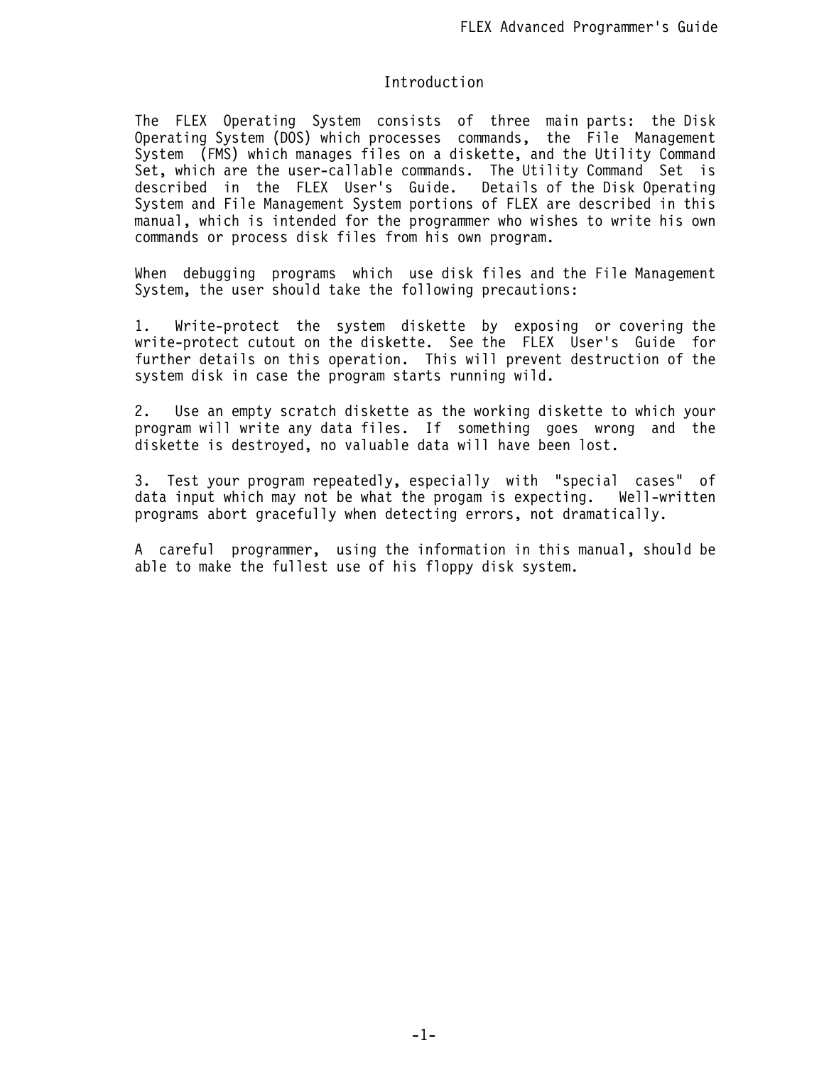## Introduction

The FLEX Operating System consists of three main parts: the Disk Operating System (DOS) which processes commands, the File Management System (FMS) which manages files on a diskette, and the Utility Command Set, which are the user-callable commands. The Utility Command Set is described in the FLEX User's Guide. Details of the Disk Operating System and File Management System portions of FLEX are described in this manual, which is intended for the programmer who wishes to write his own commands or process disk files from his own program.

When debugging programs which use disk files and the File Management System, the user should take the following precautions:

1. Write-protect the system diskette by exposing or covering the write-protect cutout on the diskette. See the FLEX User's Guide for further details on this operation. This will prevent destruction of the system disk in case the program starts running wild.

2. Use an empty scratch diskette as the working diskette to which your program will write any data files. If something goes wrong and the diskette is destroyed, no valuable data will have been lost.

3. Test your program repeatedly, especially with "special cases" of data input which may not be what the progam is expecting. Well-written programs abort gracefully when detecting errors, not dramatically.

A careful programmer, using the information in this manual, should be able to make the fullest use of his floppy disk system.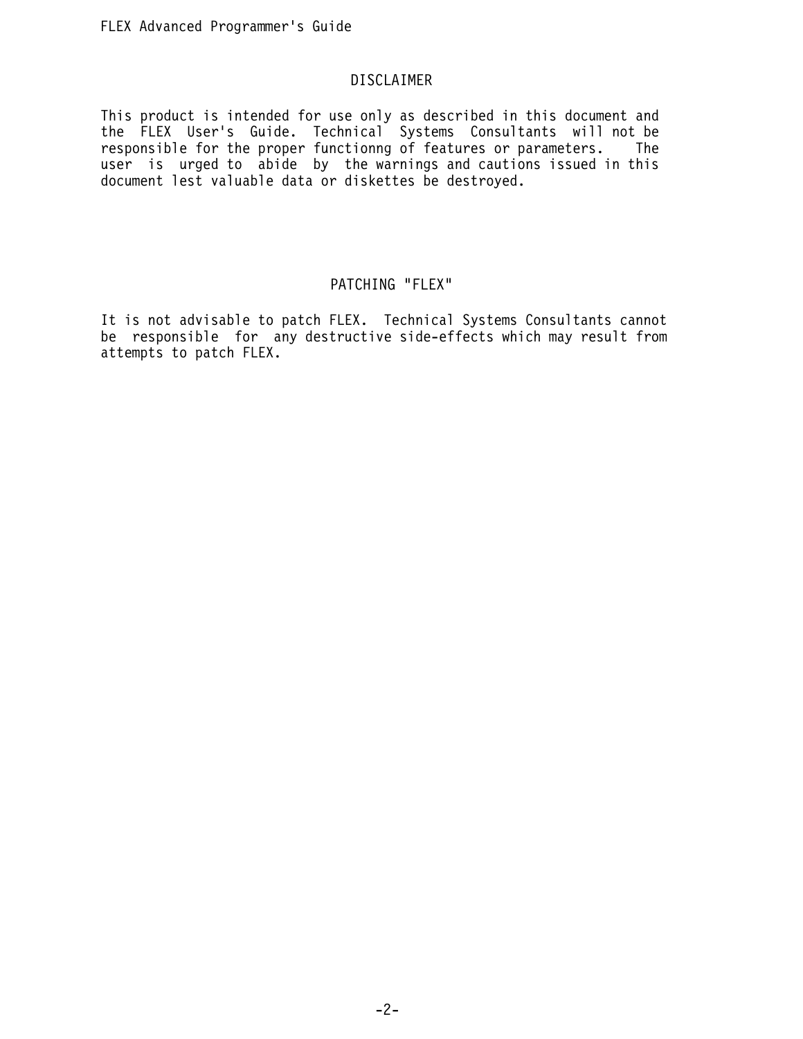## DISCLAIMER

This product is intended for use only as described in this document and the FLEX User's Guide. Technical Systems Consultants will not be responsible for the proper functionng of features or parameters. The user is urged to abide by the warnings and cautions issued in this document lest valuable data or diskettes be destroyed.

## PATCHING "FLEX"

It is not advisable to patch FLEX. Technical Systems Consultants cannot be responsible for any destructive side-effects which may result from attempts to patch FLEX.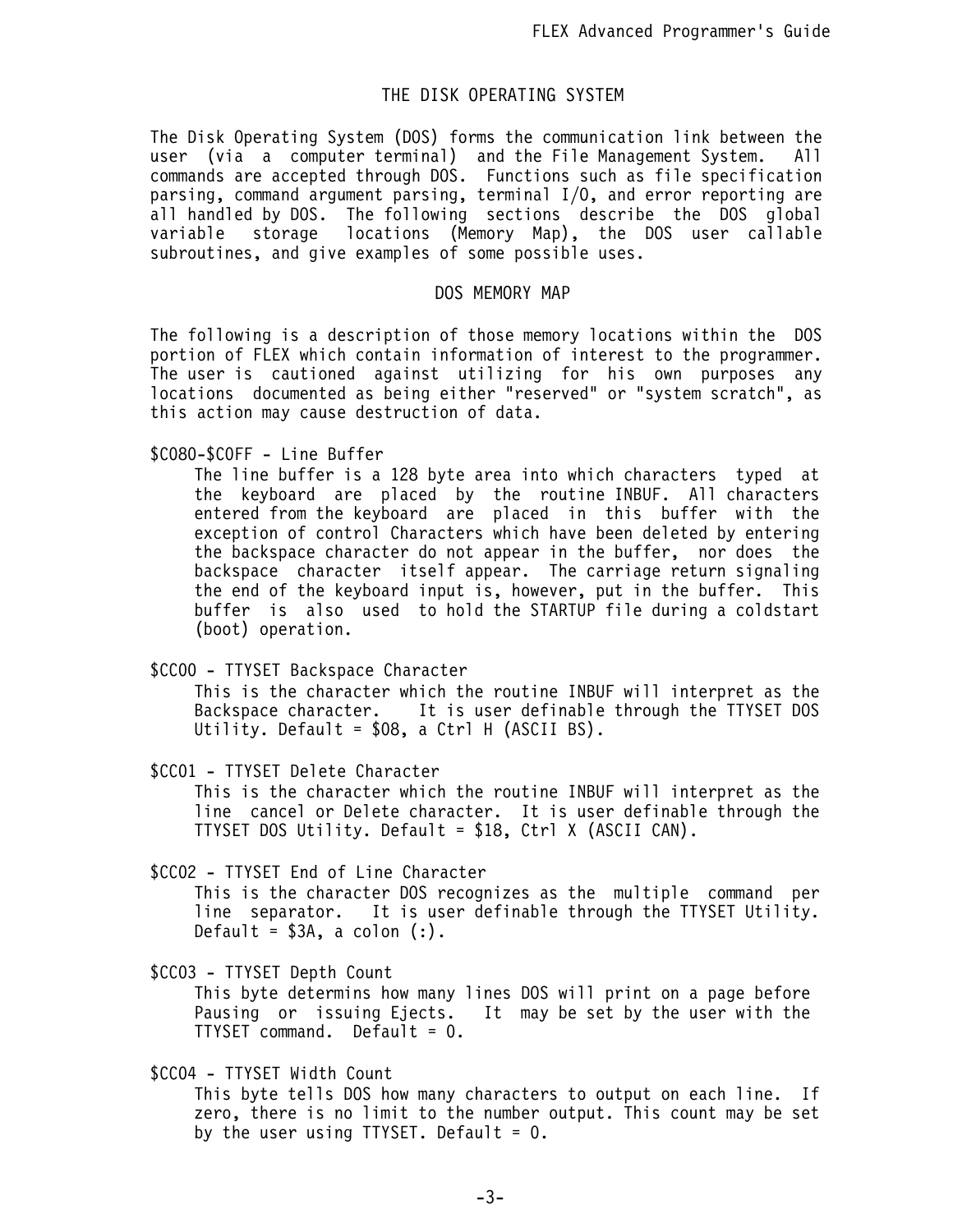## THE DISK OPERATING SYSTEM

The Disk Operating System (DOS) forms the communication link between the user (via a computer terminal) and the File Management System. All commands are accepted through DOS. Functions such as file specification parsing, command argument parsing, terminal I/O, and error reporting are all handled by DOS. The following sections describe the DOS global variable storage locations (Memory Map), the DOS user callable subroutines, and give examples of some possible uses.

### DOS MEMORY MAP

The following is a description of those memory locations within the DOS portion of FLEX which contain information of interest to the programmer. The user is cautioned against utilizing for his own purposes any locations documented as being either "reserved" or "system scratch", as this action may cause destruction of data.

$C080-$C0FF - Line Buffer

> The line buffer is a 128 byte area into which characters typed at the keyboard are placed by the routine INBUF. All characters entered from the keyboard are placed in this buffer with the exception of control Characters which have been deleted by entering the backspace character do not appear in the buffer, nor does the backspace character itself appear. The carriage return signaling the end of the keyboard input is, however, put in the buffer. This buffer is also used to hold the STARTUP file during a coldstart (boot) operation.

$CC00 - TTYSET Backspace Character

> This is the character which the routine INBUF will interpret as the Backspace character. It is user definable through the TTYSET DOS Utility. Default = $08, a Ctrl H (ASCII BS).

$CC01 - TTYSET Delete Character

> This is the character which the routine INBUF will interpret as the line cancel or Delete character. It is user definable through the TTYSET DOS Utility. Default = $18, Ctrl X (ASCII CAN).

$CC02 - TTYSET End of Line Character

> This is the character DOS recognizes as the multiple command per line separator. It is user definable through the TTYSET Utility. Default = $3A, a colon (:).

$CC03 - TTYSET Depth Count

> This byte determins how many lines DOS will print on a page before Pausing or issuing Ejects. It may be set by the user with the TTYSET command. Default = 0.

$CC04 - TTYSET Width Count

> This byte tells DOS how many characters to output on each line. If zero, there is no limit to the number output. This count may be set by the user using TTYSET. Default = 0.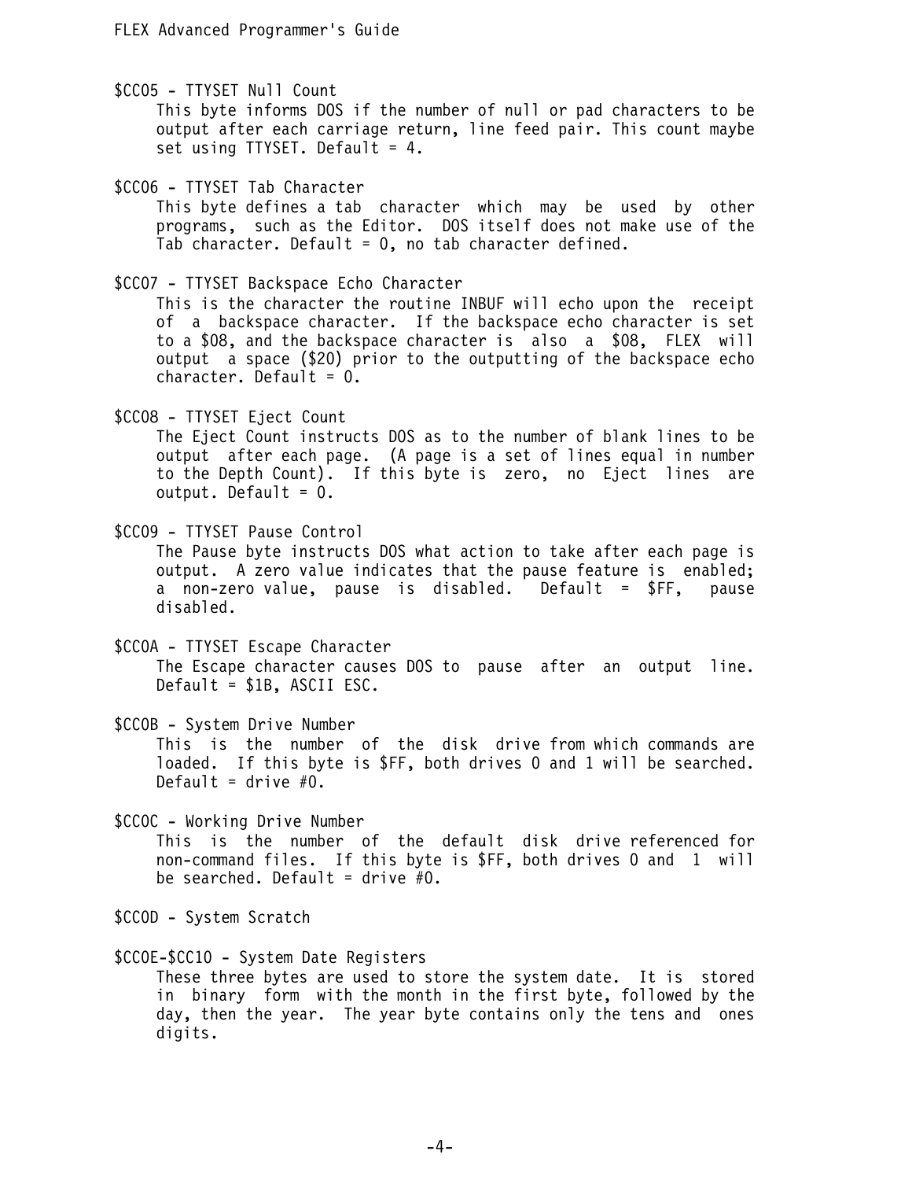$CC05 - TTYSET Null Count

This byte informs DOS if the number of null or pad characters to be output after each carriage return, line feed pair. This count maybe set using TTYSET. Default = 4.

$CC06 - TTYSET Tab Character

This byte defines a tab character which may be used by other programs, such as the Editor. DOS itself does not make use of the Tab character. Default = 0, no tab character defined.

$CC07 - TTYSET Backspace Echo Character

This is the character the routine INBUF will echo upon the receipt of a backspace character. If the backspace echo character is set to a $08, and the backspace character is also a $08, FLEX will output a space ($20) prior to the outputting of the backspace echo character. Default = 0.

$CC08 - TTYSET Eject Count

The Eject Count instructs DOS as to the number of blank lines to be output after each page. (A page is a set of lines equal in number to the Depth Count). If this byte is zero, no Eject lines are output. Default = 0.

$CC09 - TTYSET Pause Control

The Pause byte instructs DOS what action to take after each page is output. A zero value indicates that the pause feature is enabled; a non-zero value, pause is disabled. Default = $FF, pause disabled.

$CC0A - TTYSET Escape Character

The Escape character causes DOS to pause after an output line. Default = $1B, ASCII ESC.

$CC0B - System Drive Number

This is the number of the disk drive from which commands are loaded. If this byte is $FF, both drives 0 and 1 will be searched. Default = drive #0.

$CC0C - Working Drive Number

This is the number of the default disk drive referenced for non-command files. If this byte is $FF, both drives 0 and 1 will be searched. Default = drive #0.

$CC0D - System Scratch

$CC0E-$CC10 - System Date Registers

These three bytes are used to store the system date. It is stored in binary form with the month in the first byte, followed by the day, then the year. The year byte contains only the tens and ones digits.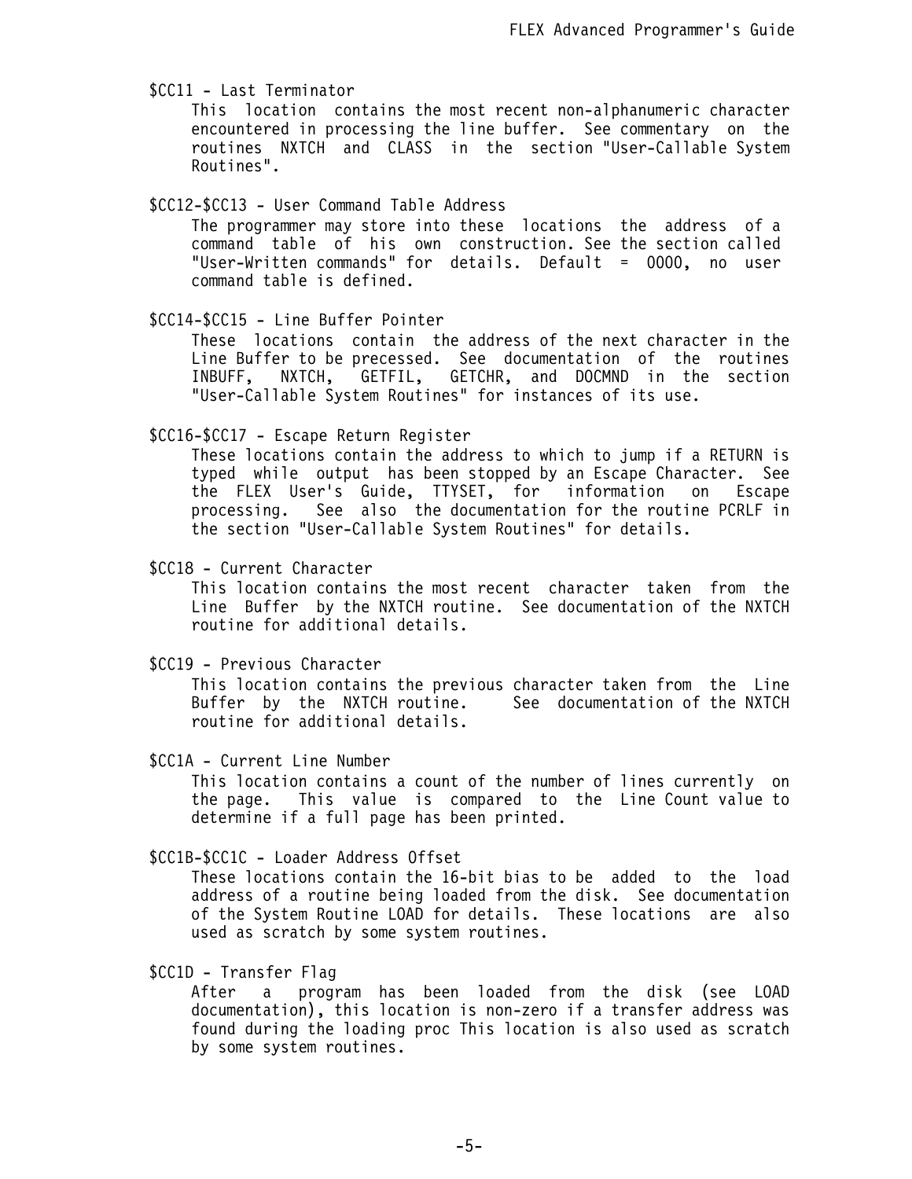$CC11 - Last Terminator

This location contains the most recent non-alphanumeric character encountered in processing the line buffer. See commentary on the routines NXTCH and CLASS in the section "User-Callable System Routines".

$CC12-$CC13 - User Command Table Address

The programmer may store into these locations the address of a command table of his own construction. See the section called "User-Written commands" for details. Default = 0000, no user command table is defined.

$CC14-$CC15 - Line Buffer Pointer

These locations contain the address of the next character in the Line Buffer to be precessed. See documentation of the routines INBUFF, NXTCH, GETFIL, GETCHR, and DOCMND in the section "User-Callable System Routines" for instances of its use.

$CC16-$CC17 - Escape Return Register

These locations contain the address to which to jump if a RETURN is typed while output has been stopped by an Escape Character. See the FLEX User's Guide, TTYSET, for information on Escape processing. See also the documentation for the routine PCRLF in the section "User-Callable System Routines" for details.

$CC18 - Current Character

This location contains the most recent character taken from the Line Buffer by the NXTCH routine. See documentation of the NXTCH routine for additional details.

$CC19 - Previous Character

This location contains the previous character taken from the Line Buffer by the NXTCH routine. See documentation of the NXTCH routine for additional details.

$CC1A - Current Line Number

This location contains a count of the number of lines currently on the page. This value is compared to the Line Count value to determine if a full page has been printed.

$CC1B-$CC1C - Loader Address Offset

These locations contain the 16-bit bias to be added to the load address of a routine being loaded from the disk. See documentation of the System Routine LOAD for details. These locations are also used as scratch by some system routines.

$CC1D - Transfer Flag

After a program has been loaded from the disk (see LOAD documentation), this location is non-zero if a transfer address was found during the loading proc This location is also used as scratch by some system routines.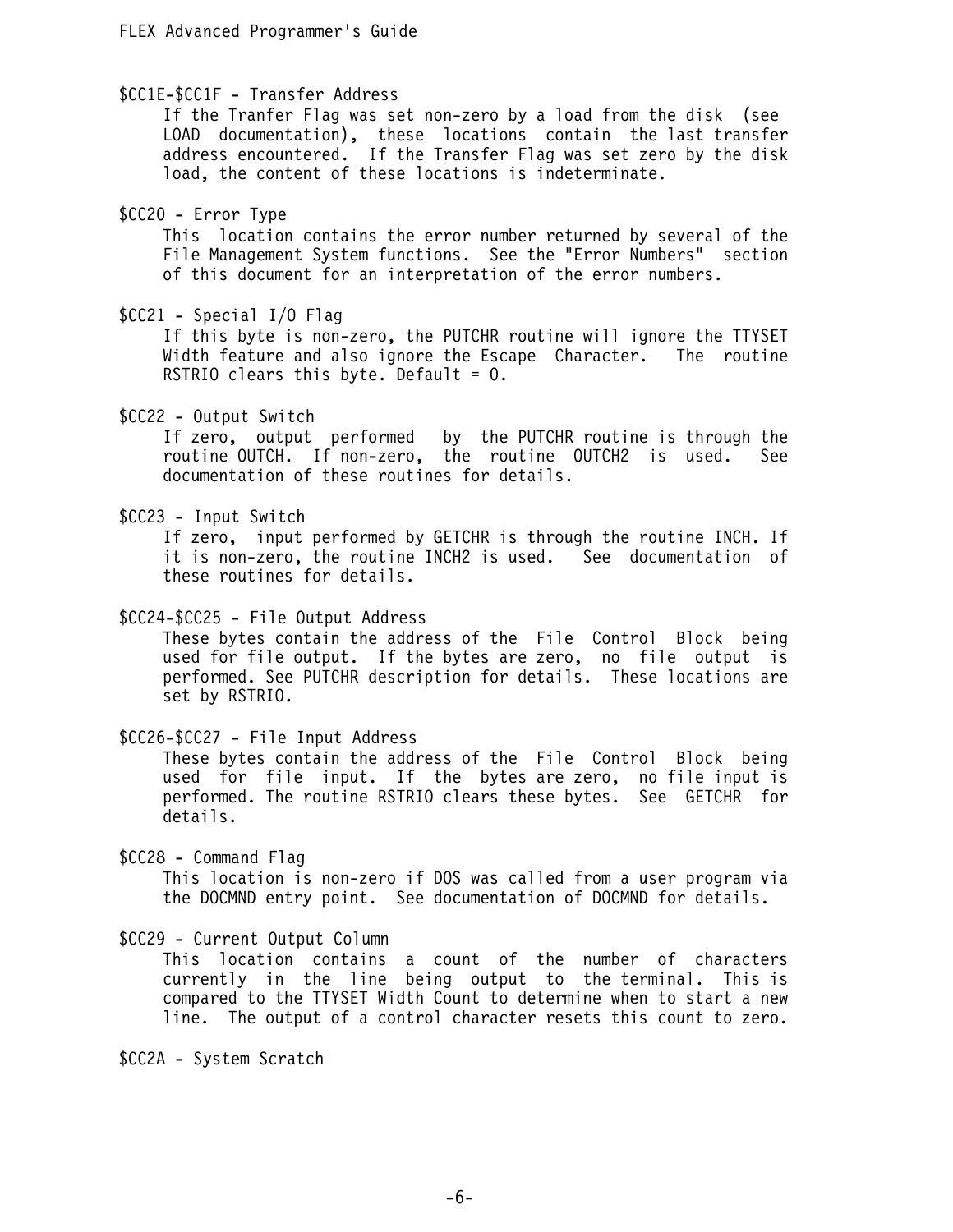$CC1E-$CC1F - Transfer Address

If the Tranfer Flag was set non-zero by a load from the disk (see LOAD documentation), these locations contain the last transfer address encountered. If the Transfer Flag was set zero by the disk load, the content of these locations is indeterminate.

$CC20 - Error Type

This location contains the error number returned by several of the File Management System functions. See the "Error Numbers" section of this document for an interpretation of the error numbers.

$CC21 - Special I/O Flag

If this byte is non-zero, the PUTCHR routine will ignore the TTYSET Width feature and also ignore the Escape Character. The routine RSTRIO clears this byte. Default = 0.

$CC22 - Output Switch

If zero, output performed by the PUTCHR routine is through the routine OUTCH. If non-zero, the routine OUTCH2 is used. See documentation of these routines for details.

$CC23 - Input Switch

If zero, input performed by GETCHR is through the routine INCH. If it is non-zero, the routine INCH2 is used. See documentation of these routines for details.

$CC24-$CC25 - File Output Address

These bytes contain the address of the File Control Block being used for file output. If the bytes are zero, no file output is performed. See PUTCHR description for details. These locations are set by RSTRIO.

$CC26-$CC27 - File Input Address

These bytes contain the address of the File Control Block being used for file input. If the bytes are zero, no file input is performed. The routine RSTRIO clears these bytes. See GETCHR for details.

$CC28 - Command Flag

This location is non-zero if DOS was called from a user program via the DOCMND entry point. See documentation of DOCMND for details.

$CC29 - Current Output Column

This location contains a count of the number of characters currently in the line being output to the terminal. This is compared to the TTYSET Width Count to determine when to start a new line. The output of a control character resets this count to zero.

$CC2A - System Scratch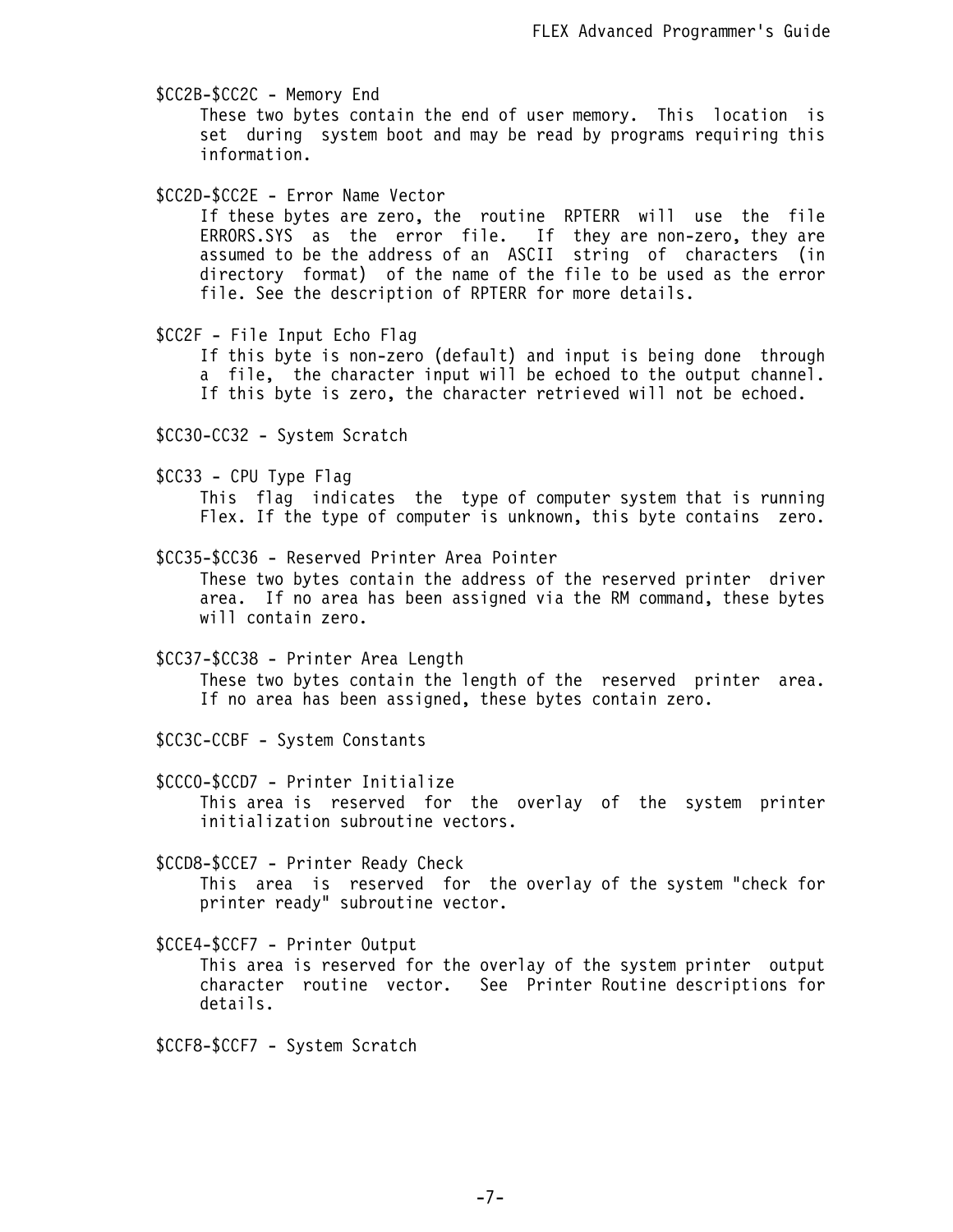$CC2B-$CC2C - Memory End

These two bytes contain the end of user memory. This location is set during system boot and may be read by programs requiring this information.

$CC2D-$CC2E - Error Name Vector

If these bytes are zero, the routine RPTERR will use the file ERRORS.SYS as the error file. If they are non-zero, they are assumed to be the address of an ASCII string of characters (in directory format) of the name of the file to be used as the error file. See the description of RPTERR for more details.

$CC2F - File Input Echo Flag

If this byte is non-zero (default) and input is being done through a file, the character input will be echoed to the output channel. If this byte is zero, the character retrieved will not be echoed.

$CC30-CC32 - System Scratch

$CC33 - CPU Type Flag

This flag indicates the type of computer system that is running Flex. If the type of computer is unknown, this byte contains zero.

$CC35-$CC36 - Reserved Printer Area Pointer

These two bytes contain the address of the reserved printer driver area. If no area has been assigned via the RM command, these bytes will contain zero.

$CC37-$CC38 - Printer Area Length

These two bytes contain the length of the reserved printer area. If no area has been assigned, these bytes contain zero.

$CC3C-CCBF - System Constants

$CCC0-$CCD7 - Printer Initialize

This area is reserved for the overlay of the system printer initialization subroutine vectors.

$CCD8-$CCE7 - Printer Ready Check

This area is reserved for the overlay of the system "check for printer ready" subroutine vector.

$CCE4-$CCF7 - Printer Output

This area is reserved for the overlay of the system printer output character routine vector. See Printer Routine descriptions for details.

$CCF8-$CCF7 - System Scratch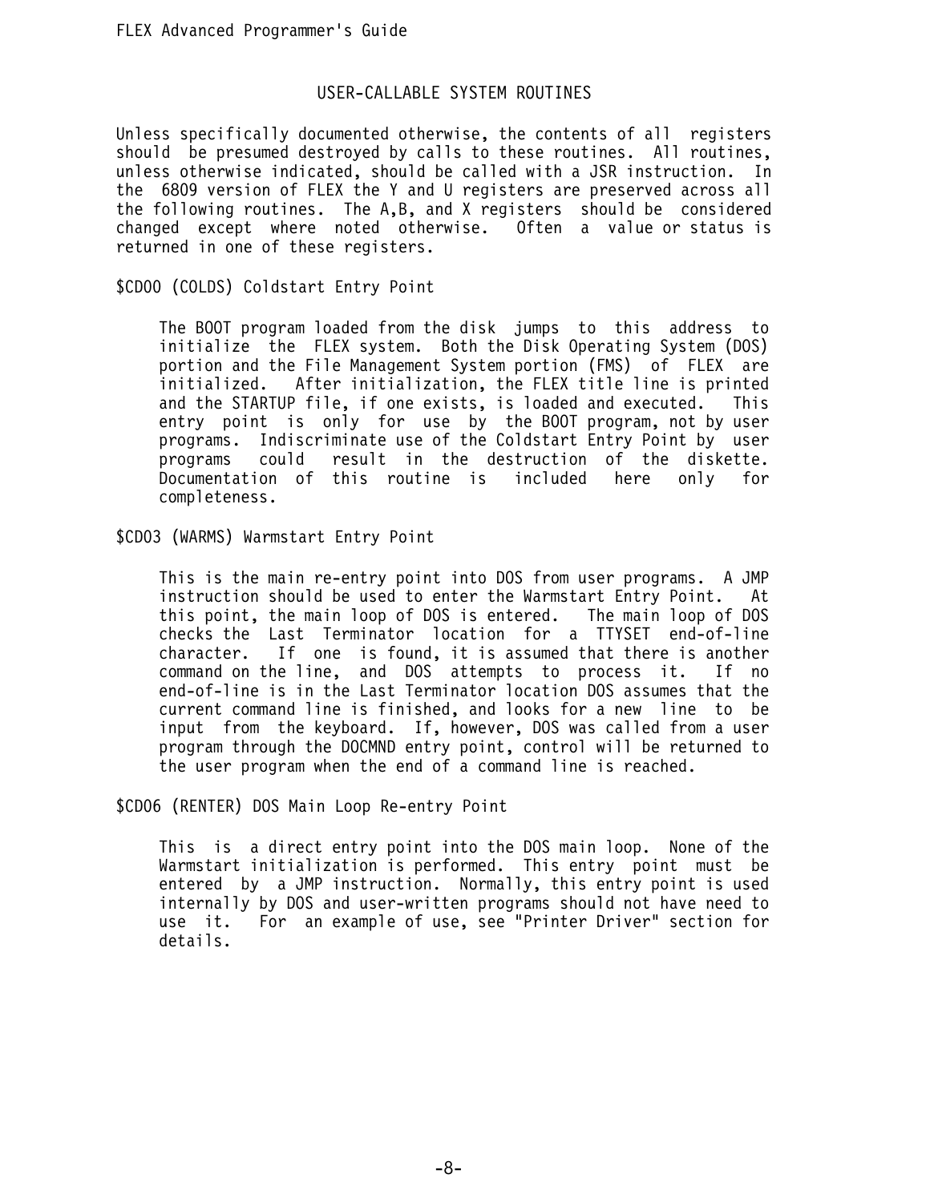## USER-CALLABLE SYSTEM ROUTINES

Unless specifically documented otherwise, the contents of all registers should be presumed destroyed by calls to these routines. All routines, unless otherwise indicated, should be called with a JSR instruction. In the 6809 version of FLEX the Y and U registers are preserved across all the following routines. The A,B, and X registers should be considered changed except where noted otherwise. Often a value or status is returned in one of these registers.

### $CD00 (COLDS) Coldstart Entry Point

The BOOT program loaded from the disk jumps to this address to initialize the FLEX system. Both the Disk Operating System (DOS) portion and the File Management System portion (FMS) of FLEX are initialized. After initialization, the FLEX title line is printed and the STARTUP file, if one exists, is loaded and executed. This entry point is only for use by the BOOT program, not by user programs. Indiscriminate use of the Coldstart Entry Point by user programs could result in the destruction of the diskette. Documentation of this routine is included here only for completeness.

### $CD03 (WARMS) Warmstart Entry Point

This is the main re-entry point into DOS from user programs. A JMP instruction should be used to enter the Warmstart Entry Point. At this point, the main loop of DOS is entered. The main loop of DOS checks the Last Terminator location for a TTYSET end-of-line character. If one is found, it is assumed that there is another command on the line, and DOS attempts to process it. If no end-of-line is in the Last Terminator location DOS assumes that the current command line is finished, and looks for a new line to be input from the keyboard. If, however, DOS was called from a user program through the DOCMND entry point, control will be returned to the user program when the end of a command line is reached.

### $CD06 (RENTER) DOS Main Loop Re-entry Point

This is a direct entry point into the DOS main loop. None of the Warmstart initialization is performed. This entry point must be entered by a JMP instruction. Normally, this entry point is used internally by DOS and user-written programs should not have need to use it. For an example of use, see "Printer Driver" section for details.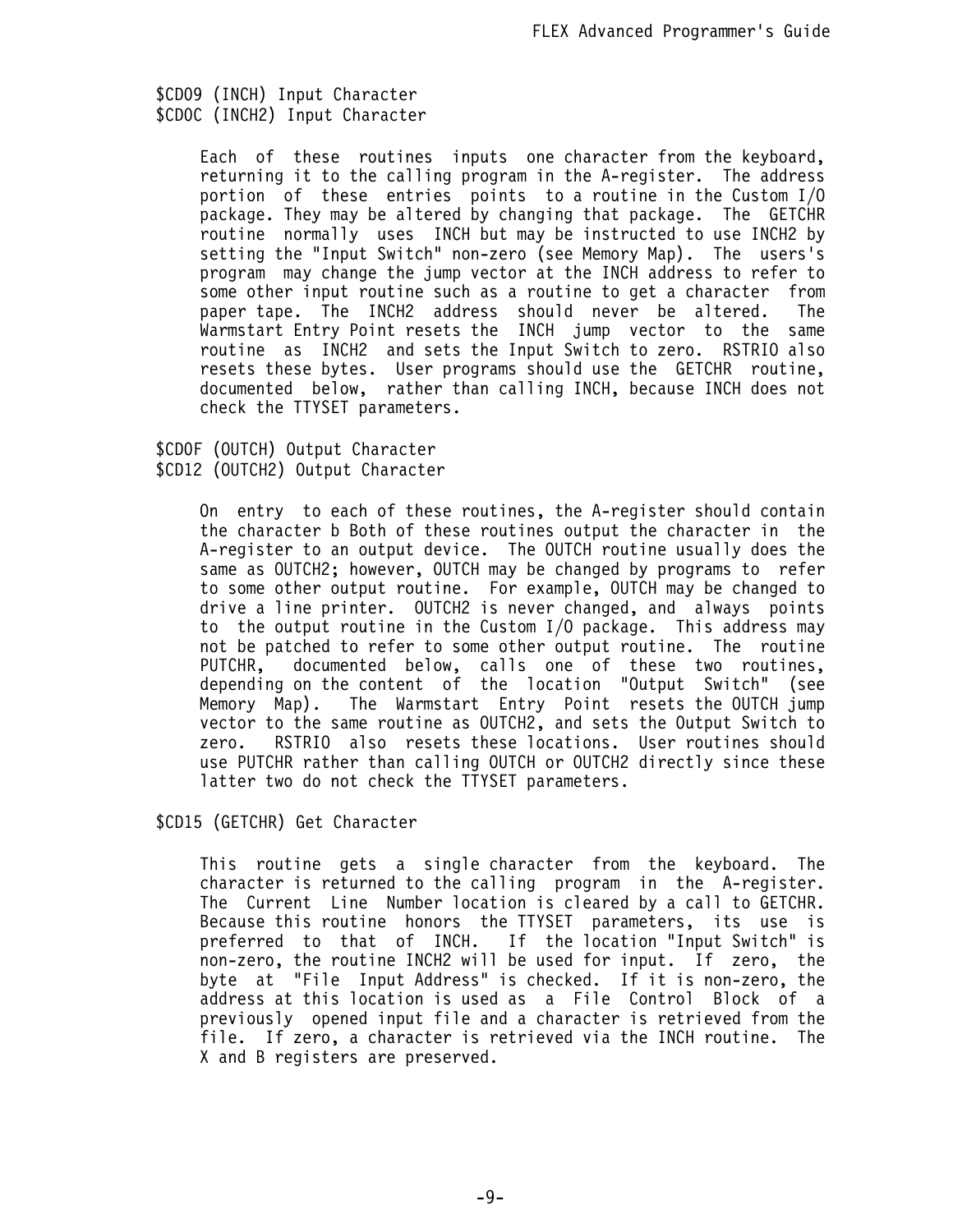$CD09 (INCH) Input Character
$CD0C (INCH2) Input Character

Each of these routines inputs one character from the keyboard, returning it to the calling program in the A-register. The address portion of these entries points to a routine in the Custom I/O package. They may be altered by changing that package. The GETCHR routine normally uses INCH but may be instructed to use INCH2 by setting the "Input Switch" non-zero (see Memory Map). The users's program may change the jump vector at the INCH address to refer to some other input routine such as a routine to get a character from paper tape. The INCH2 address should never be altered. The Warmstart Entry Point resets the INCH jump vector to the same routine as INCH2 and sets the Input Switch to zero. RSTRIO also resets these bytes. User programs should use the GETCHR routine, documented below, rather than calling INCH, because INCH does not check the TTYSET parameters.

$CD0F (OUTCH) Output Character
$CD12 (OUTCH2) Output Character

On entry to each of these routines, the A-register should contain the character b Both of these routines output the character in the A-register to an output device. The OUTCH routine usually does the same as OUTCH2; however, OUTCH may be changed by programs to refer to some other output routine. For example, OUTCH may be changed to drive a line printer. OUTCH2 is never changed, and always points to the output routine in the Custom I/O package. This address may not be patched to refer to some other output routine. The routine PUTCHR, documented below, calls one of these two routines, depending on the content of the location "Output Switch" (see Memory Map). The Warmstart Entry Point resets the OUTCH jump vector to the same routine as OUTCH2, and sets the Output Switch to zero. RSTRIO also resets these locations. User routines should use PUTCHR rather than calling OUTCH or OUTCH2 directly since these latter two do not check the TTYSET parameters.

$CD15 (GETCHR) Get Character

This routine gets a single character from the keyboard. The character is returned to the calling program in the A-register. The Current Line Number location is cleared by a call to GETCHR. Because this routine honors the TTYSET parameters, its use is preferred to that of INCH. If the location "Input Switch" is non-zero, the routine INCH2 will be used for input. If zero, the byte at "File Input Address" is checked. If it is non-zero, the address at this location is used as a File Control Block of a previously opened input file and a character is retrieved from the file. If zero, a character is retrieved via the INCH routine. The X and B registers are preserved.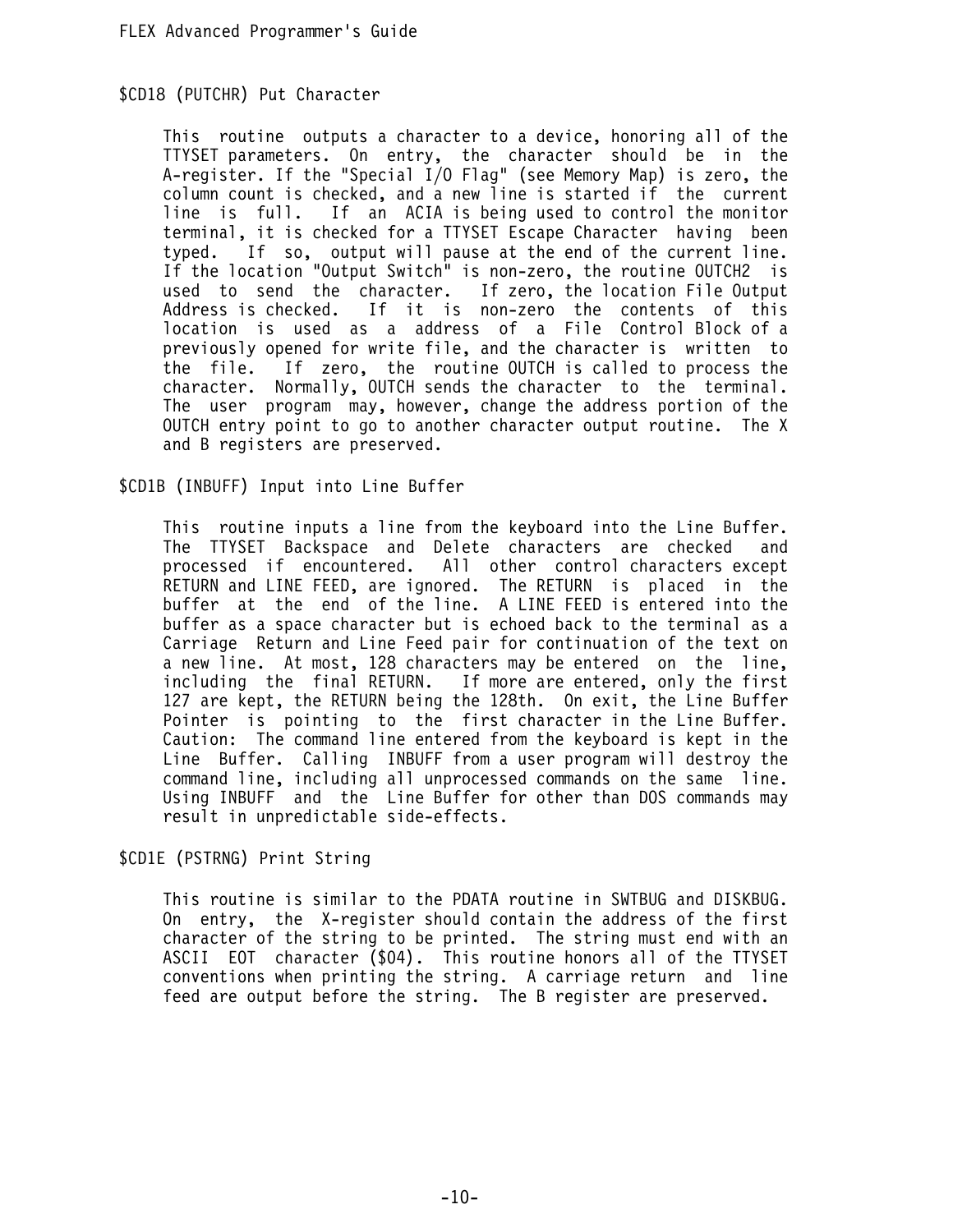## $CD18 (PUTCHR) Put Character

This routine outputs a character to a device, honoring all of the TTYSET parameters. On entry, the character should be in the A-register. If the "Special I/O Flag" (see Memory Map) is zero, the column count is checked, and a new line is started if the current line is full. If an ACIA is being used to control the monitor terminal, it is checked for a TTYSET Escape Character having been typed. If so, output will pause at the end of the current line. If the location "Output Switch" is non-zero, the routine OUTCH2 is used to send the character. If zero, the location File Output Address is checked. If it is non-zero the contents of this location is used as a address of a File Control Block of a previously opened for write file, and the character is written to the file. If zero, the routine OUTCH is called to process the character. Normally, OUTCH sends the character to the terminal. The user program may, however, change the address portion of the OUTCH entry point to go to another character output routine. The X and B registers are preserved.

## $CD1B (INBUFF) Input into Line Buffer

This routine inputs a line from the keyboard into the Line Buffer. The TTYSET Backspace and Delete characters are checked and processed if encountered. All other control characters except RETURN and LINE FEED, are ignored. The RETURN is placed in the buffer at the end of the line. A LINE FEED is entered into the buffer as a space character but is echoed back to the terminal as a Carriage Return and Line Feed pair for continuation of the text on a new line. At most, 128 characters may be entered on the line, including the final RETURN. If more are entered, only the first 127 are kept, the RETURN being the 128th. On exit, the Line Buffer Pointer is pointing to the first character in the Line Buffer. Caution: The command line entered from the keyboard is kept in the Line Buffer. Calling INBUFF from a user program will destroy the command line, including all unprocessed commands on the same line. Using INBUFF and the Line Buffer for other than DOS commands may result in unpredictable side-effects.

## $CD1E (PSTRNG) Print String

This routine is similar to the PDATA routine in SWTBUG and DISKBUG. On entry, the X-register should contain the address of the first character of the string to be printed. The string must end with an ASCII EOT character ($04). This routine honors all of the TTYSET conventions when printing the string. A carriage return and line feed are output before the string. The B register are preserved.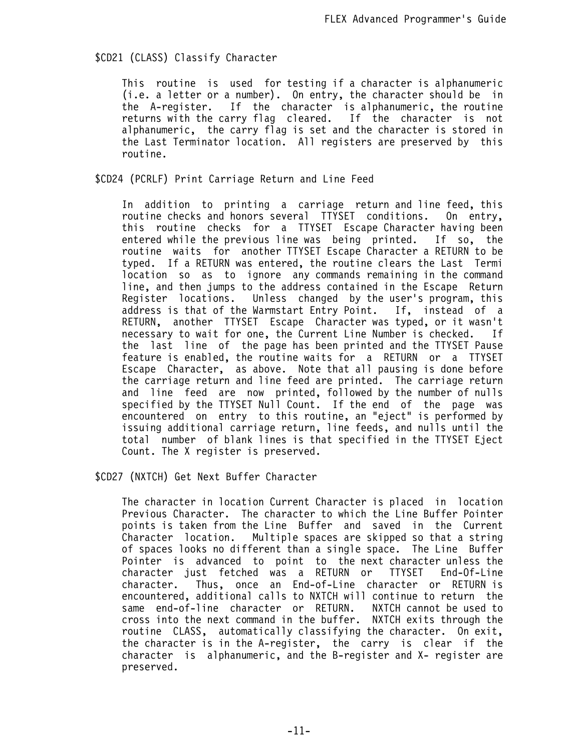### $CD21 (CLASS) Classify Character

This routine is used for testing if a character is alphanumeric (i.e. a letter or a number). On entry, the character should be in the A-register. If the character is alphanumeric, the routine returns with the carry flag cleared. If the character is not alphanumeric, the carry flag is set and the character is stored in the Last Terminator location. All registers are preserved by this routine.

### $CD24 (PCRLF) Print Carriage Return and Line Feed

In addition to printing a carriage return and line feed, this routine checks and honors several TTYSET conditions. On entry, this routine checks for a TTYSET Escape Character having been entered while the previous line was being printed. If so, the routine waits for another TTYSET Escape Character a RETURN to be typed. If a RETURN was entered, the routine clears the Last Termi location so as to ignore any commands remaining in the command line, and then jumps to the address contained in the Escape Return Register locations. Unless changed by the user's program, this address is that of the Warmstart Entry Point. If, instead of a RETURN, another TTYSET Escape Character was typed, or it wasn't necessary to wait for one, the Current Line Number is checked. If the last line of the page has been printed and the TTYSET Pause feature is enabled, the routine waits for a RETURN or a TTYSET Escape Character, as above. Note that all pausing is done before the carriage return and line feed are printed. The carriage return and line feed are now printed, followed by the number of nulls specified by the TTYSET Null Count. If the end of the page was encountered on entry to this routine, an "eject" is performed by issuing additional carriage return, line feeds, and nulls until the total number of blank lines is that specified in the TTYSET Eject Count. The X register is preserved.

### $CD27 (NXTCH) Get Next Buffer Character

The character in location Current Character is placed in location Previous Character. The character to which the Line Buffer Pointer points is taken from the Line Buffer and saved in the Current Character location. Multiple spaces are skipped so that a string of spaces looks no different than a single space. The Line Buffer Pointer is advanced to point to the next character unless the character just fetched was a RETURN or TTYSET End-Of-Line character. Thus, once an End-of-Line character or RETURN is encountered, additional calls to NXTCH will continue to return the same end-of-line character or RETURN. NXTCH cannot be used to cross into the next command in the buffer. NXTCH exits through the routine CLASS, automatically classifying the character. On exit, the character is in the A-register, the carry is clear if the character is alphanumeric, and the B-register and X- register are preserved.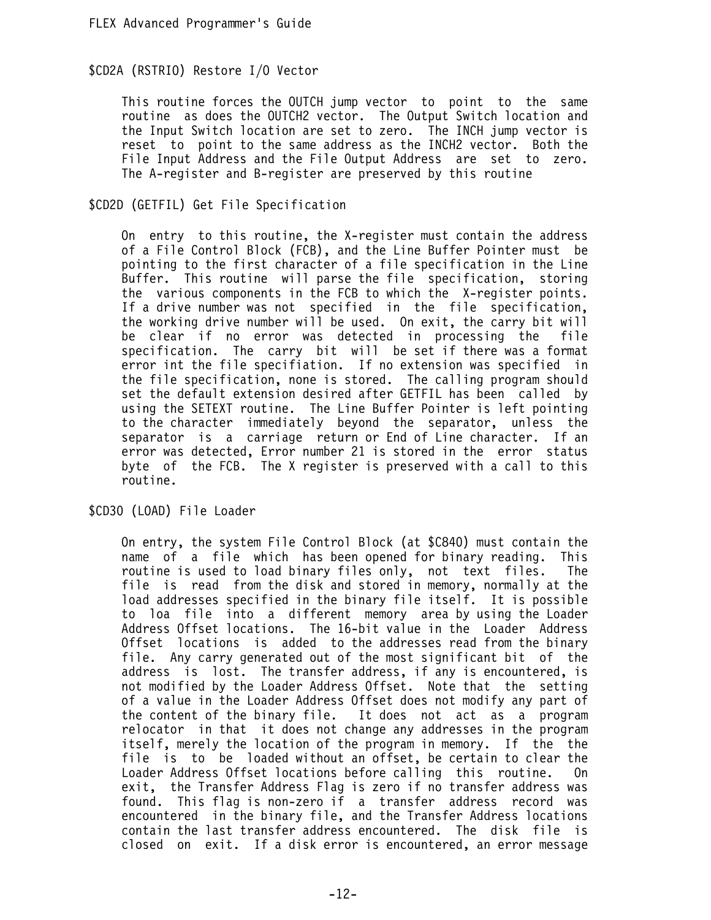### $CD2A (RSTRIO) Restore I/O Vector

This routine forces the OUTCH jump vector to point to the same routine as does the OUTCH2 vector. The Output Switch location and the Input Switch location are set to zero. The INCH jump vector is reset to point to the same address as the INCH2 vector. Both the File Input Address and the File Output Address are set to zero. The A-register and B-register are preserved by this routine

### $CD2D (GETFIL) Get File Specification

On entry to this routine, the X-register must contain the address of a File Control Block (FCB), and the Line Buffer Pointer must be pointing to the first character of a file specification in the Line Buffer. This routine will parse the file specification, storing the various components in the FCB to which the X-register points. If a drive number was not specified in the file specification, the working drive number will be used. On exit, the carry bit will be clear if no error was detected in processing the file specification. The carry bit will be set if there was a format error int the file specifiation. If no extension was specified in the file specification, none is stored. The calling program should set the default extension desired after GETFIL has been called by using the SETEXT routine. The Line Buffer Pointer is left pointing to the character immediately beyond the separator, unless the separator is a carriage return or End of Line character. If an error was detected, Error number 21 is stored in the error status byte of the FCB. The X register is preserved with a call to this routine.

### $CD30 (LOAD) File Loader

On entry, the system File Control Block (at $C840) must contain the name of a file which has been opened for binary reading. This routine is used to load binary files only, not text files. The file is read from the disk and stored in memory, normally at the load addresses specified in the binary file itself. It is possible to loa file into a different memory area by using the Loader Address Offset locations. The 16-bit value in the Loader Address Offset locations is added to the addresses read from the binary file. Any carry generated out of the most significant bit of the address is lost. The transfer address, if any is encountered, is not modified by the Loader Address Offset. Note that the setting of a value in the Loader Address Offset does not modify any part of the content of the binary file. It does not act as a program relocator in that it does not change any addresses in the program itself, merely the location of the program in memory. If the the file is to be loaded without an offset, be certain to clear the Loader Address Offset locations before calling this routine. On exit, the Transfer Address Flag is zero if no transfer address was found. This flag is non-zero if a transfer address record was encountered in the binary file, and the Transfer Address locations contain the last transfer address encountered. The disk file is closed on exit. If a disk error is encountered, an error message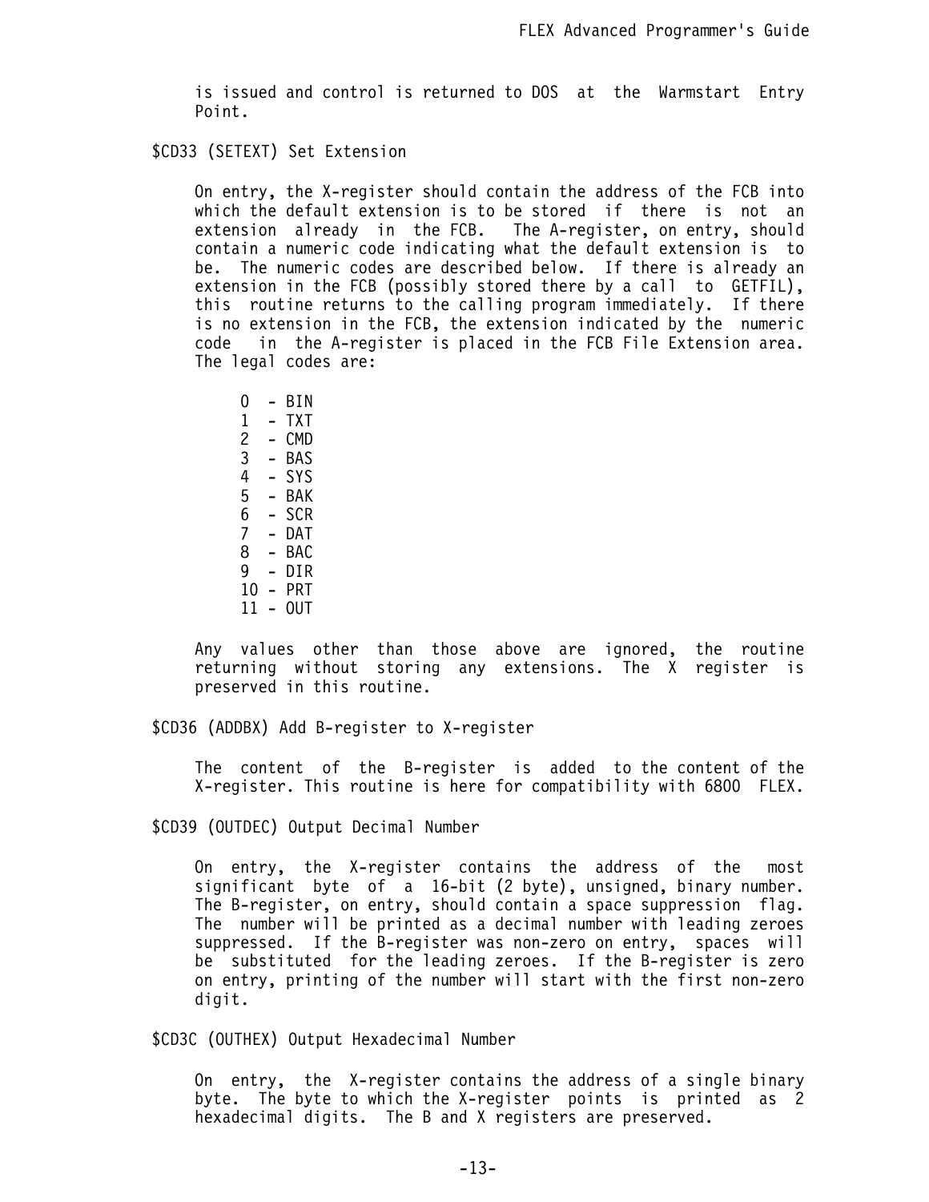is issued and control is returned to DOS at the Warmstart Entry Point.

### $CD33 (SETEXT) Set Extension

On entry, the X-register should contain the address of the FCB into which the default extension is to be stored if there is not an extension already in the FCB. The A-register, on entry, should contain a numeric code indicating what the default extension is to be. The numeric codes are described below. If there is already an extension in the FCB (possibly stored there by a call to GETFIL), this routine returns to the calling program immediately. If there is no extension in the FCB, the extension indicated by the numeric code in the A-register is placed in the FCB File Extension area. The legal codes are:

```
0  - BIN
1  - TXT
2  - CMD
3  - BAS
4  - SYS
5  - BAK
6  - SCR
7  - DAT
8  - BAC
9  - DIR
10 - PRT
11 - OUT
```

Any values other than those above are ignored, the routine returning without storing any extensions. The X register is preserved in this routine.

### $CD36 (ADDBX) Add B-register to X-register

The content of the B-register is added to the content of the X-register. This routine is here for compatibility with 6800 FLEX.

### $CD39 (OUTDEC) Output Decimal Number

On entry, the X-register contains the address of the most significant byte of a 16-bit (2 byte), unsigned, binary number. The B-register, on entry, should contain a space suppression flag. The number will be printed as a decimal number with leading zeroes suppressed. If the B-register was non-zero on entry, spaces will be substituted for the leading zeroes. If the B-register is zero on entry, printing of the number will start with the first non-zero digit.

### $CD3C (OUTHEX) Output Hexadecimal Number

On entry, the X-register contains the address of a single binary byte. The byte to which the X-register points is printed as 2 hexadecimal digits. The B and X registers are preserved.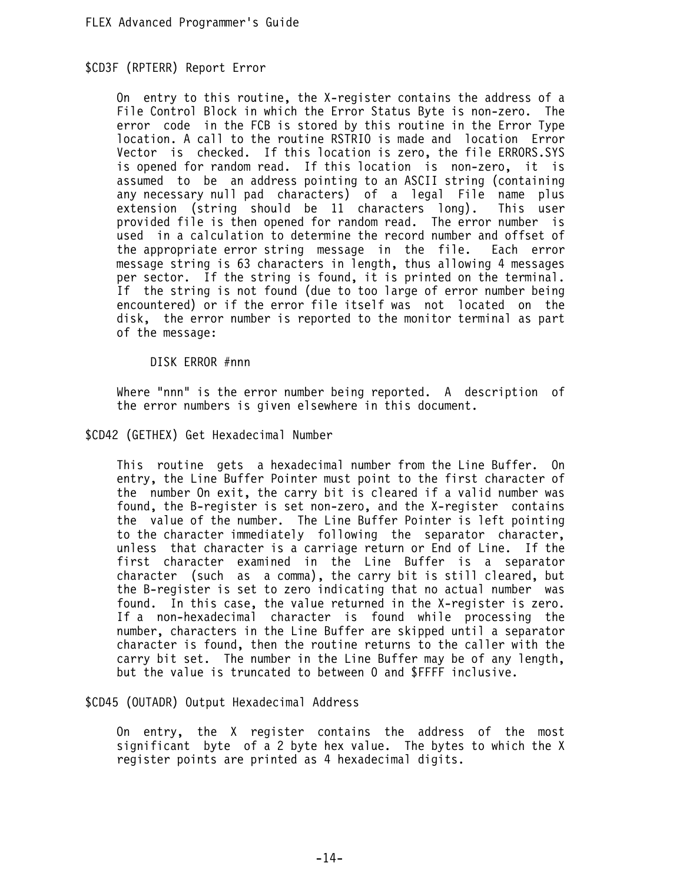### $CD3F (RPTERR) Report Error

On entry to this routine, the X-register contains the address of a File Control Block in which the Error Status Byte is non-zero. The error code in the FCB is stored by this routine in the Error Type location. A call to the routine RSTRIO is made and location Error Vector is checked. If this location is zero, the file ERRORS.SYS is opened for random read. If this location is non-zero, it is assumed to be an address pointing to an ASCII string (containing any necessary null pad characters) of a legal File name plus extension (string should be 11 characters long). This user provided file is then opened for random read. The error number is used in a calculation to determine the record number and offset of the appropriate error string message in the file. Each error message string is 63 characters in length, thus allowing 4 messages per sector. If the string is found, it is printed on the terminal. If the string is not found (due to too large of error number being encountered) or if the error file itself was not located on the disk, the error number is reported to the monitor terminal as part of the message:

```
DISK ERROR #nnn
```

Where "nnn" is the error number being reported. A description of the error numbers is given elsewhere in this document.

### $CD42 (GETHEX) Get Hexadecimal Number

This routine gets a hexadecimal number from the Line Buffer. On entry, the Line Buffer Pointer must point to the first character of the number On exit, the carry bit is cleared if a valid number was found, the B-register is set non-zero, and the X-register contains the value of the number. The Line Buffer Pointer is left pointing to the character immediately following the separator character, unless that character is a carriage return or End of Line. If the first character examined in the Line Buffer is a separator character (such as a comma), the carry bit is still cleared, but the B-register is set to zero indicating that no actual number was found. In this case, the value returned in the X-register is zero. If a non-hexadecimal character is found while processing the number, characters in the Line Buffer are skipped until a separator character is found, then the routine returns to the caller with the carry bit set. The number in the Line Buffer may be of any length, but the value is truncated to between 0 and $FFFF inclusive.

### $CD45 (OUTADR) Output Hexadecimal Address

On entry, the X register contains the address of the most significant byte of a 2 byte hex value. The bytes to which the X register points are printed as 4 hexadecimal digits.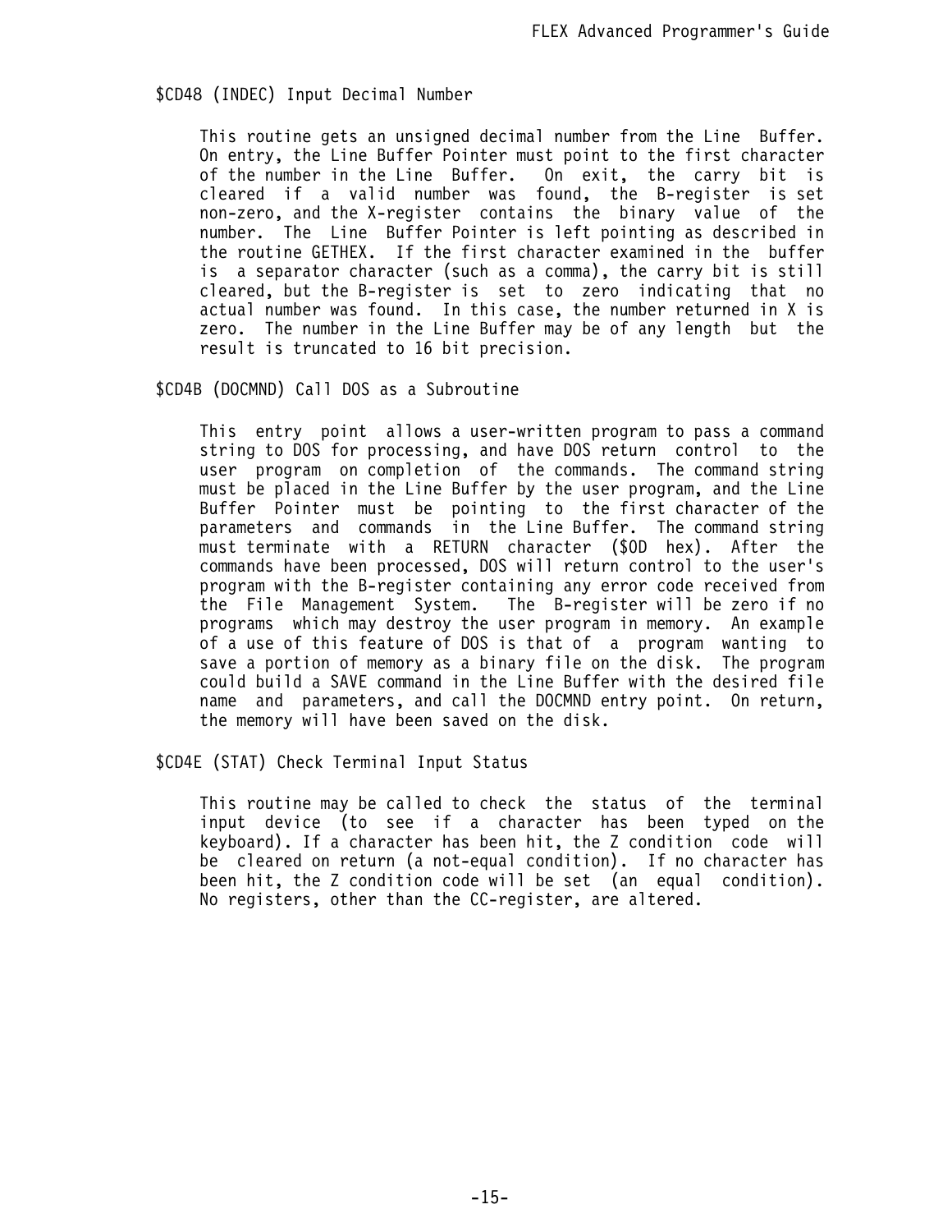### $CD48 (INDEC) Input Decimal Number

This routine gets an unsigned decimal number from the Line Buffer. On entry, the Line Buffer Pointer must point to the first character of the number in the Line Buffer. On exit, the carry bit is cleared if a valid number was found, the B-register is set non-zero, and the X-register contains the binary value of the number. The Line Buffer Pointer is left pointing as described in the routine GETHEX. If the first character examined in the buffer is a separator character (such as a comma), the carry bit is still cleared, but the B-register is set to zero indicating that no actual number was found. In this case, the number returned in X is zero. The number in the Line Buffer may be of any length but the result is truncated to 16 bit precision.

### $CD4B (DOCMND) Call DOS as a Subroutine

This entry point allows a user-written program to pass a command string to DOS for processing, and have DOS return control to the user program on completion of the commands. The command string must be placed in the Line Buffer by the user program, and the Line Buffer Pointer must be pointing to the first character of the parameters and commands in the Line Buffer. The command string must terminate with a RETURN character ($0D hex). After the commands have been processed, DOS will return control to the user's program with the B-register containing any error code received from the File Management System. The B-register will be zero if no programs which may destroy the user program in memory. An example of a use of this feature of DOS is that of a program wanting to save a portion of memory as a binary file on the disk. The program could build a SAVE command in the Line Buffer with the desired file name and parameters, and call the DOCMND entry point. On return, the memory will have been saved on the disk.

### $CD4E (STAT) Check Terminal Input Status

This routine may be called to check the status of the terminal input device (to see if a character has been typed on the keyboard). If a character has been hit, the Z condition code will be cleared on return (a not-equal condition). If no character has been hit, the Z condition code will be set (an equal condition). No registers, other than the CC-register, are altered.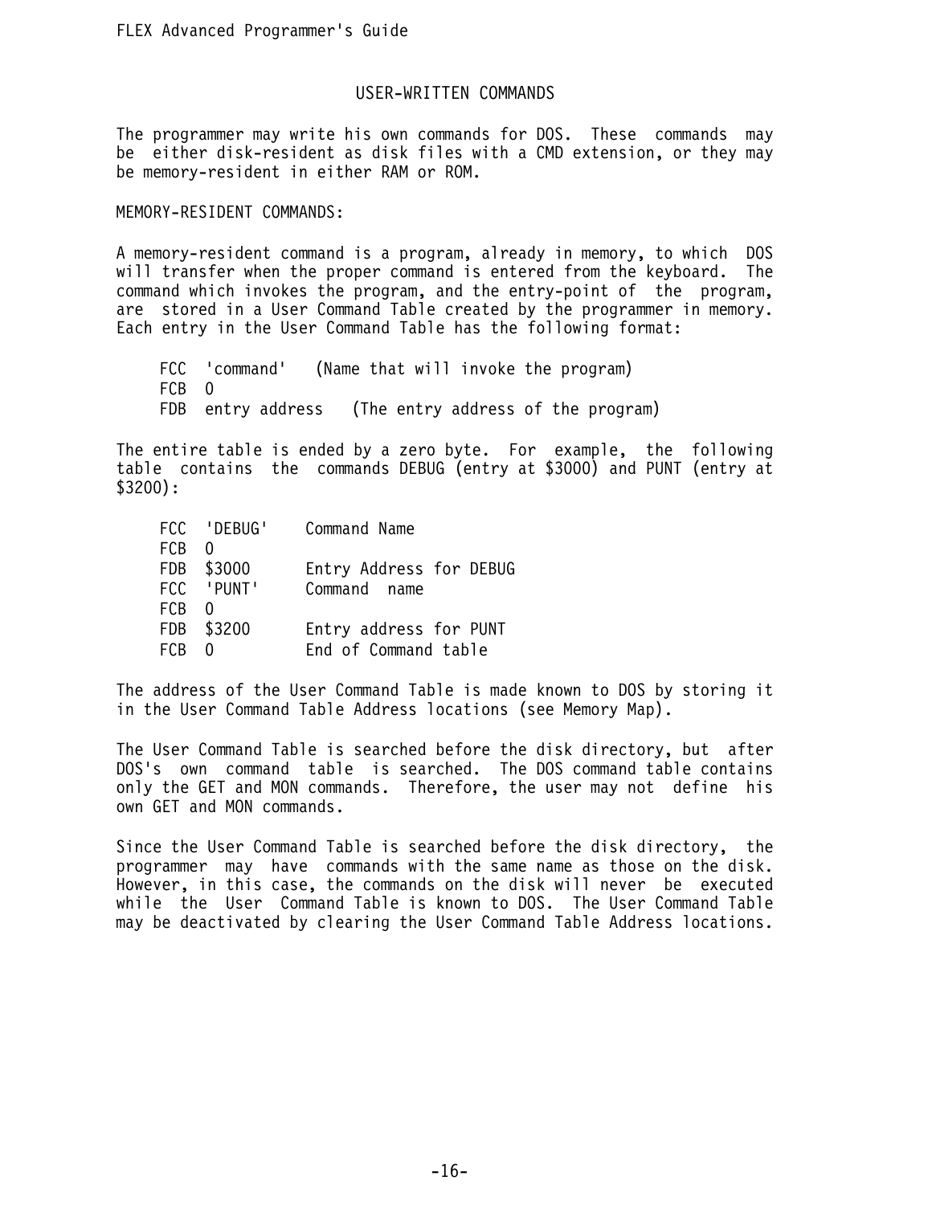## USER-WRITTEN COMMANDS

The programmer may write his own commands for DOS. These commands may be either disk-resident as disk files with a CMD extension, or they may be memory-resident in either RAM or ROM.

### MEMORY-RESIDENT COMMANDS:

A memory-resident command is a program, already in memory, to which DOS will transfer when the proper command is entered from the keyboard. The command which invokes the program, and the entry-point of the program, are stored in a User Command Table created by the programmer in memory. Each entry in the User Command Table has the following format:

```
     FCC  'command'   (Name that will invoke the program)
     FCB  0
     FDB  entry address   (The entry address of the program)
```

The entire table is ended by a zero byte. For example, the following table contains the commands DEBUG (entry at $3000) and PUNT (entry at $3200):

```
     FCC  'DEBUG'    Command Name
     FCB  0
     FDB  $3000      Entry Address for DEBUG
     FCC  'PUNT'     Command  name
     FCB  0
     FDB  $3200      Entry address for PUNT
     FCB  0          End of Command table
```

The address of the User Command Table is made known to DOS by storing it in the User Command Table Address locations (see Memory Map).

The User Command Table is searched before the disk directory, but after DOS's own command table is searched. The DOS command table contains only the GET and MON commands. Therefore, the user may not define his own GET and MON commands.

Since the User Command Table is searched before the disk directory, the programmer may have commands with the same name as those on the disk. However, in this case, the commands on the disk will never be executed while the User Command Table is known to DOS. The User Command Table may be deactivated by clearing the User Command Table Address locations.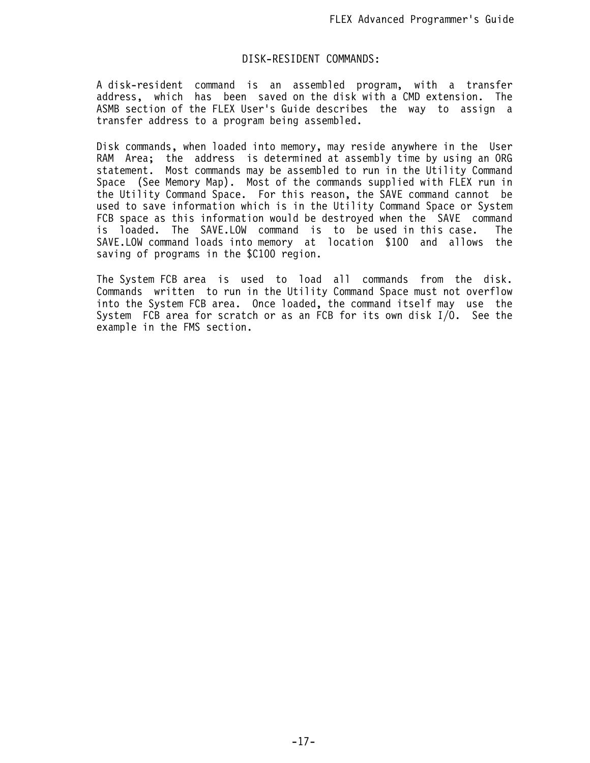## DISK-RESIDENT COMMANDS:

A disk-resident command is an assembled program, with a transfer address, which has been saved on the disk with a CMD extension. The ASMB section of the FLEX User's Guide describes the way to assign a transfer address to a program being assembled.

Disk commands, when loaded into memory, may reside anywhere in the User RAM Area; the address is determined at assembly time by using an ORG statement. Most commands may be assembled to run in the Utility Command Space (See Memory Map). Most of the commands supplied with FLEX run in the Utility Command Space. For this reason, the SAVE command cannot be used to save information which is in the Utility Command Space or System FCB space as this information would be destroyed when the SAVE command is loaded. The SAVE.LOW command is to be used in this case. The SAVE.LOW command loads into memory at location $100 and allows the saving of programs in the $C100 region.

The System FCB area is used to load all commands from the disk. Commands written to run in the Utility Command Space must not overflow into the System FCB area. Once loaded, the command itself may use the System FCB area for scratch or as an FCB for its own disk I/O. See the example in the FMS section.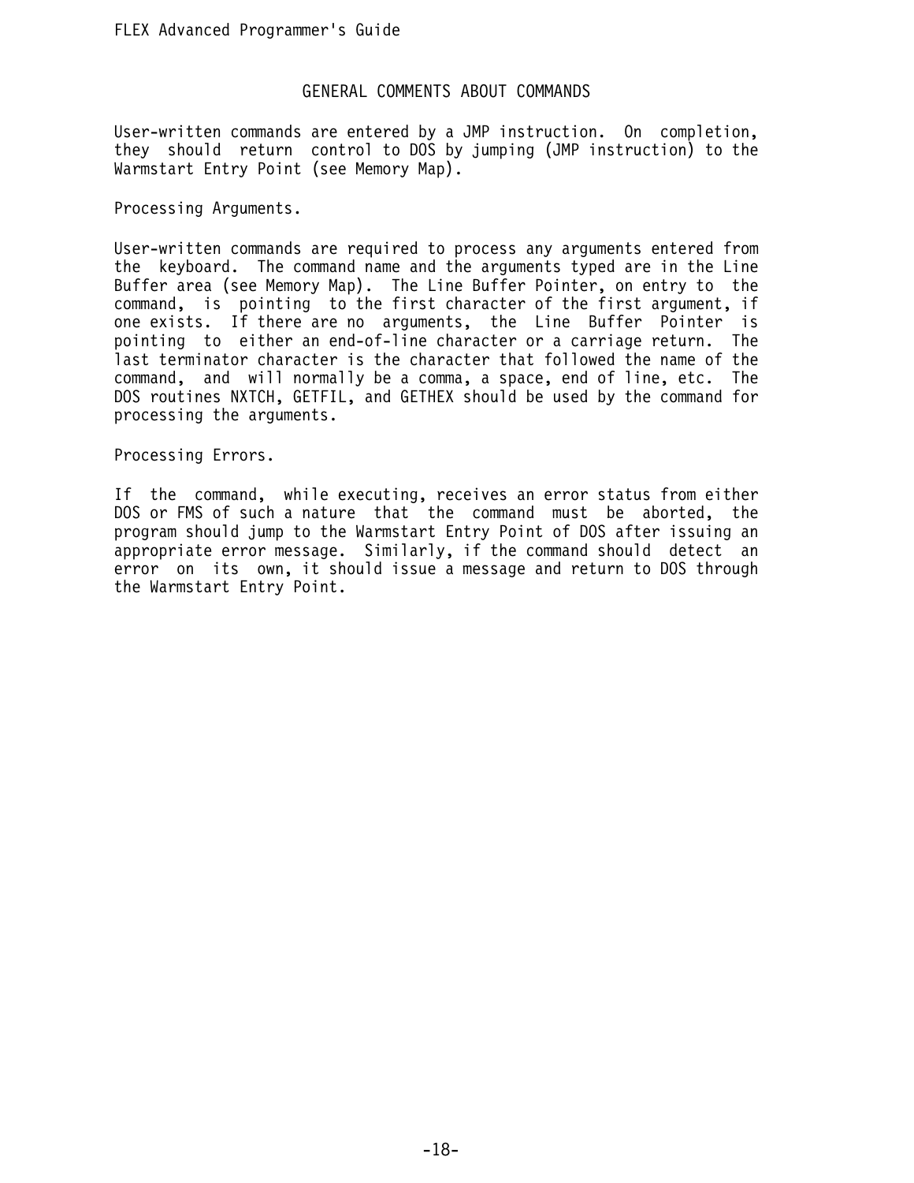## GENERAL COMMENTS ABOUT COMMANDS

User-written commands are entered by a JMP instruction. On completion, they should return control to DOS by jumping (JMP instruction) to the Warmstart Entry Point (see Memory Map).

### Processing Arguments.

User-written commands are required to process any arguments entered from the keyboard. The command name and the arguments typed are in the Line Buffer area (see Memory Map). The Line Buffer Pointer, on entry to the command, is pointing to the first character of the first argument, if one exists. If there are no arguments, the Line Buffer Pointer is pointing to either an end-of-line character or a carriage return. The last terminator character is the character that followed the name of the command, and will normally be a comma, a space, end of line, etc. The DOS routines NXTCH, GETFIL, and GETHEX should be used by the command for processing the arguments.

### Processing Errors.

If the command, while executing, receives an error status from either DOS or FMS of such a nature that the command must be aborted, the program should jump to the Warmstart Entry Point of DOS after issuing an appropriate error message. Similarly, if the command should detect an error on its own, it should issue a message and return to DOS through the Warmstart Entry Point.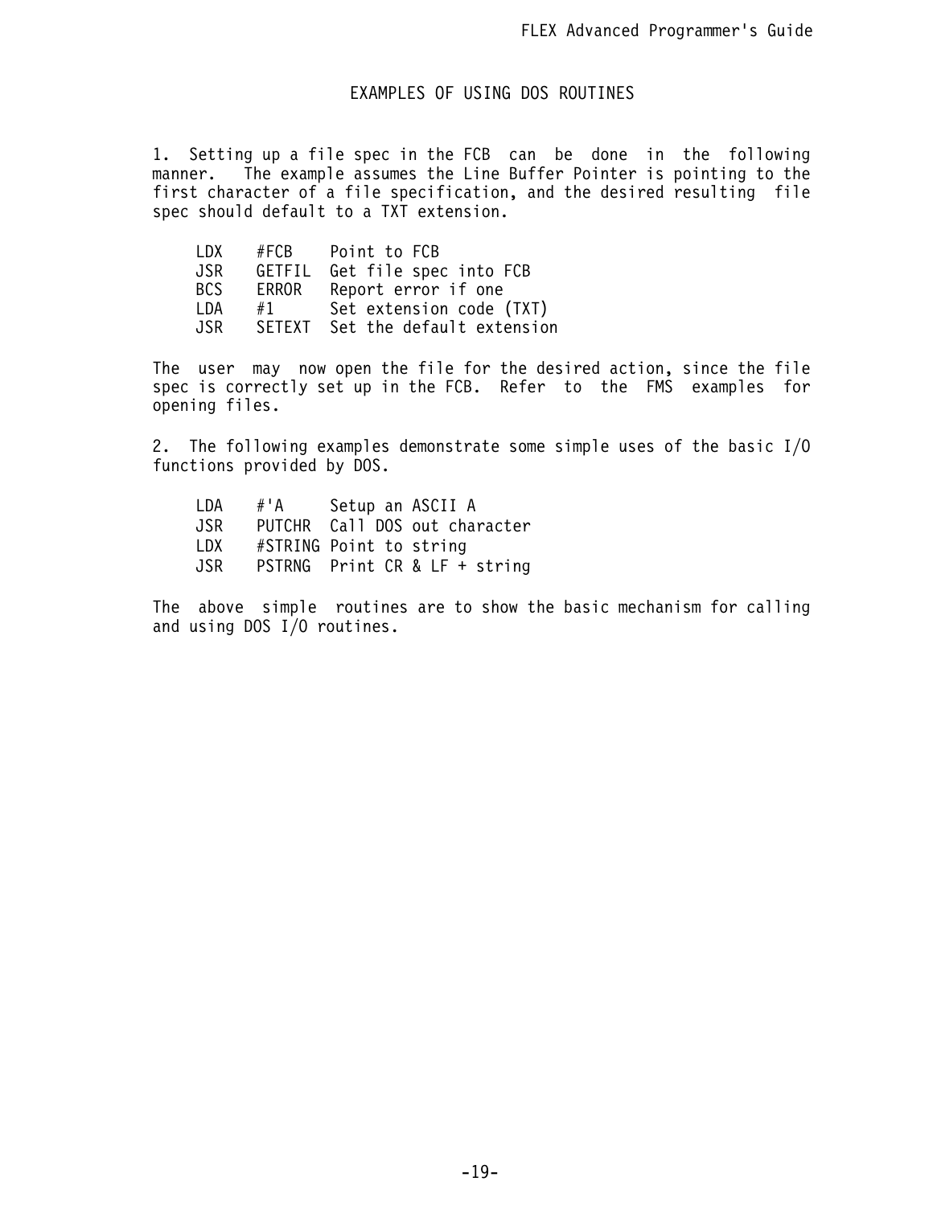## EXAMPLES OF USING DOS ROUTINES

1. Setting up a file spec in the FCB can be done in the following manner. The example assumes the Line Buffer Pointer is pointing to the first character of a file specification, and the desired resulting file spec should default to a TXT extension.

```
     LDX    #FCB    Point to FCB
     JSR    GETFIL  Get file spec into FCB
     BCS    ERROR   Report error if one
     LDA    #1      Set extension code (TXT)
     JSR    SETEXT  Set the default extension
```

The user may now open the file for the desired action, since the file spec is correctly set up in the FCB. Refer to the FMS examples for opening files.

2. The following examples demonstrate some simple uses of the basic I/O functions provided by DOS.

```
     LDA    #'A     Setup an ASCII A
     JSR    PUTCHR  Call DOS out character
     LDX    #STRING Point to string
     JSR    PSTRNG  Print CR & LF + string
```

The above simple routines are to show the basic mechanism for calling and using DOS I/O routines.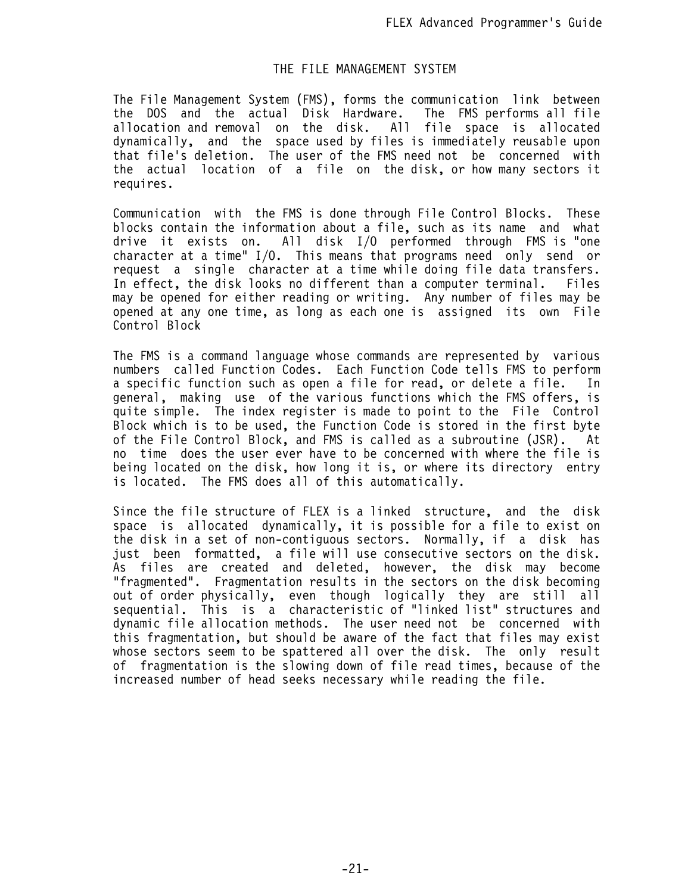# THE FILE MANAGEMENT SYSTEM

The File Management System (FMS), forms the communication link between the DOS and the actual Disk Hardware. The FMS performs all file allocation and removal on the disk. All file space is allocated dynamically, and the space used by files is immediately reusable upon that file's deletion. The user of the FMS need not be concerned with the actual location of a file on the disk, or how many sectors it requires.

Communication with the FMS is done through File Control Blocks. These blocks contain the information about a file, such as its name and what drive it exists on. All disk I/O performed through FMS is "one character at a time" I/O. This means that programs need only send or request a single character at a time while doing file data transfers. In effect, the disk looks no different than a computer terminal. Files may be opened for either reading or writing. Any number of files may be opened at any one time, as long as each one is assigned its own File Control Block

The FMS is a command language whose commands are represented by various numbers called Function Codes. Each Function Code tells FMS to perform a specific function such as open a file for read, or delete a file. In general, making use of the various functions which the FMS offers, is quite simple. The index register is made to point to the File Control Block which is to be used, the Function Code is stored in the first byte of the File Control Block, and FMS is called as a subroutine (JSR). At no time does the user ever have to be concerned with where the file is being located on the disk, how long it is, or where its directory entry is located. The FMS does all of this automatically.

Since the file structure of FLEX is a linked structure, and the disk space is allocated dynamically, it is possible for a file to exist on the disk in a set of non-contiguous sectors. Normally, if a disk has just been formatted, a file will use consecutive sectors on the disk. As files are created and deleted, however, the disk may become "fragmented". Fragmentation results in the sectors on the disk becoming out of order physically, even though logically they are still all sequential. This is a characteristic of "linked list" structures and dynamic file allocation methods. The user need not be concerned with this fragmentation, but should be aware of the fact that files may exist whose sectors seem to be spattered all over the disk. The only result of fragmentation is the slowing down of file read times, because of the increased number of head seeks necessary while reading the file.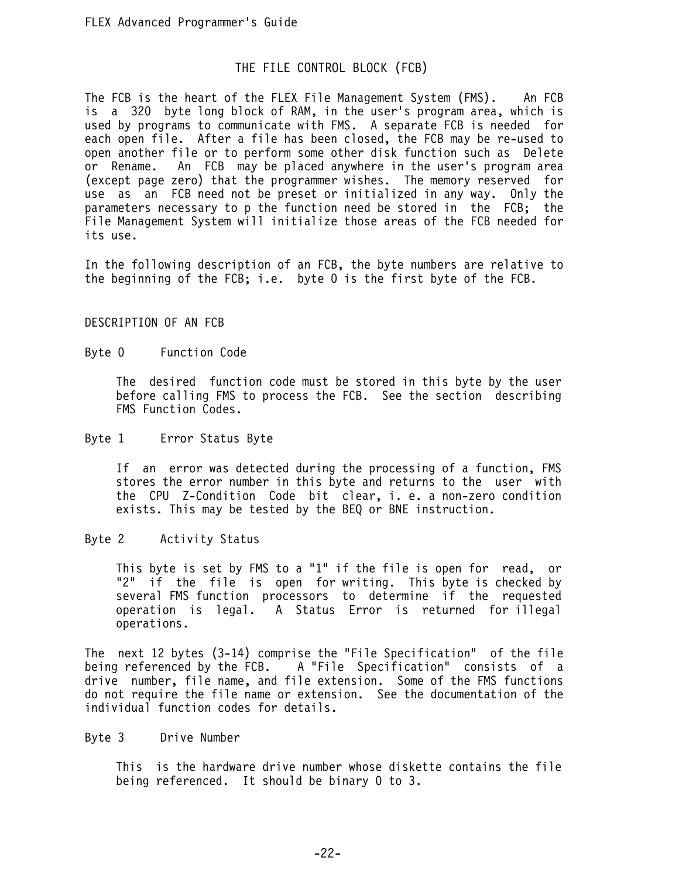# THE FILE CONTROL BLOCK (FCB)

The FCB is the heart of the FLEX File Management System (FMS). An FCB is a 320 byte long block of RAM, in the user's program area, which is used by programs to communicate with FMS. A separate FCB is needed for each open file. After a file has been closed, the FCB may be re-used to open another file or to perform some other disk function such as Delete or Rename. An FCB may be placed anywhere in the user's program area (except page zero) that the programmer wishes. The memory reserved for use as an FCB need not be preset or initialized in any way. Only the parameters necessary to p the function need be stored in the FCB; the File Management System will initialize those areas of the FCB needed for its use.

In the following description of an FCB, the byte numbers are relative to the beginning of the FCB; i.e. byte 0 is the first byte of the FCB.

## DESCRIPTION OF AN FCB

**Byte 0** Function Code

The desired function code must be stored in this byte by the user before calling FMS to process the FCB. See the section describing FMS Function Codes.

**Byte 1** Error Status Byte

If an error was detected during the processing of a function, FMS stores the error number in this byte and returns to the user with the CPU Z-Condition Code bit clear, i. e. a non-zero condition exists. This may be tested by the BEQ or BNE instruction.

**Byte 2** Activity Status

This byte is set by FMS to a "1" if the file is open for read, or "2" if the file is open for writing. This byte is checked by several FMS function processors to determine if the requested operation is legal. A Status Error is returned for illegal operations.

The next 12 bytes (3-14) comprise the "File Specification" of the file being referenced by the FCB. A "File Specification" consists of a drive number, file name, and file extension. Some of the FMS functions do not require the file name or extension. See the documentation of the individual function codes for details.

**Byte 3** Drive Number

This is the hardware drive number whose diskette contains the file being referenced. It should be binary 0 to 3.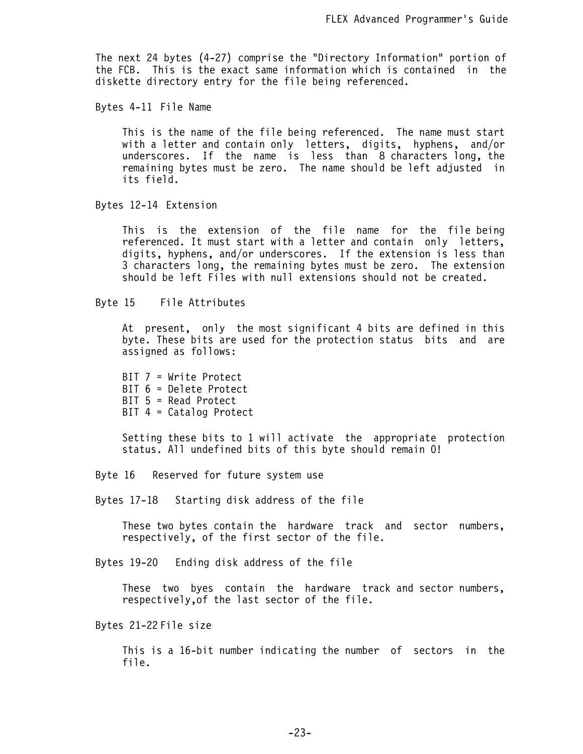The next 24 bytes (4-27) comprise the "Directory Information" portion of the FCB. This is the exact same information which is contained in the diskette directory entry for the file being referenced.

Bytes 4-11 File Name

> This is the name of the file being referenced. The name must start with a letter and contain only letters, digits, hyphens, and/or underscores. If the name is less than 8 characters long, the remaining bytes must be zero. The name should be left adjusted in its field.

Bytes 12-14 Extension

> This is the extension of the file name for the file being referenced. It must start with a letter and contain only letters, digits, hyphens, and/or underscores. If the extension is less than 3 characters long, the remaining bytes must be zero. The extension should be left Files with null extensions should not be created.

Byte 15 File Attributes

> At present, only the most significant 4 bits are defined in this byte. These bits are used for the protection status bits and are assigned as follows:
>
> BIT 7 = Write Protect
> BIT 6 = Delete Protect
> BIT 5 = Read Protect
> BIT 4 = Catalog Protect
>
> Setting these bits to 1 will activate the appropriate protection status. All undefined bits of this byte should remain 0!

Byte 16 Reserved for future system use

Bytes 17-18 Starting disk address of the file

> These two bytes contain the hardware track and sector numbers, respectively, of the first sector of the file.

Bytes 19-20 Ending disk address of the file

> These two byes contain the hardware track and sector numbers, respectively,of the last sector of the file.

Bytes 21-22 File size

> This is a 16-bit number indicating the number of sectors in the file.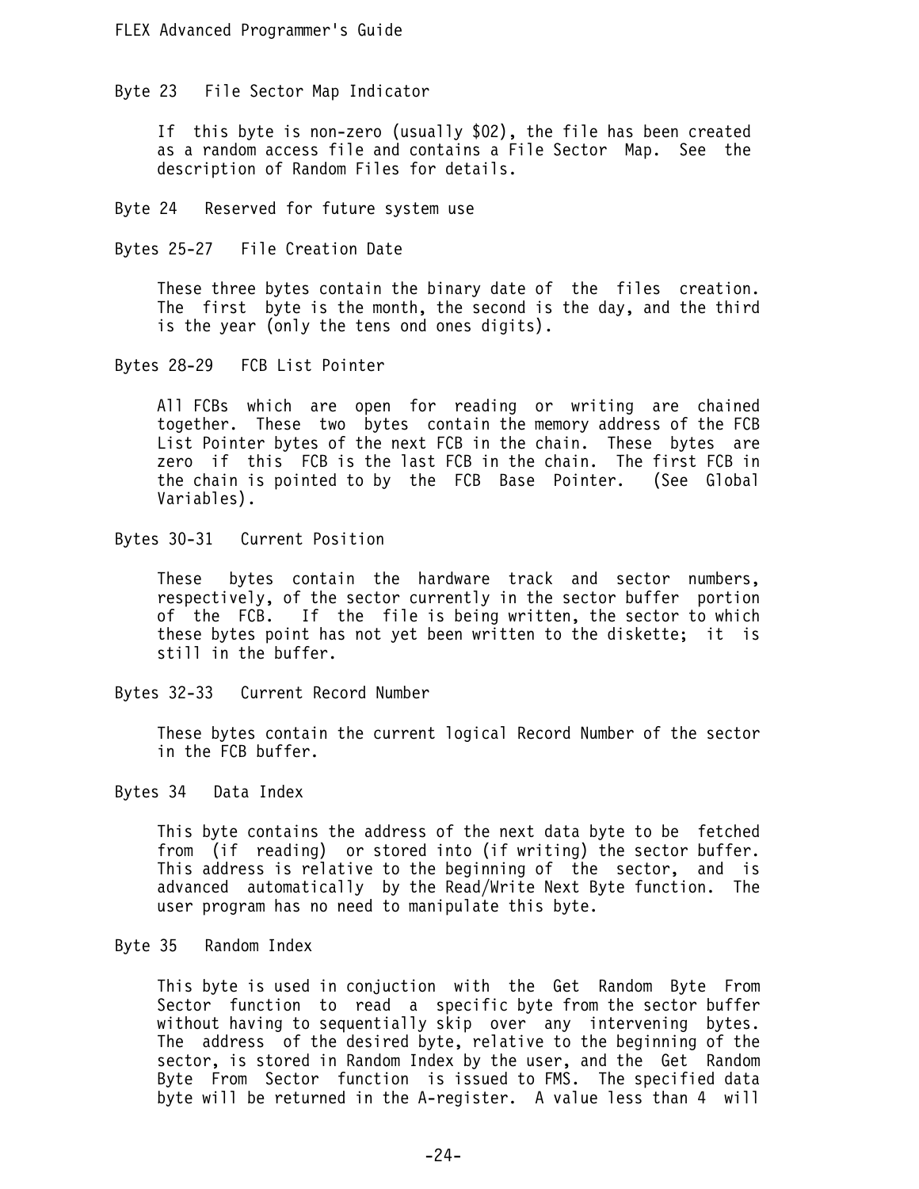### Byte 23 File Sector Map Indicator

If this byte is non-zero (usually $02), the file has been created as a random access file and contains a File Sector Map. See the description of Random Files for details.

### Byte 24 Reserved for future system use

### Bytes 25-27 File Creation Date

These three bytes contain the binary date of the files creation. The first byte is the month, the second is the day, and the third is the year (only the tens ond ones digits).

### Bytes 28-29 FCB List Pointer

All FCBs which are open for reading or writing are chained together. These two bytes contain the memory address of the FCB List Pointer bytes of the next FCB in the chain. These bytes are zero if this FCB is the last FCB in the chain. The first FCB in the chain is pointed to by the FCB Base Pointer. (See Global Variables).

### Bytes 30-31 Current Position

These bytes contain the hardware track and sector numbers, respectively, of the sector currently in the sector buffer portion of the FCB. If the file is being written, the sector to which these bytes point has not yet been written to the diskette; it is still in the buffer.

### Bytes 32-33 Current Record Number

These bytes contain the current logical Record Number of the sector in the FCB buffer.

### Bytes 34 Data Index

This byte contains the address of the next data byte to be fetched from (if reading) or stored into (if writing) the sector buffer. This address is relative to the beginning of the sector, and is advanced automatically by the Read/Write Next Byte function. The user program has no need to manipulate this byte.

### Byte 35 Random Index

This byte is used in conjuction with the Get Random Byte From Sector function to read a specific byte from the sector buffer without having to sequentially skip over any intervening bytes. The address of the desired byte, relative to the beginning of the sector, is stored in Random Index by the user, and the Get Random Byte From Sector function is issued to FMS. The specified data byte will be returned in the A-register. A value less than 4 will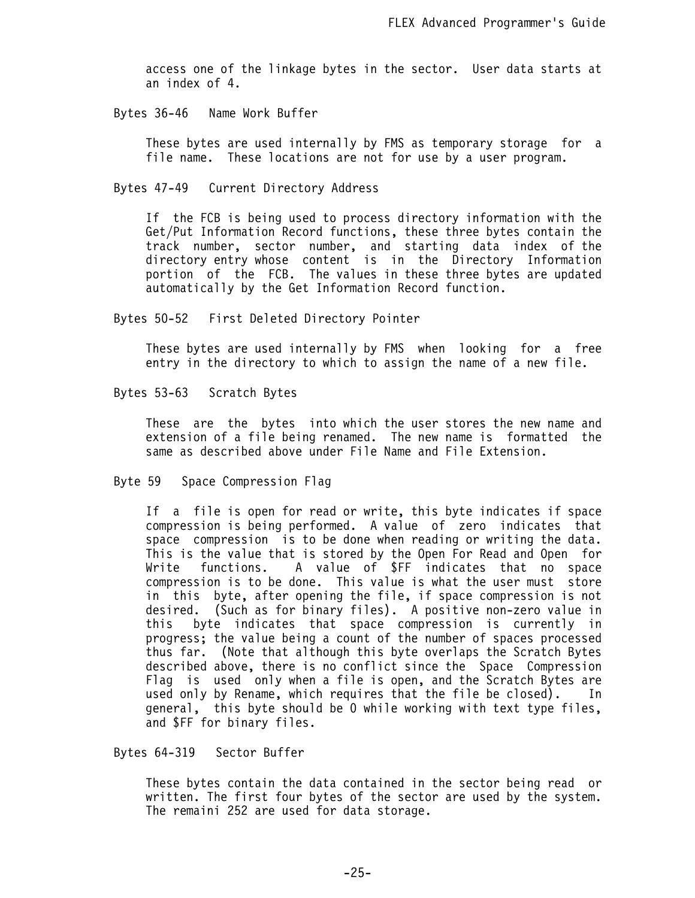access one of the linkage bytes in the sector. User data starts at an index of 4.

Bytes 36-46 Name Work Buffer

These bytes are used internally by FMS as temporary storage for a file name. These locations are not for use by a user program.

Bytes 47-49 Current Directory Address

If the FCB is being used to process directory information with the Get/Put Information Record functions, these three bytes contain the track number, sector number, and starting data index of the directory entry whose content is in the Directory Information portion of the FCB. The values in these three bytes are updated automatically by the Get Information Record function.

Bytes 50-52 First Deleted Directory Pointer

These bytes are used internally by FMS when looking for a free entry in the directory to which to assign the name of a new file.

Bytes 53-63 Scratch Bytes

These are the bytes into which the user stores the new name and extension of a file being renamed. The new name is formatted the same as described above under File Name and File Extension.

Byte 59 Space Compression Flag

If a file is open for read or write, this byte indicates if space compression is being performed. A value of zero indicates that space compression is to be done when reading or writing the data. This is the value that is stored by the Open For Read and Open for Write functions. A value of $FF indicates that no space compression is to be done. This value is what the user must store in this byte, after opening the file, if space compression is not desired. (Such as for binary files). A positive non-zero value in this byte indicates that space compression is currently in progress; the value being a count of the number of spaces processed thus far. (Note that although this byte overlaps the Scratch Bytes described above, there is no conflict since the Space Compression Flag is used only when a file is open, and the Scratch Bytes are used only by Rename, which requires that the file be closed). In general, this byte should be 0 while working with text type files, and $FF for binary files.

Bytes 64-319 Sector Buffer

These bytes contain the data contained in the sector being read or written. The first four bytes of the sector are used by the system. The remaini 252 are used for data storage.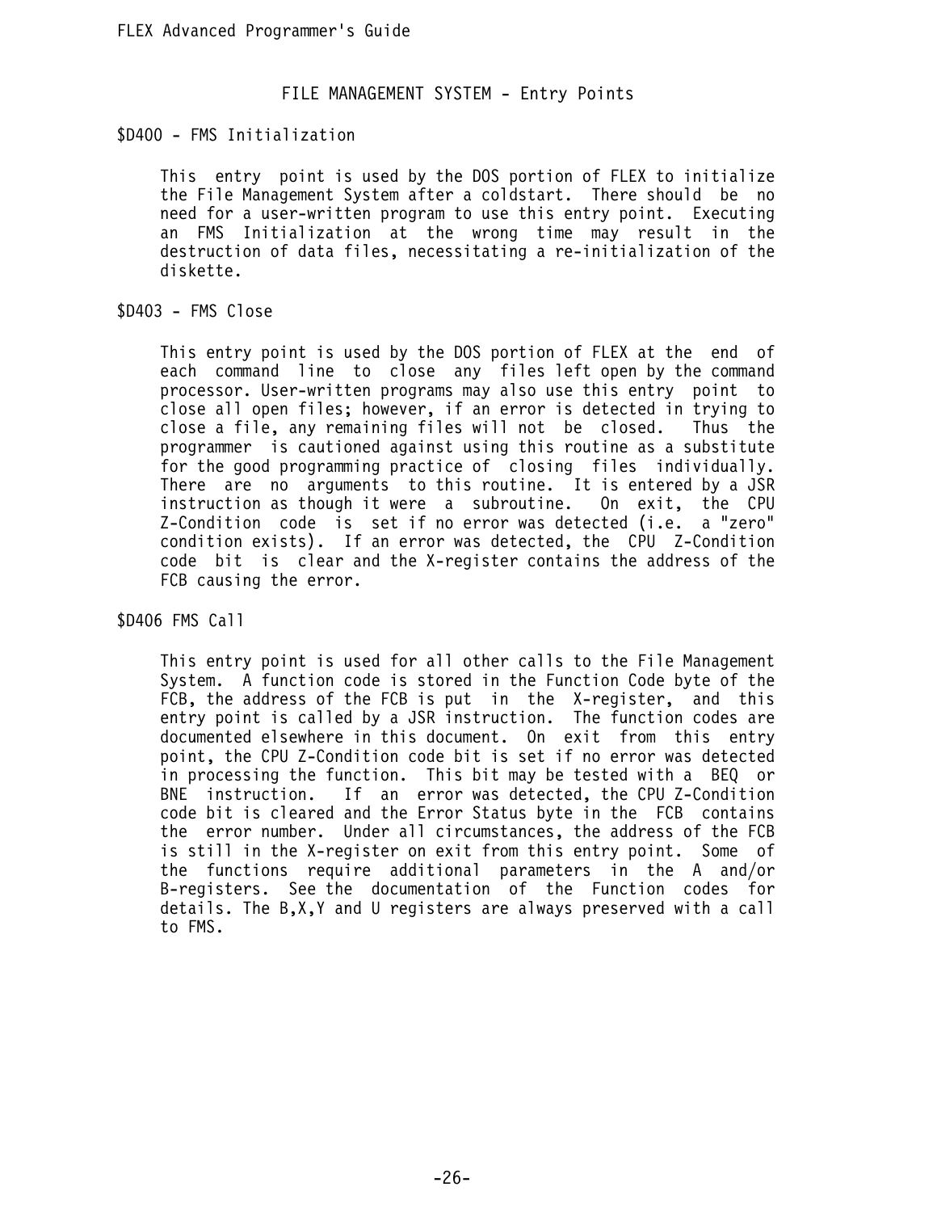## FILE MANAGEMENT SYSTEM - Entry Points

### $D400 - FMS Initialization

This entry point is used by the DOS portion of FLEX to initialize the File Management System after a coldstart. There should be no need for a user-written program to use this entry point. Executing an FMS Initialization at the wrong time may result in the destruction of data files, necessitating a re-initialization of the diskette.

### $D403 - FMS Close

This entry point is used by the DOS portion of FLEX at the end of each command line to close any files left open by the command processor. User-written programs may also use this entry point to close all open files; however, if an error is detected in trying to close a file, any remaining files will not be closed. Thus the programmer is cautioned against using this routine as a substitute for the good programming practice of closing files individually. There are no arguments to this routine. It is entered by a JSR instruction as though it were a subroutine. On exit, the CPU Z-Condition code is set if no error was detected (i.e. a "zero" condition exists). If an error was detected, the CPU Z-Condition code bit is clear and the X-register contains the address of the FCB causing the error.

### $D406 FMS Call

This entry point is used for all other calls to the File Management System. A function code is stored in the Function Code byte of the FCB, the address of the FCB is put in the X-register, and this entry point is called by a JSR instruction. The function codes are documented elsewhere in this document. On exit from this entry point, the CPU Z-Condition code bit is set if no error was detected in processing the function. This bit may be tested with a BEQ or BNE instruction. If an error was detected, the CPU Z-Condition code bit is cleared and the Error Status byte in the FCB contains the error number. Under all circumstances, the address of the FCB is still in the X-register on exit from this entry point. Some of the functions require additional parameters in the A and/or B-registers. See the documentation of the Function codes for details. The B,X,Y and U registers are always preserved with a call to FMS.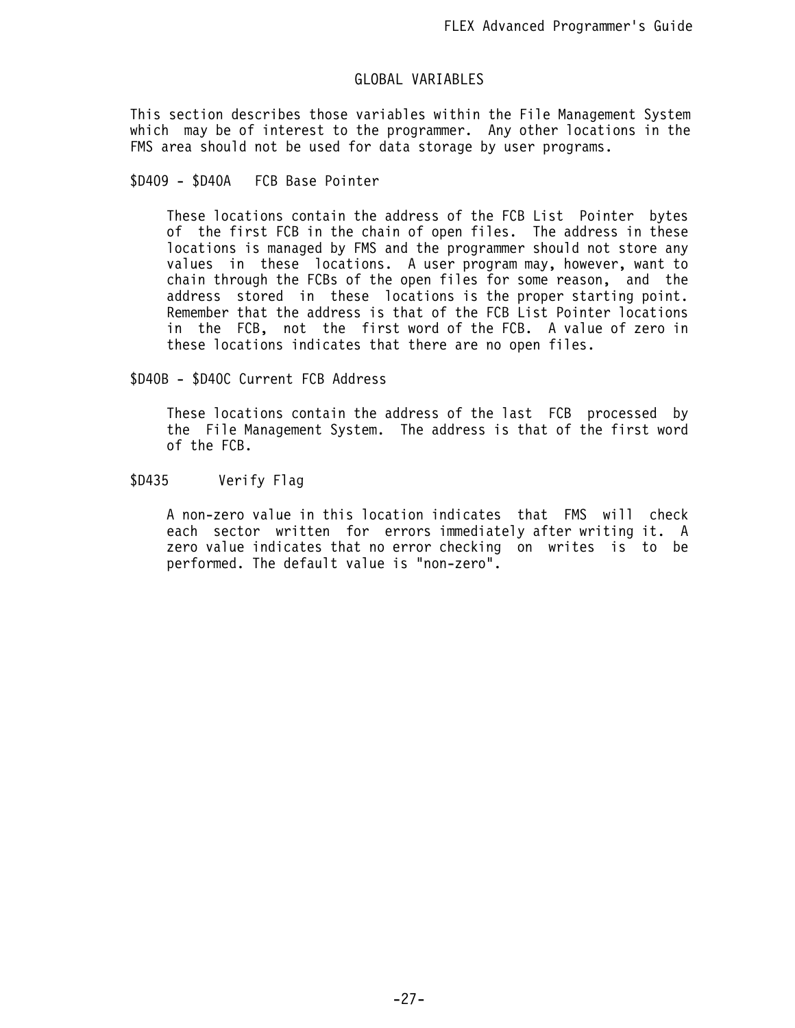## GLOBAL VARIABLES

This section describes those variables within the File Management System which may be of interest to the programmer. Any other locations in the FMS area should not be used for data storage by user programs.

**$D409 - $D40A FCB Base Pointer**

These locations contain the address of the FCB List Pointer bytes of the first FCB in the chain of open files. The address in these locations is managed by FMS and the programmer should not store any values in these locations. A user program may, however, want to chain through the FCBs of the open files for some reason, and the address stored in these locations is the proper starting point. Remember that the address is that of the FCB List Pointer locations in the FCB, not the first word of the FCB. A value of zero in these locations indicates that there are no open files.

**$D40B - $D40C Current FCB Address**

These locations contain the address of the last FCB processed by the File Management System. The address is that of the first word of the FCB.

**$D435 Verify Flag**

A non-zero value in this location indicates that FMS will check each sector written for errors immediately after writing it. A zero value indicates that no error checking on writes is to be performed. The default value is "non-zero".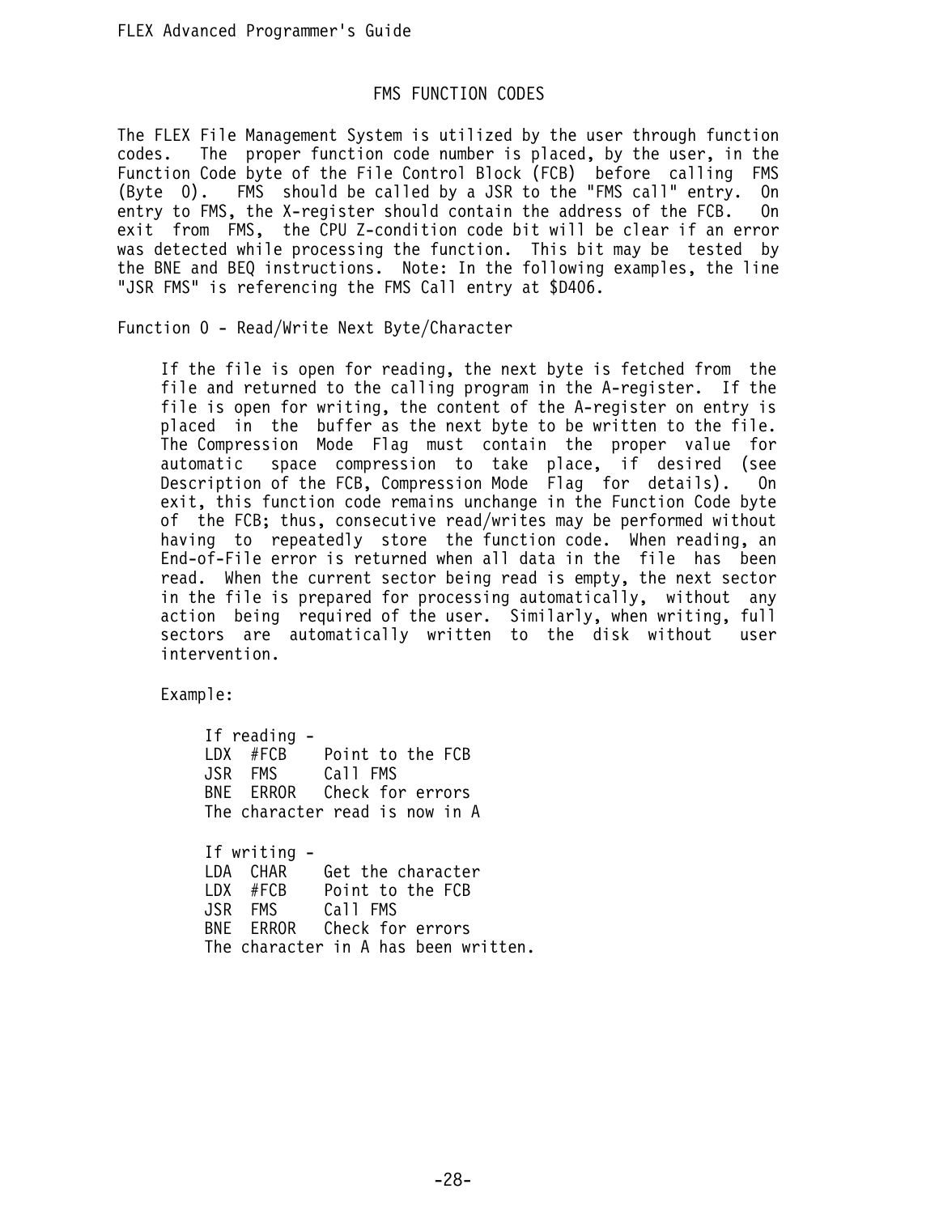## FMS FUNCTION CODES

The FLEX File Management System is utilized by the user through function codes. The proper function code number is placed, by the user, in the Function Code byte of the File Control Block (FCB) before calling FMS (Byte 0). FMS should be called by a JSR to the "FMS call" entry. On entry to FMS, the X-register should contain the address of the FCB. On exit from FMS, the CPU Z-condition code bit will be clear if an error was detected while processing the function. This bit may be tested by the BNE and BEQ instructions. Note: In the following examples, the line "JSR FMS" is referencing the FMS Call entry at $D406.

### Function 0 - Read/Write Next Byte/Character

If the file is open for reading, the next byte is fetched from the file and returned to the calling program in the A-register. If the file is open for writing, the content of the A-register on entry is placed in the buffer as the next byte to be written to the file. The Compression Mode Flag must contain the proper value for automatic space compression to take place, if desired (see Description of the FCB, Compression Mode Flag for details). On exit, this function code remains unchange in the Function Code byte of the FCB; thus, consecutive read/writes may be performed without having to repeatedly store the function code. When reading, an End-of-File error is returned when all data in the file has been read. When the current sector being read is empty, the next sector in the file is prepared for processing automatically, without any action being required of the user. Similarly, when writing, full sectors are automatically written to the disk without user intervention.

Example:

```
If reading -
LDX  #FCB    Point to the FCB
JSR  FMS     Call FMS
BNE  ERROR   Check for errors
The character read is now in A

If writing -
LDA  CHAR    Get the character
LDX  #FCB    Point to the FCB
JSR  FMS     Call FMS
BNE  ERROR   Check for errors
The character in A has been written.
```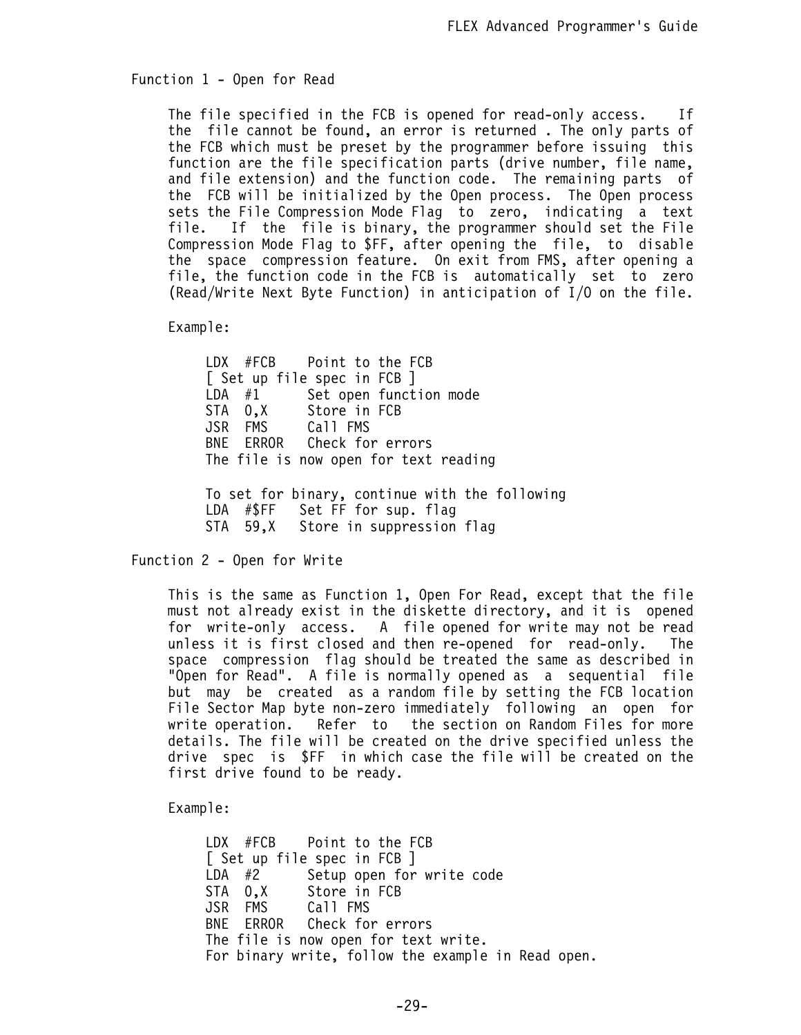## Function 1 - Open for Read

The file specified in the FCB is opened for read-only access. If the file cannot be found, an error is returned . The only parts of the FCB which must be preset by the programmer before issuing this function are the file specification parts (drive number, file name, and file extension) and the function code. The remaining parts of the FCB will be initialized by the Open process. The Open process sets the File Compression Mode Flag to zero, indicating a text file. If the file is binary, the programmer should set the File Compression Mode Flag to $FF, after opening the file, to disable the space compression feature. On exit from FMS, after opening a file, the function code in the FCB is automatically set to zero (Read/Write Next Byte Function) in anticipation of I/O on the file.

Example:

```
LDX  #FCB    Point to the FCB
[ Set up file spec in FCB ]
LDA  #1      Set open function mode
STA  0,X     Store in FCB
JSR  FMS     Call FMS
BNE  ERROR   Check for errors
The file is now open for text reading

To set for binary, continue with the following
LDA  #$FF   Set FF for sup. flag
STA  59,X   Store in suppression flag
```

## Function 2 - Open for Write

This is the same as Function 1, Open For Read, except that the file must not already exist in the diskette directory, and it is opened for write-only access. A file opened for write may not be read unless it is first closed and then re-opened for read-only. The space compression flag should be treated the same as described in "Open for Read". A file is normally opened as a sequential file but may be created as a random file by setting the FCB location File Sector Map byte non-zero immediately following an open for write operation. Refer to the section on Random Files for more details. The file will be created on the drive specified unless the drive spec is $FF in which case the file will be created on the first drive found to be ready.

Example:

```
LDX  #FCB    Point to the FCB
[ Set up file spec in FCB ]
LDA  #2      Setup open for write code
STA  0,X     Store in FCB
JSR  FMS     Call FMS
BNE  ERROR   Check for errors
The file is now open for text write.
For binary write, follow the example in Read open.
```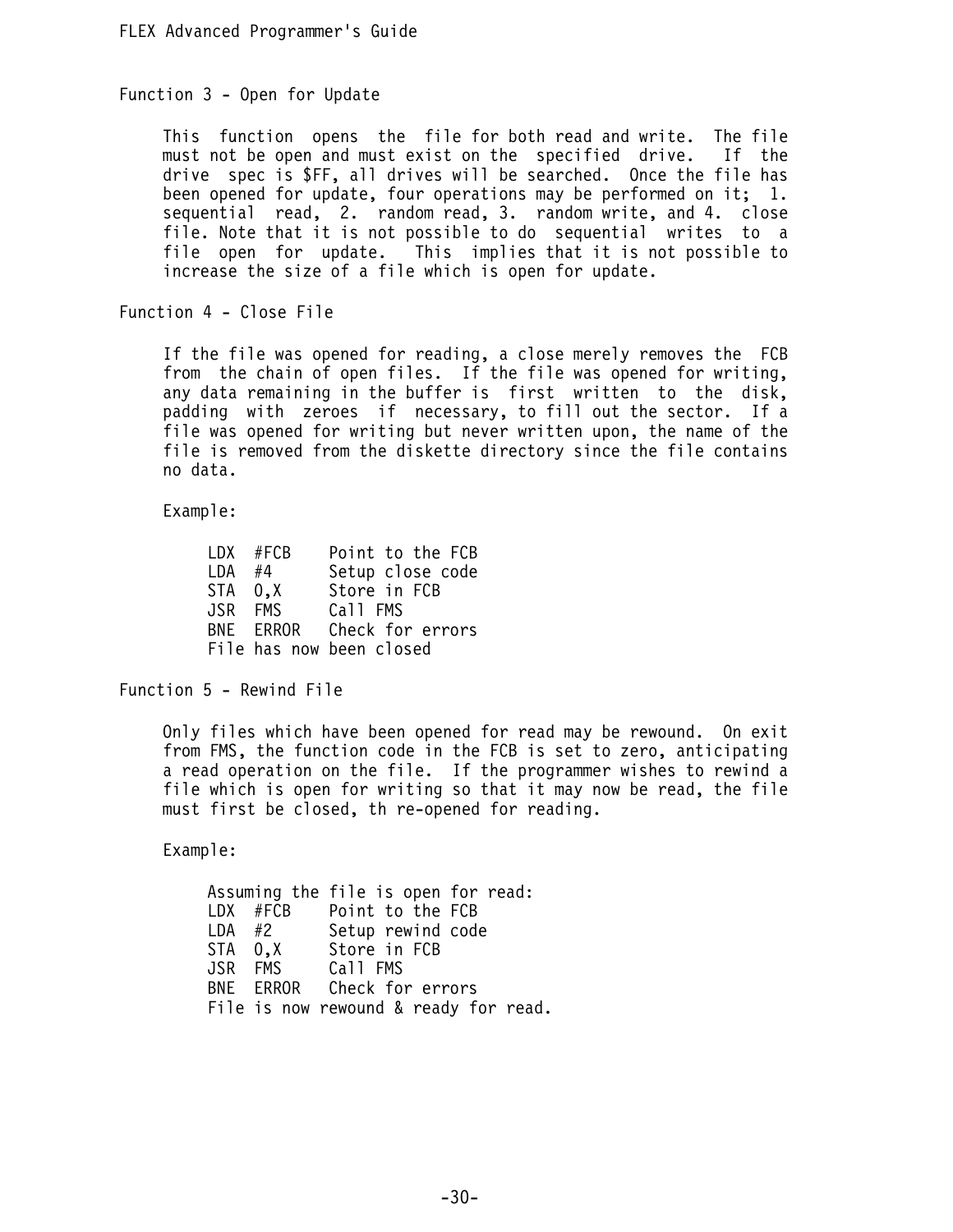### Function 3 - Open for Update

This function opens the file for both read and write. The file must not be open and must exist on the specified drive. If the drive spec is $FF, all drives will be searched. Once the file has been opened for update, four operations may be performed on it; 1. sequential read, 2. random read, 3. random write, and 4. close file. Note that it is not possible to do sequential writes to a file open for update. This implies that it is not possible to increase the size of a file which is open for update.

### Function 4 - Close File

If the file was opened for reading, a close merely removes the FCB from the chain of open files. If the file was opened for writing, any data remaining in the buffer is first written to the disk, padding with zeroes if necessary, to fill out the sector. If a file was opened for writing but never written upon, the name of the file is removed from the diskette directory since the file contains no data.

Example:

```
LDX  #FCB    Point to the FCB
LDA  #4      Setup close code
STA  0,X     Store in FCB
JSR  FMS     Call FMS
BNE  ERROR   Check for errors
File has now been closed
```

### Function 5 - Rewind File

Only files which have been opened for read may be rewound. On exit from FMS, the function code in the FCB is set to zero, anticipating a read operation on the file. If the programmer wishes to rewind a file which is open for writing so that it may now be read, the file must first be closed, th re-opened for reading.

Example:

```
Assuming the file is open for read:
LDX  #FCB    Point to the FCB
LDA  #2      Setup rewind code
STA  0,X     Store in FCB
JSR  FMS     Call FMS
BNE  ERROR   Check for errors
File is now rewound & ready for read.
```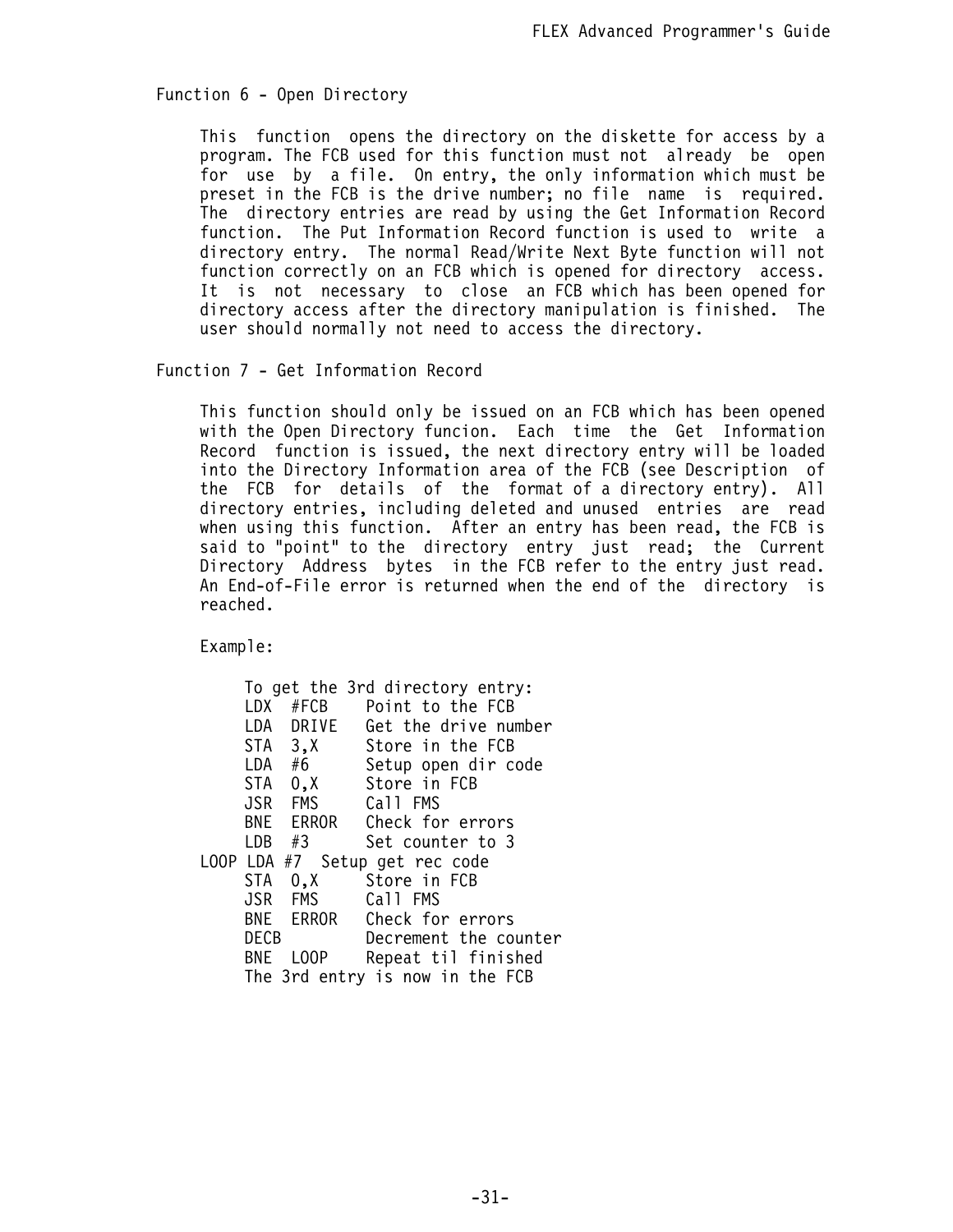## Function 6 - Open Directory

This function opens the directory on the diskette for access by a program. The FCB used for this function must not already be open for use by a file. On entry, the only information which must be preset in the FCB is the drive number; no file name is required. The directory entries are read by using the Get Information Record function. The Put Information Record function is used to write a directory entry. The normal Read/Write Next Byte function will not function correctly on an FCB which is opened for directory access. It is not necessary to close an FCB which has been opened for directory access after the directory manipulation is finished. The user should normally not need to access the directory.

## Function 7 - Get Information Record

This function should only be issued on an FCB which has been opened with the Open Directory funcion. Each time the Get Information Record function is issued, the next directory entry will be loaded into the Directory Information area of the FCB (see Description of the FCB for details of the format of a directory entry). All directory entries, including deleted and unused entries are read when using this function. After an entry has been read, the FCB is said to "point" to the directory entry just read; the Current Directory Address bytes in the FCB refer to the entry just read. An End-of-File error is returned when the end of the directory is reached.

Example:

```
     To get the 3rd directory entry:
     LDX  #FCB    Point to the FCB
     LDA  DRIVE   Get the drive number
     STA  3,X     Store in the FCB
     LDA  #6      Setup open dir code
     STA  0,X     Store in FCB
     JSR  FMS     Call FMS
     BNE  ERROR   Check for errors
     LDB  #3      Set counter to 3
LOOP LDA #7  Setup get rec code
     STA  0,X     Store in FCB
     JSR  FMS     Call FMS
     BNE  ERROR   Check for errors
     DECB         Decrement the counter
     BNE  LOOP    Repeat til finished
     The 3rd entry is now in the FCB
```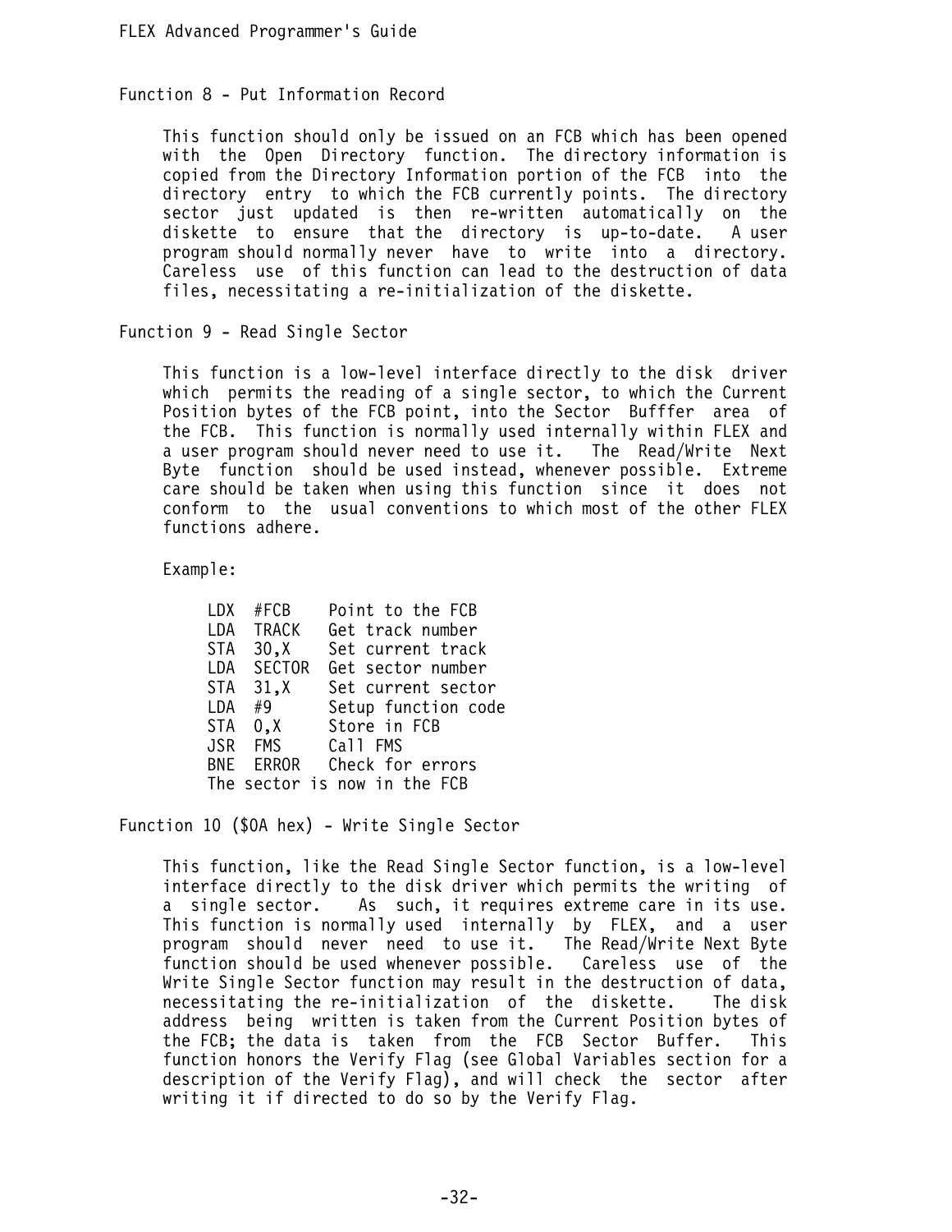## Function 8 - Put Information Record

This function should only be issued on an FCB which has been opened with the Open Directory function. The directory information is copied from the Directory Information portion of the FCB into the directory entry to which the FCB currently points. The directory sector just updated is then re-written automatically on the diskette to ensure that the directory is up-to-date. A user program should normally never have to write into a directory. Careless use of this function can lead to the destruction of data files, necessitating a re-initialization of the diskette.

## Function 9 - Read Single Sector

This function is a low-level interface directly to the disk driver which permits the reading of a single sector, to which the Current Position bytes of the FCB point, into the Sector Bufffer area of the FCB. This function is normally used internally within FLEX and a user program should never need to use it. The Read/Write Next Byte function should be used instead, whenever possible. Extreme care should be taken when using this function since it does not conform to the usual conventions to which most of the other FLEX functions adhere.

Example:

```
LDX  #FCB     Point to the FCB
LDA  TRACK    Get track number
STA  30,X     Set current track
LDA  SECTOR   Get sector number
STA  31,X     Set current sector
LDA  #9       Setup function code
STA  0,X      Store in FCB
JSR  FMS      Call FMS
BNE  ERROR    Check for errors
The sector is now in the FCB
```

## Function 10 ($0A hex) - Write Single Sector

This function, like the Read Single Sector function, is a low-level interface directly to the disk driver which permits the writing of a single sector. As such, it requires extreme care in its use. This function is normally used internally by FLEX, and a user program should never need to use it. The Read/Write Next Byte function should be used whenever possible. Careless use of the Write Single Sector function may result in the destruction of data, necessitating the re-initialization of the diskette. The disk address being written is taken from the Current Position bytes of the FCB; the data is taken from the FCB Sector Buffer. This function honors the Verify Flag (see Global Variables section for a description of the Verify Flag), and will check the sector after writing it if directed to do so by the Verify Flag.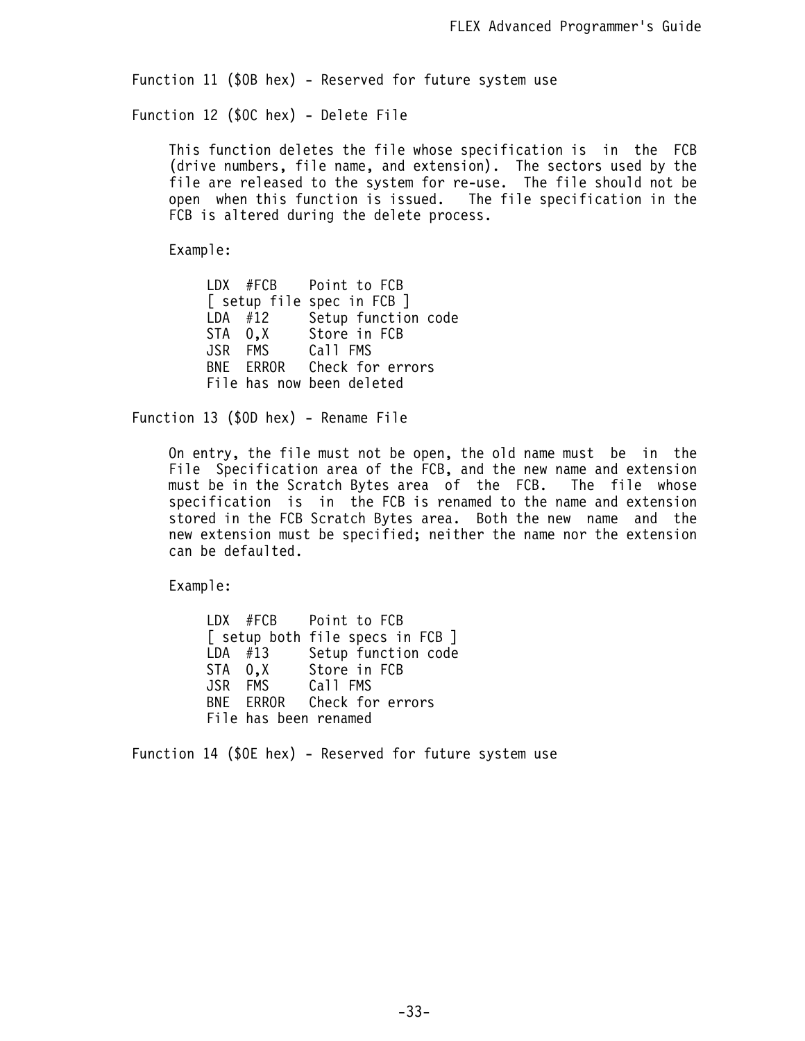Function 11 ($0B hex) - Reserved for future system use

Function 12 ($0C hex) - Delete File

This function deletes the file whose specification is in the FCB (drive numbers, file name, and extension). The sectors used by the file are released to the system for re-use. The file should not be open when this function is issued. The file specification in the FCB is altered during the delete process.

Example:

```
LDX  #FCB    Point to FCB
[ setup file spec in FCB ]
LDA  #12     Setup function code
STA  0,X     Store in FCB
JSR  FMS     Call FMS
BNE  ERROR   Check for errors
File has now been deleted
```

Function 13 ($0D hex) - Rename File

On entry, the file must not be open, the old name must be in the File Specification area of the FCB, and the new name and extension must be in the Scratch Bytes area of the FCB. The file whose specification is in the FCB is renamed to the name and extension stored in the FCB Scratch Bytes area. Both the new name and the new extension must be specified; neither the name nor the extension can be defaulted.

Example:

```
LDX  #FCB    Point to FCB
[ setup both file specs in FCB ]
LDA  #13     Setup function code
STA  0,X     Store in FCB
JSR  FMS     Call FMS
BNE  ERROR   Check for errors
File has been renamed
```

Function 14 ($0E hex) - Reserved for future system use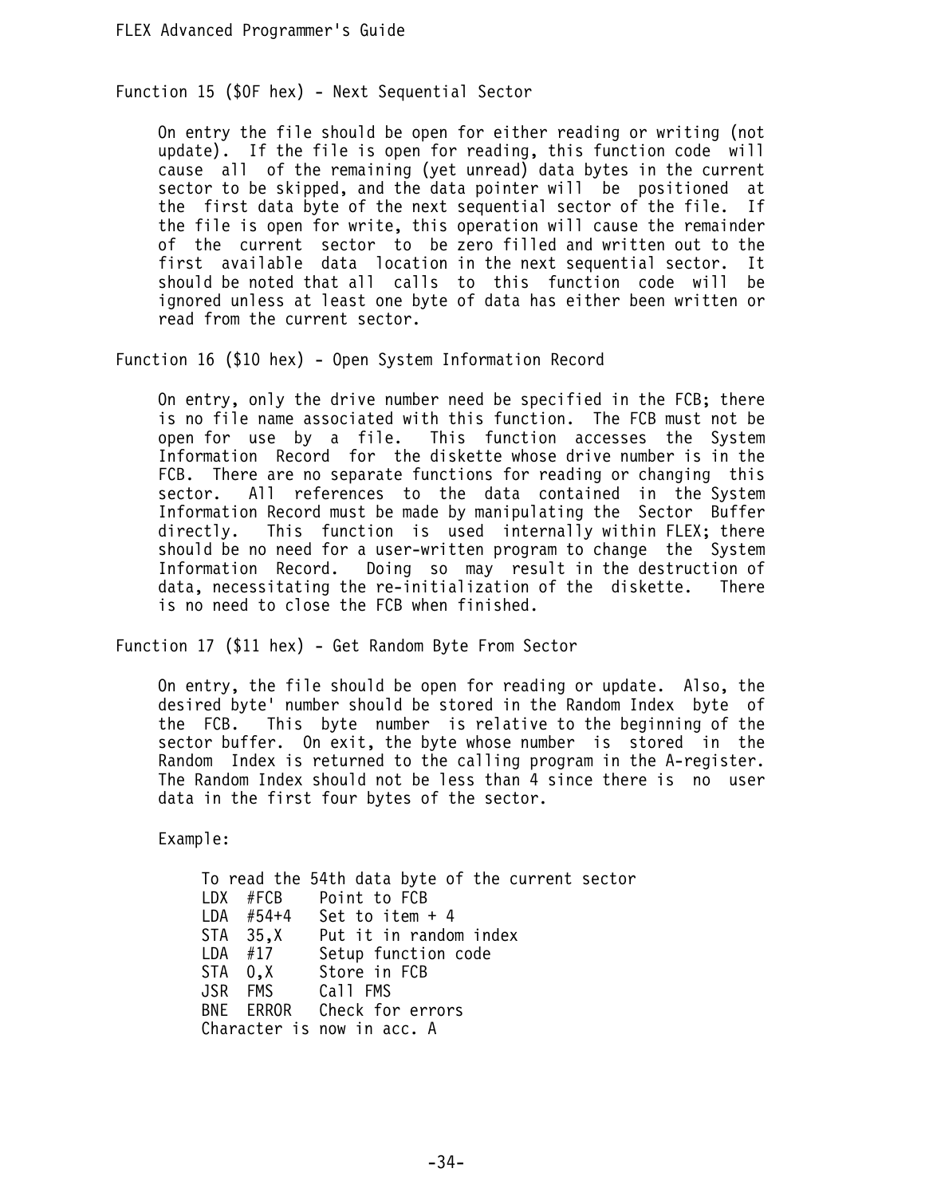### Function 15 ($0F hex) - Next Sequential Sector

On entry the file should be open for either reading or writing (not update). If the file is open for reading, this function code will cause all of the remaining (yet unread) data bytes in the current sector to be skipped, and the data pointer will be positioned at the first data byte of the next sequential sector of the file. If the file is open for write, this operation will cause the remainder of the current sector to be zero filled and written out to the first available data location in the next sequential sector. It should be noted that all calls to this function code will be ignored unless at least one byte of data has either been written or read from the current sector.

### Function 16 ($10 hex) - Open System Information Record

On entry, only the drive number need be specified in the FCB; there is no file name associated with this function. The FCB must not be open for use by a file. This function accesses the System Information Record for the diskette whose drive number is in the FCB. There are no separate functions for reading or changing this sector. All references to the data contained in the System Information Record must be made by manipulating the Sector Buffer directly. This function is used internally within FLEX; there should be no need for a user-written program to change the System Information Record. Doing so may result in the destruction of data, necessitating the re-initialization of the diskette. There is no need to close the FCB when finished.

### Function 17 ($11 hex) - Get Random Byte From Sector

On entry, the file should be open for reading or update. Also, the desired byte' number should be stored in the Random Index byte of the FCB. This byte number is relative to the beginning of the sector buffer. On exit, the byte whose number is stored in the Random Index is returned to the calling program in the A-register. The Random Index should not be less than 4 since there is no user data in the first four bytes of the sector.

Example:

```
To read the 54th data byte of the current sector
LDX  #FCB    Point to FCB
LDA  #54+4   Set to item + 4
STA  35,X    Put it in random index
LDA  #17     Setup function code
STA  0,X     Store in FCB
JSR  FMS     Call FMS
BNE  ERROR   Check for errors
Character is now in acc. A
```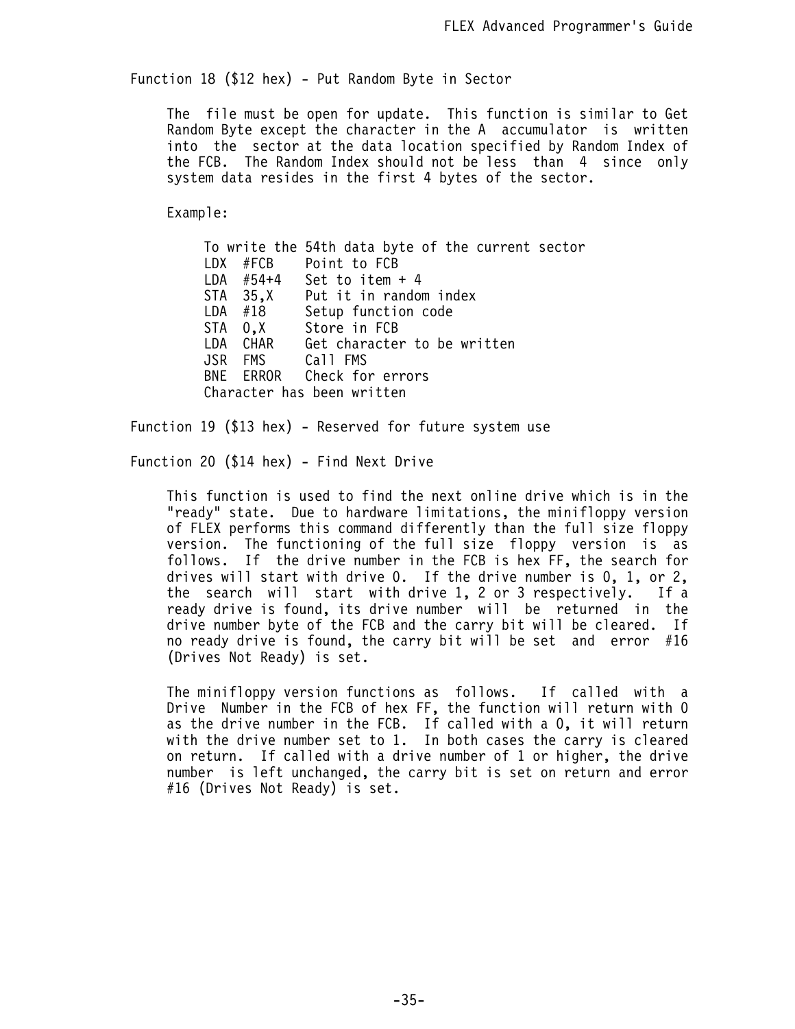### Function 18 ($12 hex) - Put Random Byte in Sector

The file must be open for update. This function is similar to Get Random Byte except the character in the A accumulator is written into the sector at the data location specified by Random Index of the FCB. The Random Index should not be less than 4 since only system data resides in the first 4 bytes of the sector.

Example:

```
To write the 54th data byte of the current sector
LDX  #FCB    Point to FCB
LDA  #54+4   Set to item + 4
STA  35,X    Put it in random index
LDA  #18     Setup function code
STA  0,X     Store in FCB
LDA  CHAR    Get character to be written
JSR  FMS     Call FMS
BNE  ERROR   Check for errors
Character has been written
```

### Function 19 ($13 hex) - Reserved for future system use

### Function 20 ($14 hex) - Find Next Drive

This function is used to find the next online drive which is in the "ready" state. Due to hardware limitations, the minifloppy version of FLEX performs this command differently than the full size floppy version. The functioning of the full size floppy version is as follows. If the drive number in the FCB is hex FF, the search for drives will start with drive 0. If the drive number is 0, 1, or 2, the search will start with drive 1, 2 or 3 respectively. If a ready drive is found, its drive number will be returned in the drive number byte of the FCB and the carry bit will be cleared. If no ready drive is found, the carry bit will be set and error #16 (Drives Not Ready) is set.

The minifloppy version functions as follows. If called with a Drive Number in the FCB of hex FF, the function will return with 0 as the drive number in the FCB. If called with a 0, it will return with the drive number set to 1. In both cases the carry is cleared on return. If called with a drive number of 1 or higher, the drive number is left unchanged, the carry bit is set on return and error #16 (Drives Not Ready) is set.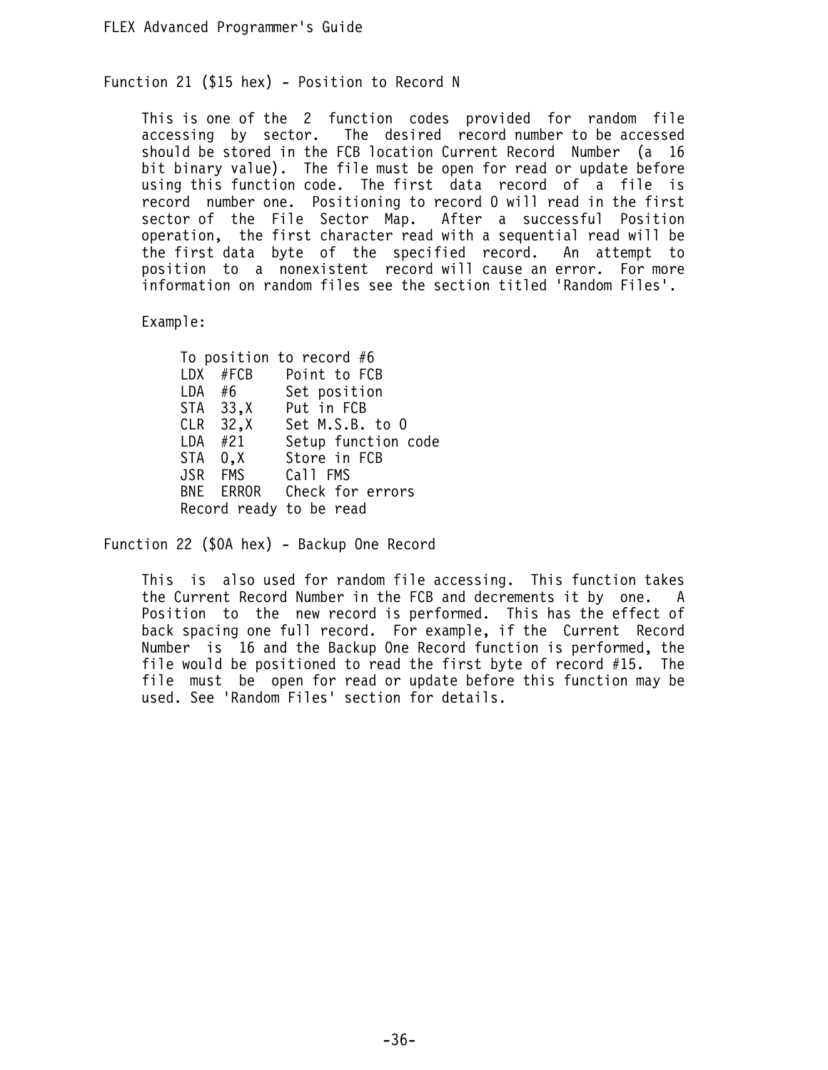## Function 21 ($15 hex) - Position to Record N

This is one of the 2 function codes provided for random file accessing by sector. The desired record number to be accessed should be stored in the FCB location Current Record Number (a 16 bit binary value). The file must be open for read or update before using this function code. The first data record of a file is record number one. Positioning to record 0 will read in the first sector of the File Sector Map. After a successful Position operation, the first character read with a sequential read will be the first data byte of the specified record. An attempt to position to a nonexistent record will cause an error. For more information on random files see the section titled 'Random Files'.

Example:

```
To position to record #6
LDX  #FCB    Point to FCB
LDA  #6      Set position
STA  33,X    Put in FCB
CLR  32,X    Set M.S.B. to 0
LDA  #21     Setup function code
STA  0,X     Store in FCB
JSR  FMS     Call FMS
BNE  ERROR   Check for errors
Record ready to be read
```

## Function 22 ($0A hex) - Backup One Record

This is also used for random file accessing. This function takes the Current Record Number in the FCB and decrements it by one. A Position to the new record is performed. This has the effect of back spacing one full record. For example, if the Current Record Number is 16 and the Backup One Record function is performed, the file would be positioned to read the first byte of record #15. The file must be open for read or update before this function may be used. See 'Random Files' section for details.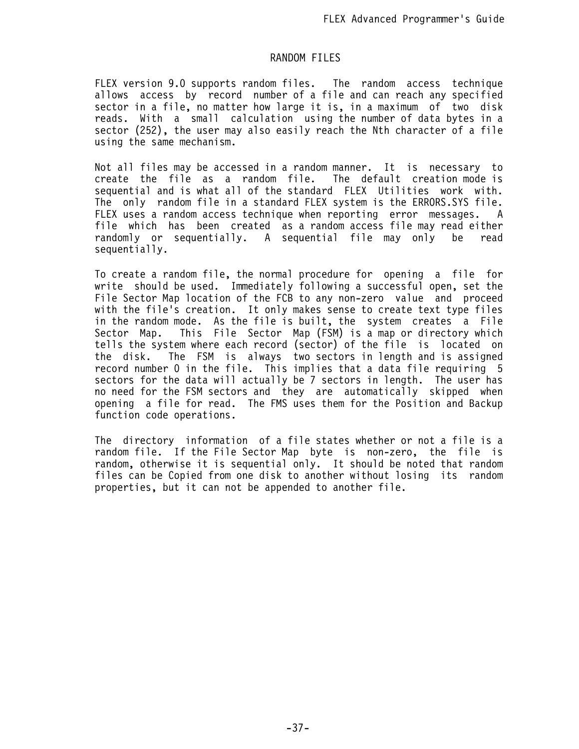# RANDOM FILES

FLEX version 9.0 supports random files. The random access technique allows access by record number of a file and can reach any specified sector in a file, no matter how large it is, in a maximum of two disk reads. With a small calculation using the number of data bytes in a sector (252), the user may also easily reach the Nth character of a file using the same mechanism.

Not all files may be accessed in a random manner. It is necessary to create the file as a random file. The default creation mode is sequential and is what all of the standard FLEX Utilities work with. The only random file in a standard FLEX system is the ERRORS.SYS file. FLEX uses a random access technique when reporting error messages. A file which has been created as a random access file may read either randomly or sequentially. A sequential file may only be read sequentially.

To create a random file, the normal procedure for opening a file for write should be used. Immediately following a successful open, set the File Sector Map location of the FCB to any non-zero value and proceed with the file's creation. It only makes sense to create text type files in the random mode. As the file is built, the system creates a File Sector Map. This File Sector Map (FSM) is a map or directory which tells the system where each record (sector) of the file is located on the disk. The FSM is always two sectors in length and is assigned record number 0 in the file. This implies that a data file requiring 5 sectors for the data will actually be 7 sectors in length. The user has no need for the FSM sectors and they are automatically skipped when opening a file for read. The FMS uses them for the Position and Backup function code operations.

The directory information of a file states whether or not a file is a random file. If the File Sector Map byte is non-zero, the file is random, otherwise it is sequential only. It should be noted that random files can be Copied from one disk to another without losing its random properties, but it can not be appended to another file.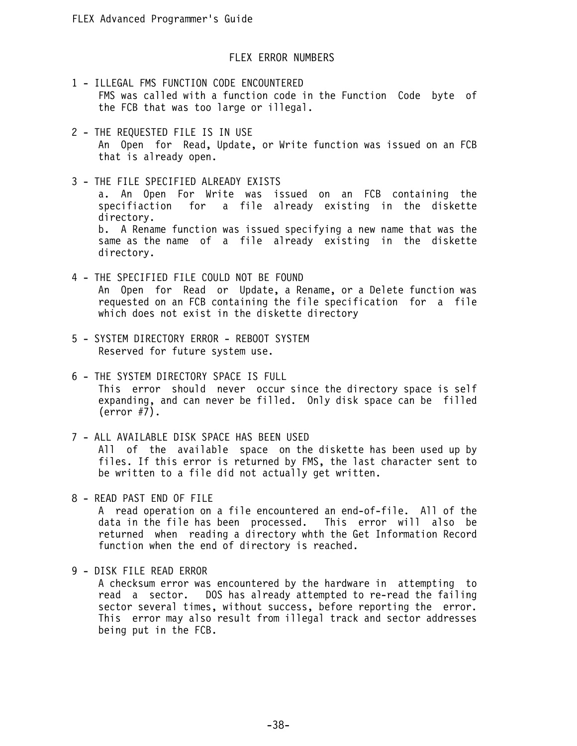# FLEX ERROR NUMBERS

1 - ILLEGAL FMS FUNCTION CODE ENCOUNTERED
FMS was called with a function code in the Function Code byte of the FCB that was too large or illegal.

2 - THE REQUESTED FILE IS IN USE
An Open for Read, Update, or Write function was issued on an FCB that is already open.

3 - THE FILE SPECIFIED ALREADY EXISTS
a. An Open For Write was issued on an FCB containing the specifiaction for a file already existing in the diskette directory.
b. A Rename function was issued specifying a new name that was the same as the name of a file already existing in the diskette directory.

4 - THE SPECIFIED FILE COULD NOT BE FOUND
An Open for Read or Update, a Rename, or a Delete function was requested on an FCB containing the file specification for a file which does not exist in the diskette directory

5 - SYSTEM DIRECTORY ERROR - REBOOT SYSTEM
Reserved for future system use.

6 - THE SYSTEM DIRECTORY SPACE IS FULL
This error should never occur since the directory space is self expanding, and can never be filled. Only disk space can be filled (error #7).

7 - ALL AVAILABLE DISK SPACE HAS BEEN USED
All of the available space on the diskette has been used up by files. If this error is returned by FMS, the last character sent to be written to a file did not actually get written.

8 - READ PAST END OF FILE
A read operation on a file encountered an end-of-file. All of the data in the file has been processed. This error will also be returned when reading a directory whth the Get Information Record function when the end of directory is reached.

9 - DISK FILE READ ERROR
A checksum error was encountered by the hardware in attempting to read a sector. DOS has already attempted to re-read the failing sector several times, without success, before reporting the error. This error may also result from illegal track and sector addresses being put in the FCB.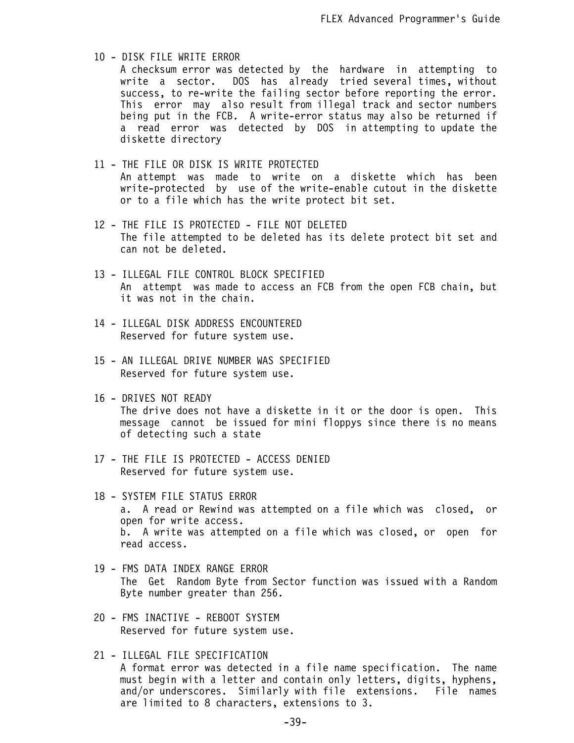10 - DISK FILE WRITE ERROR
A checksum error was detected by the hardware in attempting to write a sector. DOS has already tried several times, without success, to re-write the failing sector before reporting the error. This error may also result from illegal track and sector numbers being put in the FCB. A write-error status may also be returned if a read error was detected by DOS in attempting to update the diskette directory

11 - THE FILE OR DISK IS WRITE PROTECTED
An attempt was made to write on a diskette which has been write-protected by use of the write-enable cutout in the diskette or to a file which has the write protect bit set.

12 - THE FILE IS PROTECTED - FILE NOT DELETED
The file attempted to be deleted has its delete protect bit set and can not be deleted.

13 - ILLEGAL FILE CONTROL BLOCK SPECIFIED
An attempt was made to access an FCB from the open FCB chain, but it was not in the chain.

14 - ILLEGAL DISK ADDRESS ENCOUNTERED
Reserved for future system use.

15 - AN ILLEGAL DRIVE NUMBER WAS SPECIFIED
Reserved for future system use.

16 - DRIVES NOT READY
The drive does not have a diskette in it or the door is open. This message cannot be issued for mini floppys since there is no means of detecting such a state

17 - THE FILE IS PROTECTED - ACCESS DENIED
Reserved for future system use.

18 - SYSTEM FILE STATUS ERROR
a. A read or Rewind was attempted on a file which was closed, or open for write access.
b. A write was attempted on a file which was closed, or open for read access.

19 - FMS DATA INDEX RANGE ERROR
The Get Random Byte from Sector function was issued with a Random Byte number greater than 256.

20 - FMS INACTIVE - REBOOT SYSTEM
Reserved for future system use.

21 - ILLEGAL FILE SPECIFICATION
A format error was detected in a file name specification. The name must begin with a letter and contain only letters, digits, hyphens, and/or underscores. Similarly with file extensions. File names are limited to 8 characters, extensions to 3.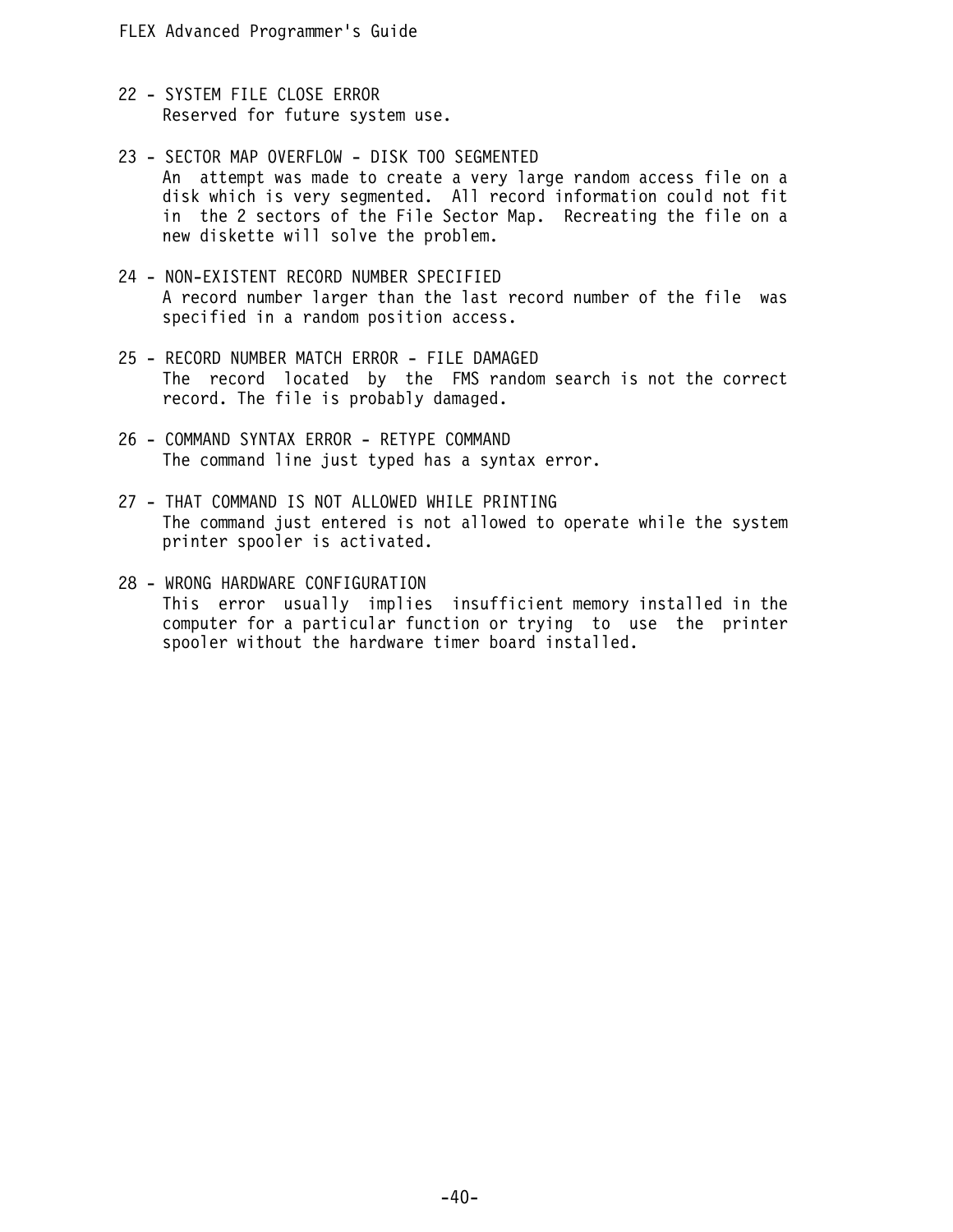22 - SYSTEM FILE CLOSE ERROR
Reserved for future system use.

23 - SECTOR MAP OVERFLOW - DISK TOO SEGMENTED
An attempt was made to create a very large random access file on a disk which is very segmented. All record information could not fit in the 2 sectors of the File Sector Map. Recreating the file on a new diskette will solve the problem.

24 - NON-EXISTENT RECORD NUMBER SPECIFIED
A record number larger than the last record number of the file was specified in a random position access.

25 - RECORD NUMBER MATCH ERROR - FILE DAMAGED
The record located by the FMS random search is not the correct record. The file is probably damaged.

26 - COMMAND SYNTAX ERROR - RETYPE COMMAND
The command line just typed has a syntax error.

27 - THAT COMMAND IS NOT ALLOWED WHILE PRINTING
The command just entered is not allowed to operate while the system printer spooler is activated.

28 - WRONG HARDWARE CONFIGURATION
This error usually implies insufficient memory installed in the computer for a particular function or trying to use the printer spooler without the hardware timer board installed.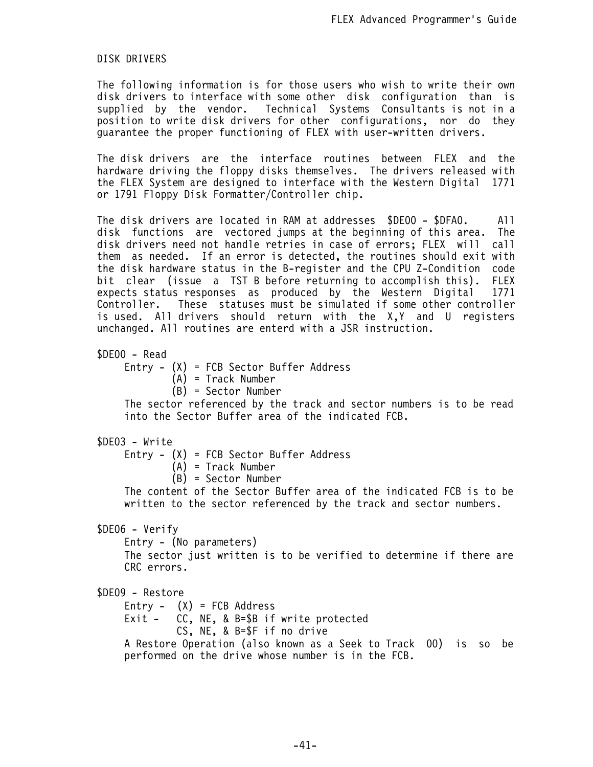## DISK DRIVERS

The following information is for those users who wish to write their own disk drivers to interface with some other disk configuration than is supplied by the vendor. Technical Systems Consultants is not in a position to write disk drivers for other configurations, nor do they guarantee the proper functioning of FLEX with user-written drivers.

The disk drivers are the interface routines between FLEX and the hardware driving the floppy disks themselves. The drivers released with the FLEX System are designed to interface with the Western Digital 1771 or 1791 Floppy Disk Formatter/Controller chip.

The disk drivers are located in RAM at addresses $DE00 - $DFA0. All disk functions are vectored jumps at the beginning of this area. The disk drivers need not handle retries in case of errors; FLEX will call them as needed. If an error is detected, the routines should exit with the disk hardware status in the B-register and the CPU Z-Condition code bit clear (issue a TST B before returning to accomplish this). FLEX expects status responses as produced by the Western Digital 1771 Controller. These statuses must be simulated if some other controller is used. All drivers should return with the X,Y and U registers unchanged. All routines are enterd with a JSR instruction.

$DE00 - Read

```
Entry - (X) = FCB Sector Buffer Address
        (A) = Track Number
        (B) = Sector Number
```

The sector referenced by the track and sector numbers is to be read into the Sector Buffer area of the indicated FCB.

$DE03 - Write

```
Entry - (X) = FCB Sector Buffer Address
        (A) = Track Number
        (B) = Sector Number
```

The content of the Sector Buffer area of the indicated FCB is to be written to the sector referenced by the track and sector numbers.

$DE06 - Verify

```
Entry - (No parameters)
```

The sector just written is to be verified to determine if there are CRC errors.

$DE09 - Restore

```
Entry -  (X) = FCB Address
Exit -   CC, NE, & B=$B if write protected
         CS, NE, & B=$F if no drive
```

A Restore Operation (also known as a Seek to Track 00) is so be performed on the drive whose number is in the FCB.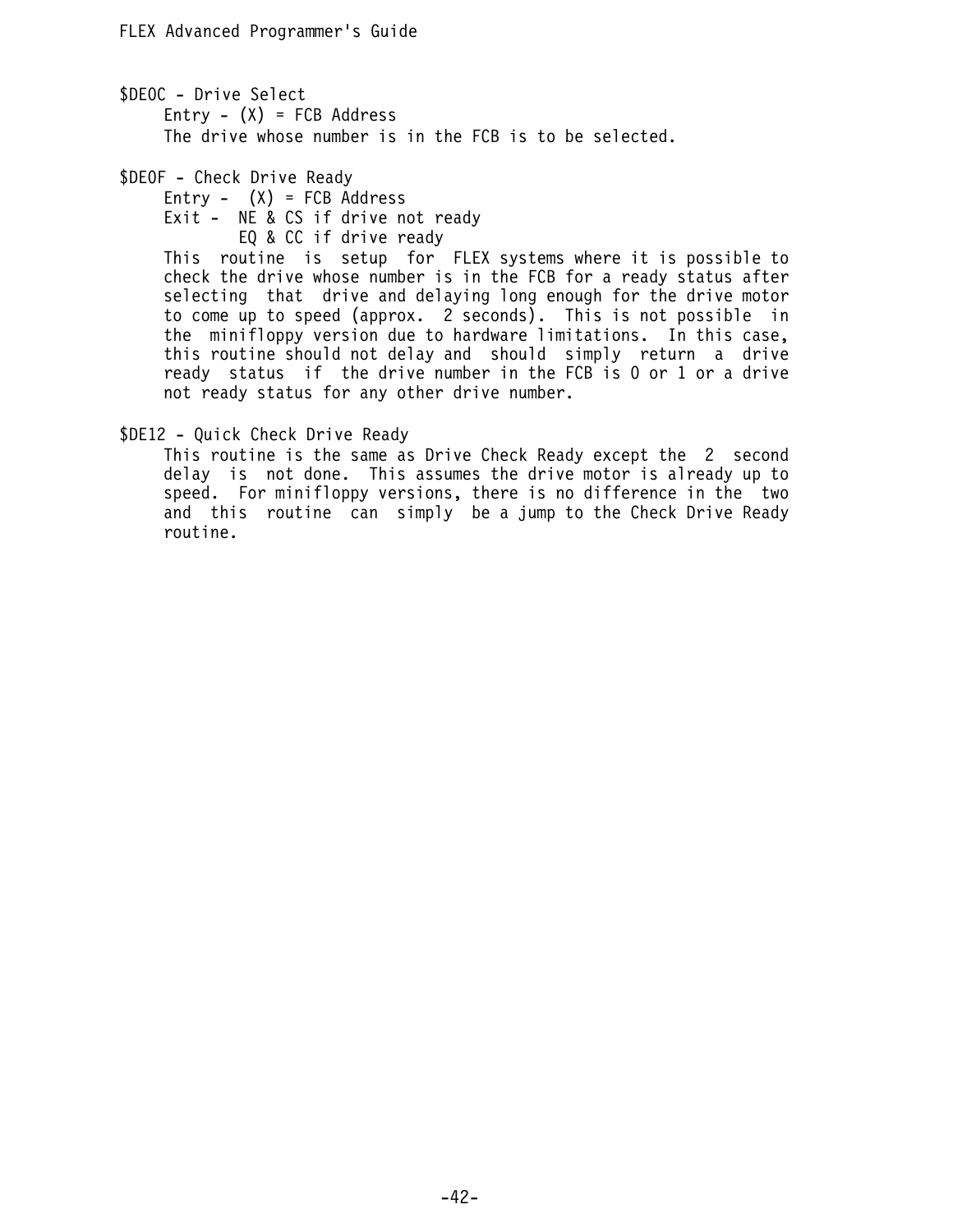$DE0C - Drive Select

Entry - (X) = FCB Address

The drive whose number is in the FCB is to be selected.

$DE0F - Check Drive Ready

Entry - (X) = FCB Address

Exit - NE & CS if drive not ready
EQ & CC if drive ready

This routine is setup for FLEX systems where it is possible to check the drive whose number is in the FCB for a ready status after selecting that drive and delaying long enough for the drive motor to come up to speed (approx. 2 seconds). This is not possible in the minifloppy version due to hardware limitations. In this case, this routine should not delay and should simply return a drive ready status if the drive number in the FCB is 0 or 1 or a drive not ready status for any other drive number.

$DE12 - Quick Check Drive Ready

This routine is the same as Drive Check Ready except the 2 second delay is not done. This assumes the drive motor is already up to speed. For minifloppy versions, there is no difference in the two and this routine can simply be a jump to the Check Drive Ready routine.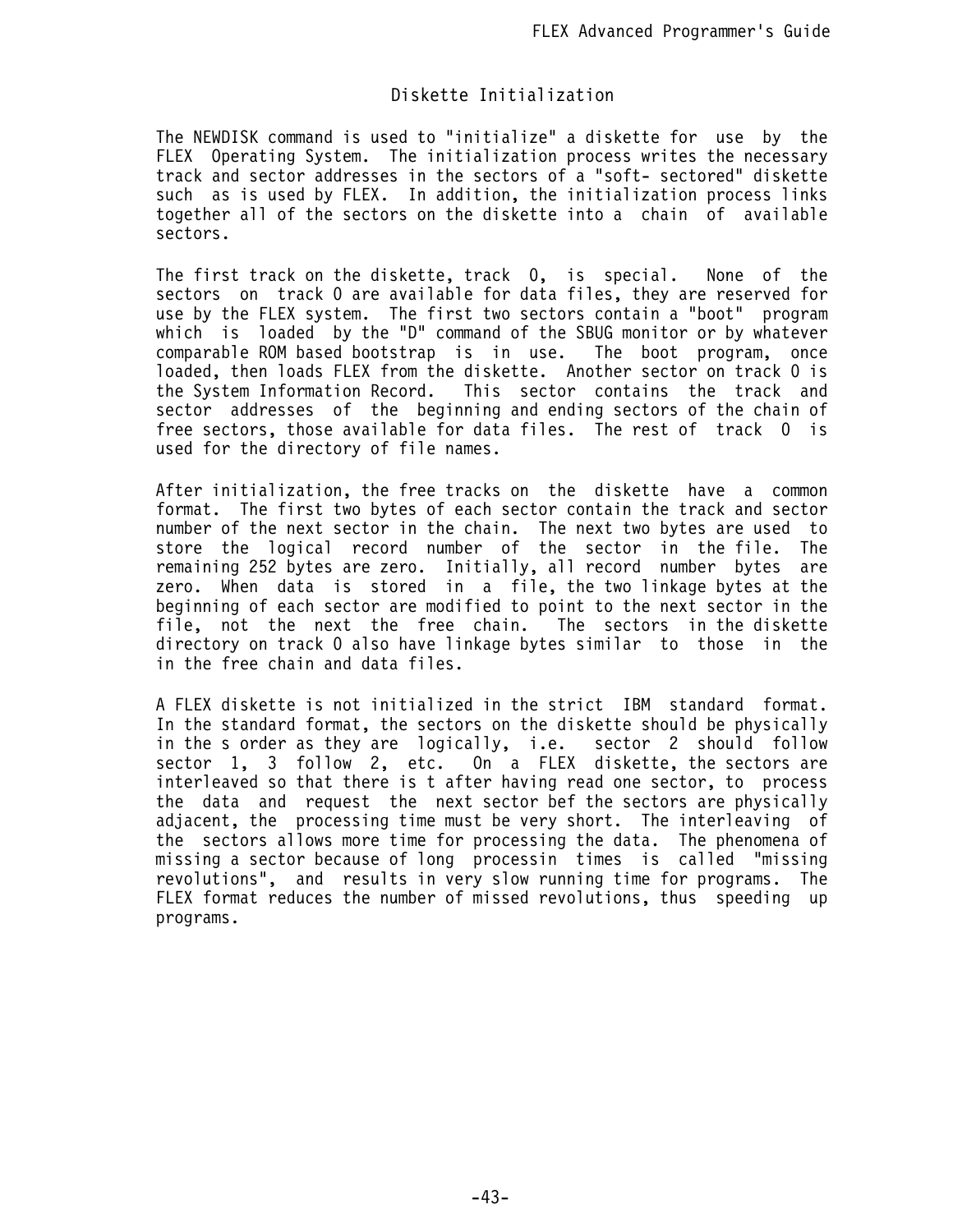## Diskette Initialization

The NEWDISK command is used to "initialize" a diskette for use by the FLEX Operating System. The initialization process writes the necessary track and sector addresses in the sectors of a "soft- sectored" diskette such as is used by FLEX. In addition, the initialization process links together all of the sectors on the diskette into a chain of available sectors.

The first track on the diskette, track 0, is special. None of the sectors on track 0 are available for data files, they are reserved for use by the FLEX system. The first two sectors contain a "boot" program which is loaded by the "D" command of the SBUG monitor or by whatever comparable ROM based bootstrap is in use. The boot program, once loaded, then loads FLEX from the diskette. Another sector on track 0 is the System Information Record. This sector contains the track and sector addresses of the beginning and ending sectors of the chain of free sectors, those available for data files. The rest of track 0 is used for the directory of file names.

After initialization, the free tracks on the diskette have a common format. The first two bytes of each sector contain the track and sector number of the next sector in the chain. The next two bytes are used to store the logical record number of the sector in the file. The remaining 252 bytes are zero. Initially, all record number bytes are zero. When data is stored in a file, the two linkage bytes at the beginning of each sector are modified to point to the next sector in the file, not the next the free chain. The sectors in the diskette directory on track 0 also have linkage bytes similar to those in the in the free chain and data files.

A FLEX diskette is not initialized in the strict IBM standard format. In the standard format, the sectors on the diskette should be physically in the s order as they are logically, i.e. sector 2 should follow sector 1, 3 follow 2, etc. On a FLEX diskette, the sectors are interleaved so that there is t after having read one sector, to process the data and request the next sector bef the sectors are physically adjacent, the processing time must be very short. The interleaving of the sectors allows more time for processing the data. The phenomena of missing a sector because of long processin times is called "missing revolutions", and results in very slow running time for programs. The FLEX format reduces the number of missed revolutions, thus speeding up programs.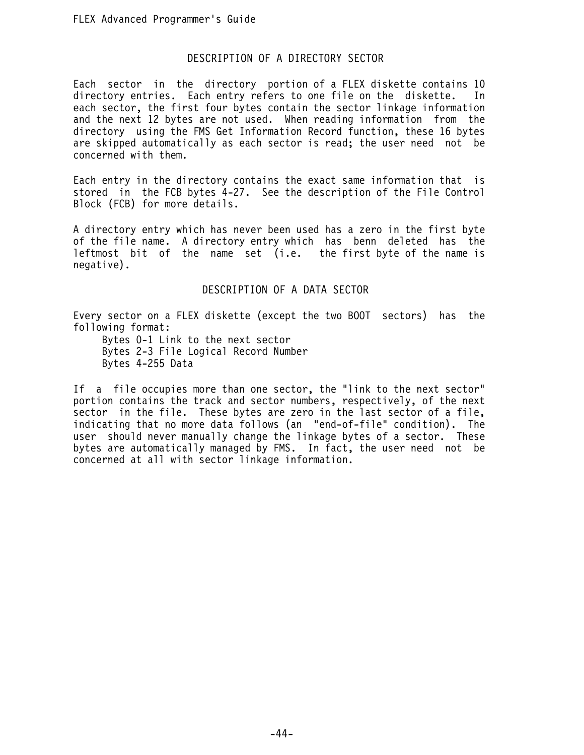## DESCRIPTION OF A DIRECTORY SECTOR

Each sector in the directory portion of a FLEX diskette contains 10 directory entries. Each entry refers to one file on the diskette. In each sector, the first four bytes contain the sector linkage information and the next 12 bytes are not used. When reading information from the directory using the FMS Get Information Record function, these 16 bytes are skipped automatically as each sector is read; the user need not be concerned with them.

Each entry in the directory contains the exact same information that is stored in the FCB bytes 4-27. See the description of the File Control Block (FCB) for more details.

A directory entry which has never been used has a zero in the first byte of the file name. A directory entry which has benn deleted has the leftmost bit of the name set (i.e. the first byte of the name is negative).

## DESCRIPTION OF A DATA SECTOR

Every sector on a FLEX diskette (except the two BOOT sectors) has the following format:

Bytes 0-1 Link to the next sector
Bytes 2-3 File Logical Record Number
Bytes 4-255 Data

If a file occupies more than one sector, the "link to the next sector" portion contains the track and sector numbers, respectively, of the next sector in the file. These bytes are zero in the last sector of a file, indicating that no more data follows (an "end-of-file" condition). The user should never manually change the linkage bytes of a sector. These bytes are automatically managed by FMS. In fact, the user need not be concerned at all with sector linkage information.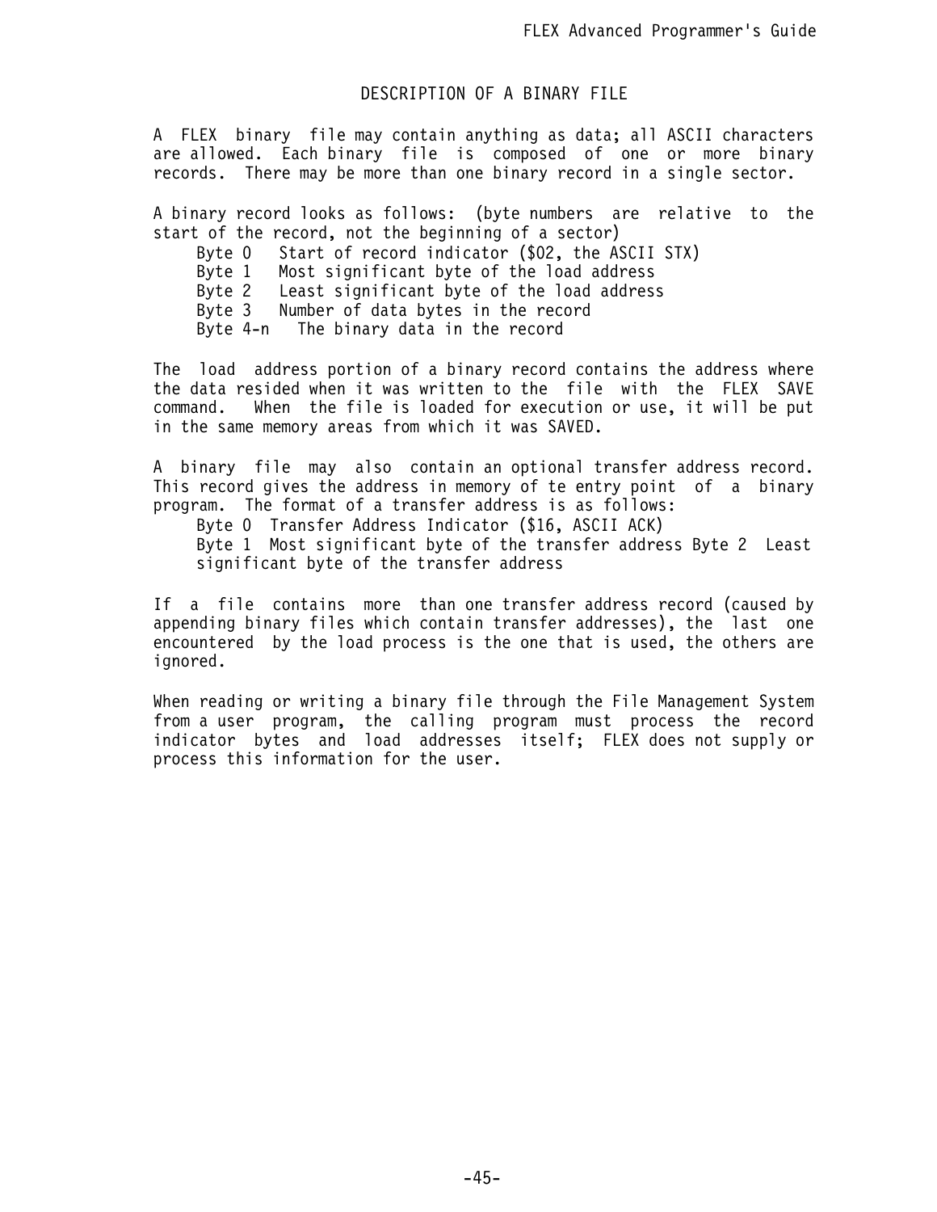# DESCRIPTION OF A BINARY FILE

A FLEX binary file may contain anything as data; all ASCII characters are allowed. Each binary file is composed of one or more binary records. There may be more than one binary record in a single sector.

A binary record looks as follows: (byte numbers are relative to the start of the record, not the beginning of a sector)

- Byte 0 Start of record indicator ($02, the ASCII STX)
- Byte 1 Most significant byte of the load address
- Byte 2 Least significant byte of the load address
- Byte 3 Number of data bytes in the record
- Byte 4-n The binary data in the record

The load address portion of a binary record contains the address where the data resided when it was written to the file with the FLEX SAVE command. When the file is loaded for execution or use, it will be put in the same memory areas from which it was SAVED.

A binary file may also contain an optional transfer address record. This record gives the address in memory of te entry point of a binary program. The format of a transfer address is as follows:

- Byte 0 Transfer Address Indicator ($16, ASCII ACK)
- Byte 1 Most significant byte of the transfer address Byte 2 Least significant byte of the transfer address

If a file contains more than one transfer address record (caused by appending binary files which contain transfer addresses), the last one encountered by the load process is the one that is used, the others are ignored.

When reading or writing a binary file through the File Management System from a user program, the calling program must process the record indicator bytes and load addresses itself; FLEX does not supply or process this information for the user.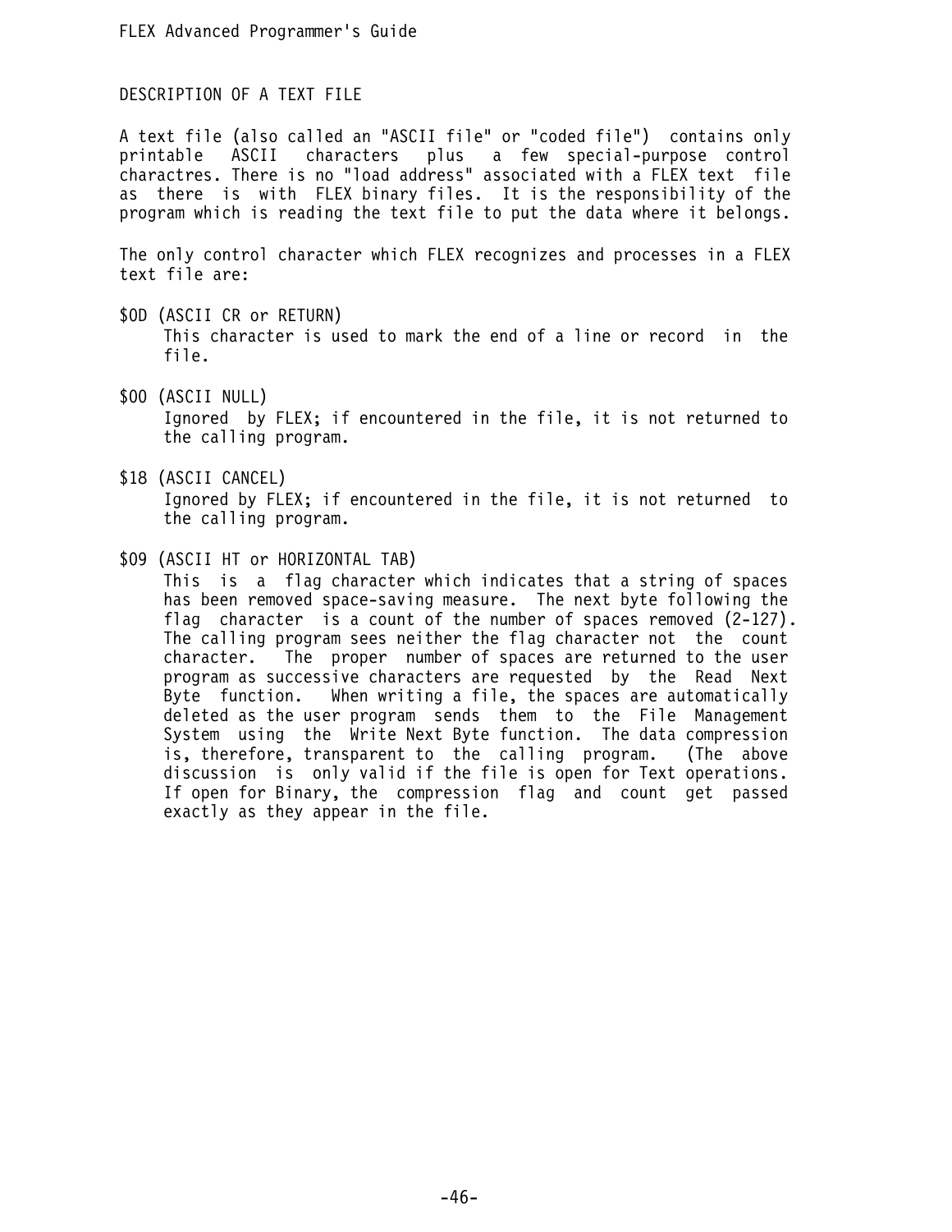## DESCRIPTION OF A TEXT FILE

A text file (also called an "ASCII file" or "coded file") contains only printable ASCII characters plus a few special-purpose control charactres. There is no "load address" associated with a FLEX text file as there is with FLEX binary files. It is the responsibility of the program which is reading the text file to put the data where it belongs.

The only control character which FLEX recognizes and processes in a FLEX text file are:

$0D (ASCII CR or RETURN)
: This character is used to mark the end of a line or record in the file.

$00 (ASCII NULL)
: Ignored by FLEX; if encountered in the file, it is not returned to the calling program.

$18 (ASCII CANCEL)
: Ignored by FLEX; if encountered in the file, it is not returned to the calling program.

$09 (ASCII HT or HORIZONTAL TAB)
: This is a flag character which indicates that a string of spaces has been removed space-saving measure. The next byte following the flag character is a count of the number of spaces removed (2-127). The calling program sees neither the flag character not the count character. The proper number of spaces are returned to the user program as successive characters are requested by the Read Next Byte function. When writing a file, the spaces are automatically deleted as the user program sends them to the File Management System using the Write Next Byte function. The data compression is, therefore, transparent to the calling program. (The above discussion is only valid if the file is open for Text operations. If open for Binary, the compression flag and count get passed exactly as they appear in the file.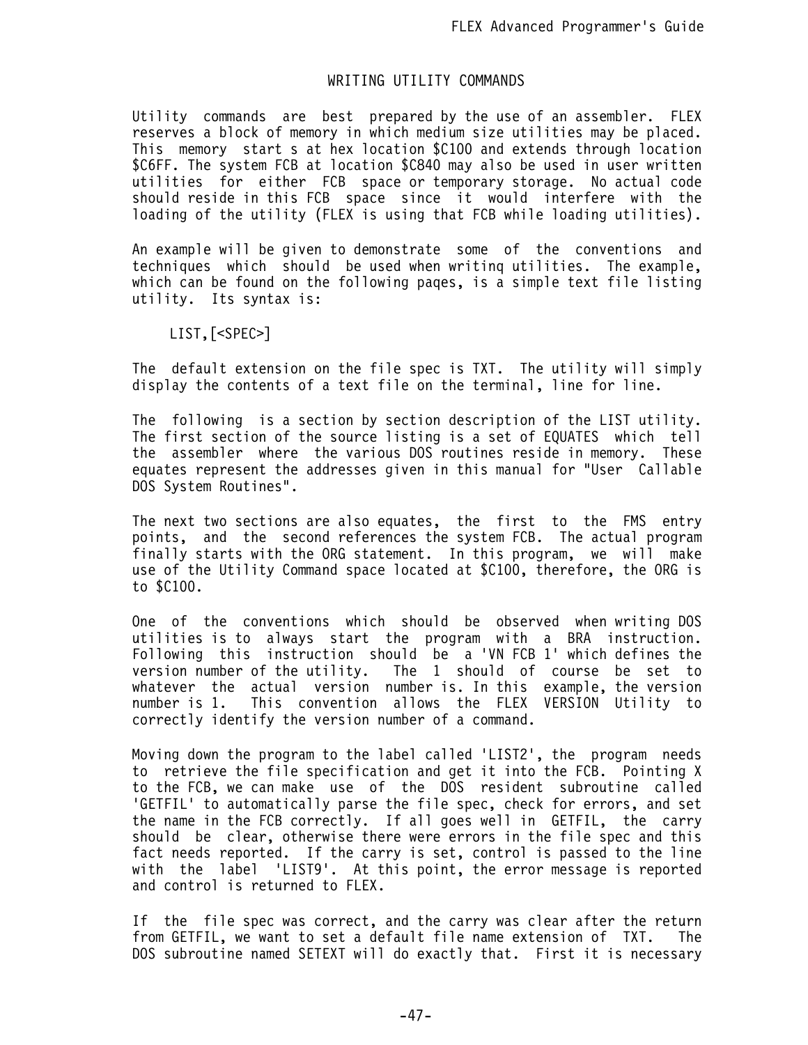## WRITING UTILITY COMMANDS

Utility commands are best prepared by the use of an assembler. FLEX reserves a block of memory in which medium size utilities may be placed. This memory start s at hex location $C100 and extends through location $C6FF. The system FCB at location $C840 may also be used in user written utilities for either FCB space or temporary storage. No actual code should reside in this FCB space since it would interfere with the loading of the utility (FLEX is using that FCB while loading utilities).

An example will be given to demonstrate some of the conventions and techniques which should be used when writinq utilities. The example, which can be found on the following paqes, is a simple text file listing utility. Its syntax is:

LIST,[<SPEC>]

The default extension on the file spec is TXT. The utility will simply display the contents of a text file on the terminal, line for line.

The following is a section by section description of the LIST utility. The first section of the source listing is a set of EQUATES which tell the assembler where the various DOS routines reside in memory. These equates represent the addresses given in this manual for "User Callable DOS System Routines".

The next two sections are also equates, the first to the FMS entry points, and the second references the system FCB. The actual program finally starts with the ORG statement. In this program, we will make use of the Utility Command space located at $C100, therefore, the ORG is to $C100.

One of the conventions which should be observed when writing DOS utilities is to always start the program with a BRA instruction. Following this instruction should be a 'VN FCB 1' which defines the version number of the utility. The 1 should of course be set to whatever the actual version number is. In this example, the version number is 1. This convention allows the FLEX VERSION Utility to correctly identify the version number of a command.

Moving down the program to the label called 'LIST2', the program needs to retrieve the file specification and get it into the FCB. Pointing X to the FCB, we can make use of the DOS resident subroutine called 'GETFIL' to automatically parse the file spec, check for errors, and set the name in the FCB correctly. If all goes well in GETFIL, the carry should be clear, otherwise there were errors in the file spec and this fact needs reported. If the carry is set, control is passed to the line with the label 'LIST9'. At this point, the error message is reported and control is returned to FLEX.

If the file spec was correct, and the carry was clear after the return from GETFIL, we want to set a default file name extension of TXT. The DOS subroutine named SETEXT will do exactly that. First it is necessary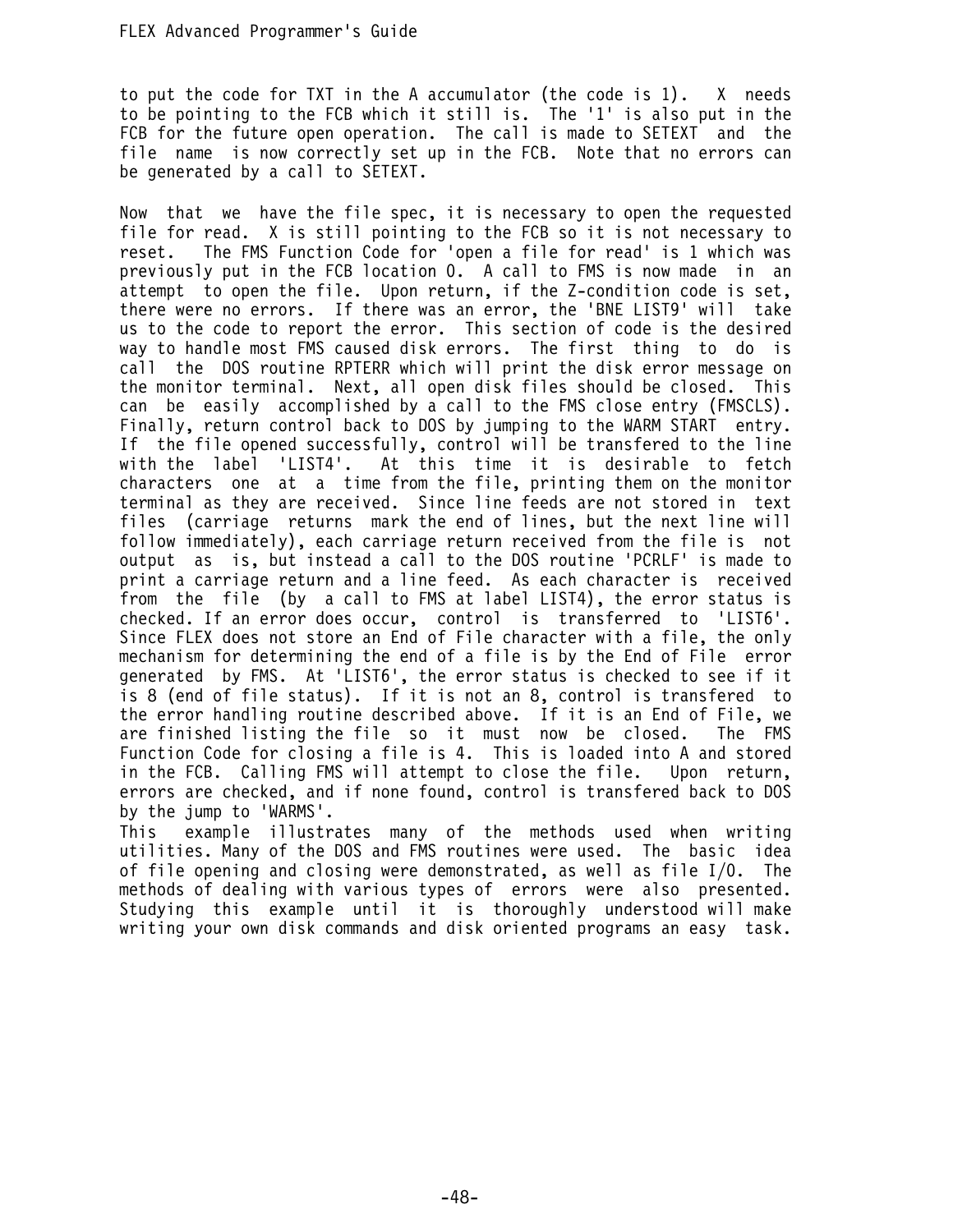to put the code for TXT in the A accumulator (the code is 1). X needs to be pointing to the FCB which it still is. The '1' is also put in the FCB for the future open operation. The call is made to SETEXT and the file name is now correctly set up in the FCB. Note that no errors can be generated by a call to SETEXT.

Now that we have the file spec, it is necessary to open the requested file for read. X is still pointing to the FCB so it is not necessary to reset. The FMS Function Code for 'open a file for read' is 1 which was previously put in the FCB location 0. A call to FMS is now made in an attempt to open the file. Upon return, if the Z-condition code is set, there were no errors. If there was an error, the 'BNE LIST9' will take us to the code to report the error. This section of code is the desired way to handle most FMS caused disk errors. The first thing to do is call the DOS routine RPTERR which will print the disk error message on the monitor terminal. Next, all open disk files should be closed. This can be easily accomplished by a call to the FMS close entry (FMSCLS). Finally, return control back to DOS by jumping to the WARM START entry. If the file opened successfully, control will be transfered to the line with the label 'LIST4'. At this time it is desirable to fetch characters one at a time from the file, printing them on the monitor terminal as they are received. Since line feeds are not stored in text files (carriage returns mark the end of lines, but the next line will follow immediately), each carriage return received from the file is not output as is, but instead a call to the DOS routine 'PCRLF' is made to print a carriage return and a line feed. As each character is received from the file (by a call to FMS at label LIST4), the error status is checked. If an error does occur, control is transferred to 'LIST6'. Since FLEX does not store an End of File character with a file, the only mechanism for determining the end of a file is by the End of File error generated by FMS. At 'LIST6', the error status is checked to see if it is 8 (end of file status). If it is not an 8, control is transfered to the error handling routine described above. If it is an End of File, we are finished listing the file so it must now be closed. The FMS Function Code for closing a file is 4. This is loaded into A and stored in the FCB. Calling FMS will attempt to close the file. Upon return, errors are checked, and if none found, control is transfered back to DOS by the jump to 'WARMS'.

This example illustrates many of the methods used when writing utilities. Many of the DOS and FMS routines were used. The basic idea of file opening and closing were demonstrated, as well as file I/O. The methods of dealing with various types of errors were also presented. Studying this example until it is thoroughly understood will make writing your own disk commands and disk oriented programs an easy task.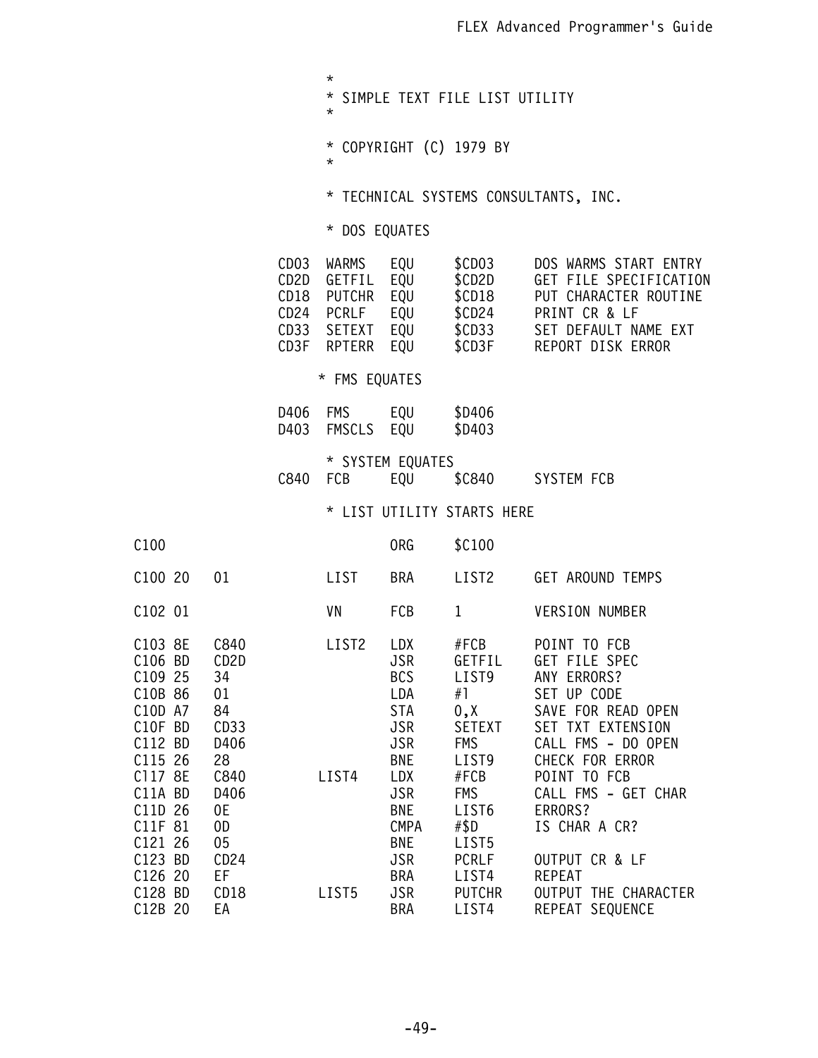```
                         *
                         * SIMPLE TEXT FILE LIST UTILITY
                         *

                         * COPYRIGHT (C) 1979 BY
                         *

                         * TECHNICAL SYSTEMS CONSULTANTS, INC.

                         * DOS EQUATES

                    CD03  WARMS   EQU    $CD03     DOS WARMS START ENTRY
                    CD2D  GETFIL  EQU    $CD2D     GET FILE SPECIFICATION
                    CD18  PUTCHR  EQU    $CD18     PUT CHARACTER ROUTINE
                    CD24  PCRLF   EQU    $CD24     PRINT CR & LF
                    CD33  SETEXT  EQU    $CD33     SET DEFAULT NAME EXT
                    CD3F  RPTERR  EQU    $CD3F     REPORT DISK ERROR

                        * FMS EQUATES

                    D406  FMS     EQU    $D406
                    D403  FMSCLS  EQU    $D403

                         * SYSTEM EQUATES
                    C840  FCB     EQU    $C840     SYSTEM FCB

                         * LIST UTILITY STARTS HERE

C100                              ORG    $C100

C100 20   01              LIST    BRA    LIST2     GET AROUND TEMPS

C102 01                   VN      FCB    1         VERSION NUMBER

C103 8E   C840            LIST2   LDX    #FCB      POINT TO FCB
C106 BD   CD2D                    JSR    GETFIL    GET FILE SPEC
C109 25   34                      BCS    LIST9     ANY ERRORS?
C10B 86   01                      LDA    #1        SET UP CODE
C10D A7   84                      STA    0,X       SAVE FOR READ OPEN
C10F BD   CD33                    JSR    SETEXT    SET TXT EXTENSION
C112 BD   D406                    JSR    FMS       CALL FMS - DO OPEN
C115 26   28                      BNE    LIST9     CHECK FOR ERROR
C117 8E   C840            LIST4   LDX    #FCB      POINT TO FCB
C11A BD   D406                    JSR    FMS       CALL FMS - GET CHAR
C11D 26   0E                      BNE    LIST6     ERRORS?
C11F 81   0D                      CMPA   #$D       IS CHAR A CR?
C121 26   05                      BNE    LIST5
C123 BD   CD24                    JSR    PCRLF     OUTPUT CR & LF
C126 20   EF                      BRA    LIST4     REPEAT
C128 BD   CD18            LIST5   JSR    PUTCHR    OUTPUT THE CHARACTER
C12B 20   EA                      BRA    LIST4     REPEAT SEQUENCE
```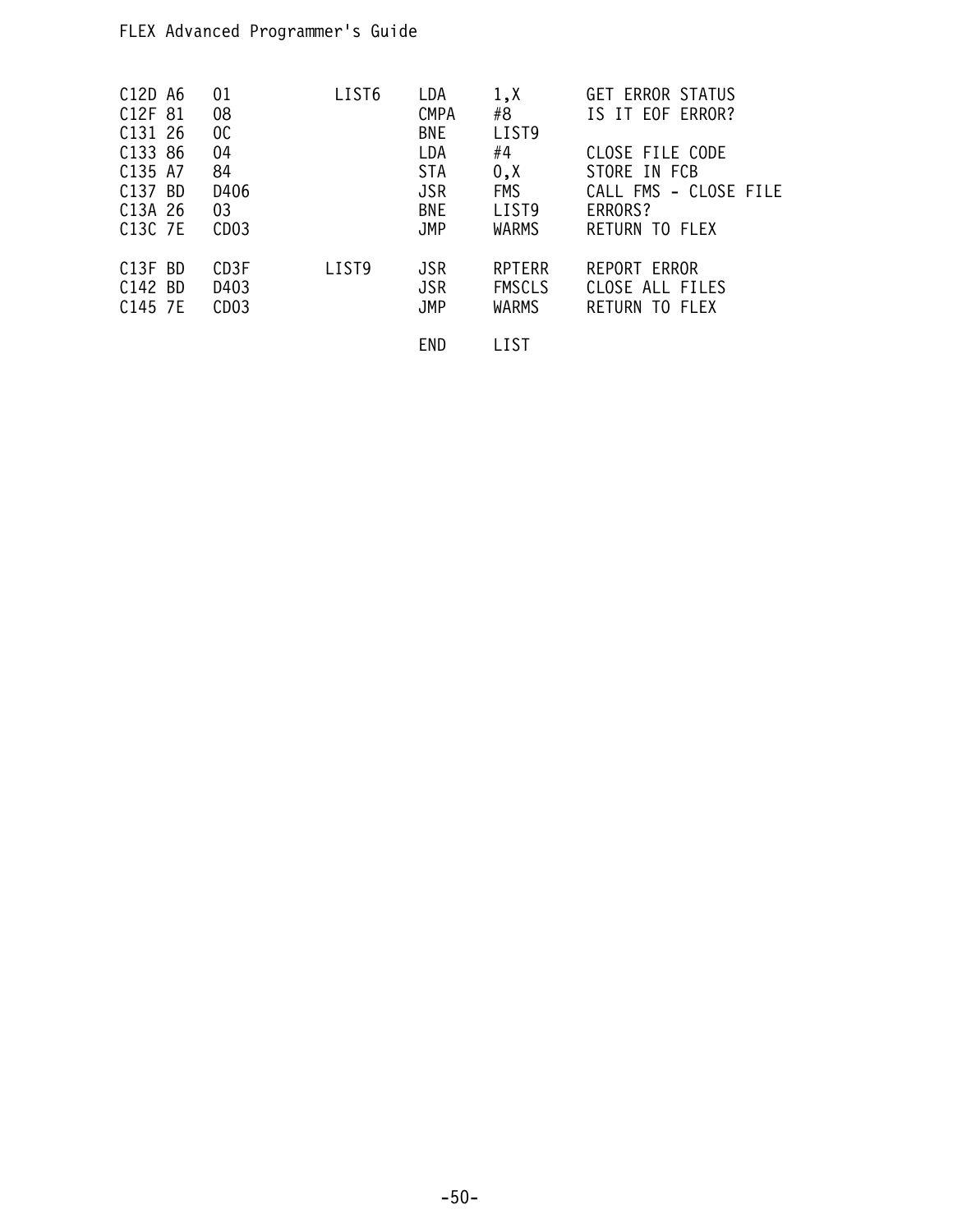```
C12D A6    01          LIST6    LDA     1,X       GET ERROR STATUS
C12F 81    08                   CMPA    #8        IS IT EOF ERROR?
C131 26    0C                   BNE     LIST9
C133 86    04                   LDA     #4        CLOSE FILE CODE
C135 A7    84                   STA     0,X       STORE IN FCB
C137 BD    D406                 JSR     FMS       CALL FMS - CLOSE FILE
C13A 26    03                   BNE     LIST9     ERRORS?
C13C 7E    CD03                 JMP     WARMS     RETURN TO FLEX

C13F BD    CD3F        LIST9    JSR     RPTERR    REPORT ERROR
C142 BD    D403                 JSR     FMSCLS    CLOSE ALL FILES
C145 7E    CD03                 JMP     WARMS     RETURN TO FLEX

                                END     LIST
```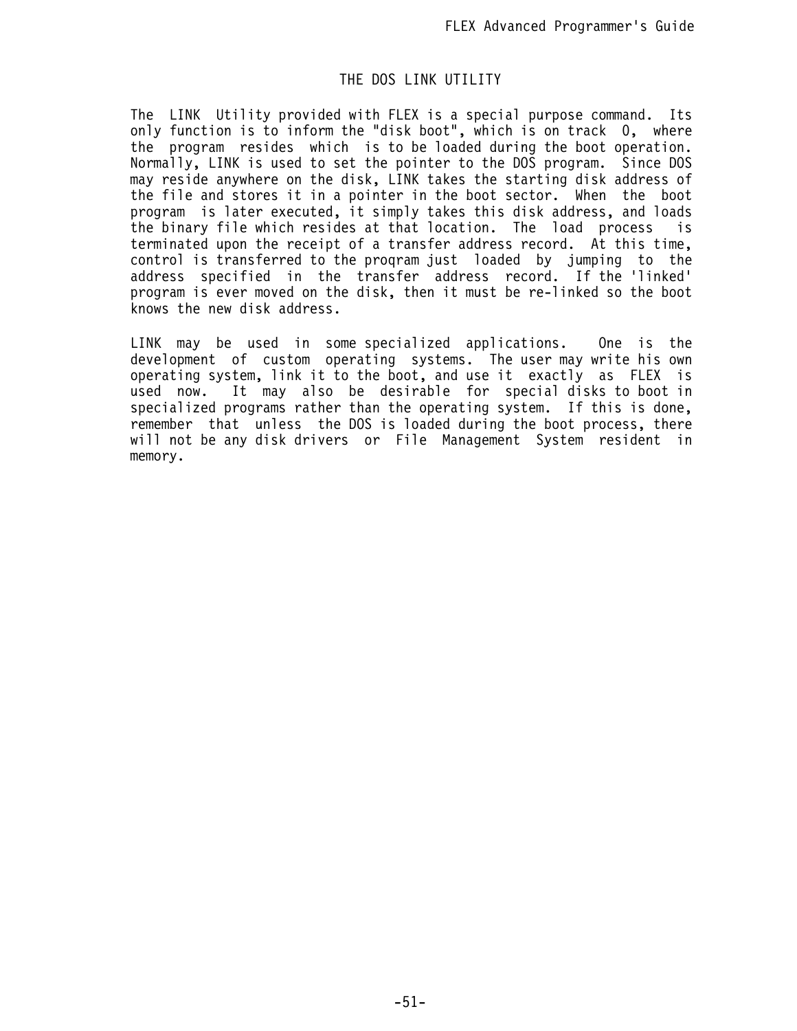# THE DOS LINK UTILITY

The LINK Utility provided with FLEX is a special purpose command. Its only function is to inform the "disk boot", which is on track 0, where the program resides which is to be loaded during the boot operation. Normally, LINK is used to set the pointer to the DOS program. Since DOS may reside anywhere on the disk, LINK takes the starting disk address of the file and stores it in a pointer in the boot sector. When the boot program is later executed, it simply takes this disk address, and loads the binary file which resides at that location. The load process is terminated upon the receipt of a transfer address record. At this time, control is transferred to the proqram just loaded by jumping to the address specified in the transfer address record. If the 'linked' program is ever moved on the disk, then it must be re-linked so the boot knows the new disk address.

LINK may be used in some specialized applications. One is the development of custom operating systems. The user may write his own operating system, link it to the boot, and use it exactly as FLEX is used now. It may also be desirable for special disks to boot in specialized programs rather than the operating system. If this is done, remember that unless the DOS is loaded during the boot process, there will not be any disk drivers or File Management System resident in memory.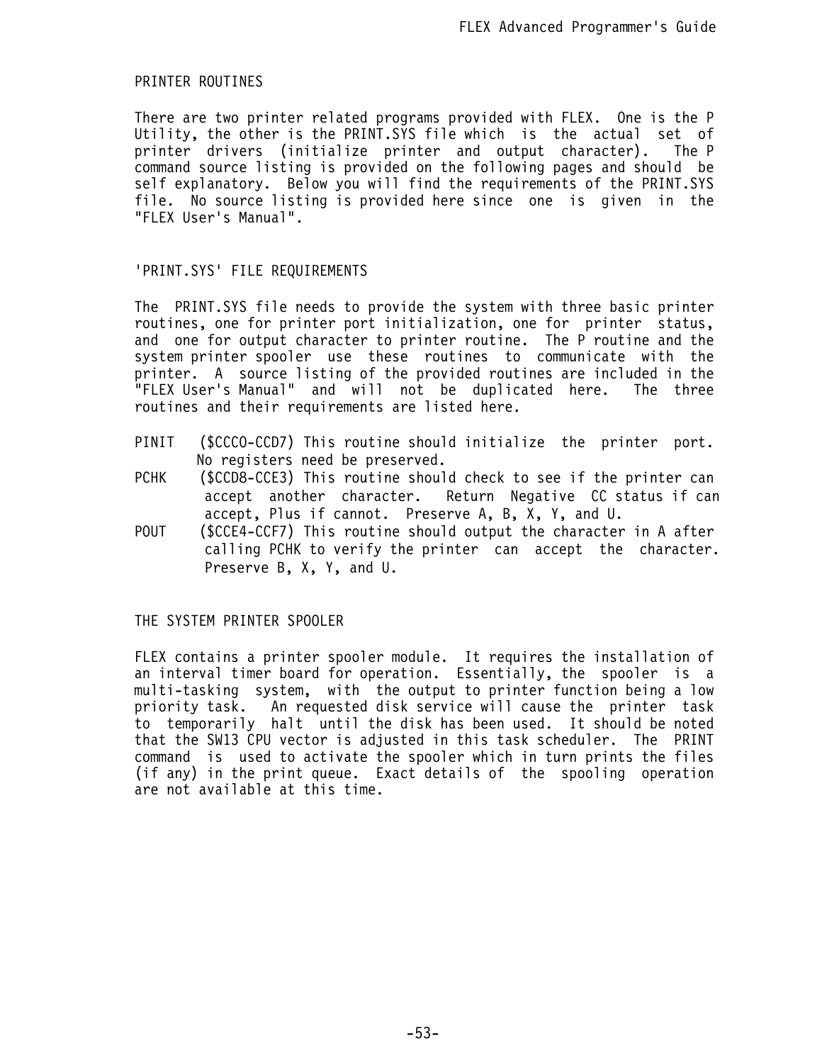## PRINTER ROUTINES

There are two printer related programs provided with FLEX. One is the P Utility, the other is the PRINT.SYS file which is the actual set of printer drivers (initialize printer and output character). The P command source listing is provided on the following pages and should be self explanatory. Below you will find the requirements of the PRINT.SYS file. No source listing is provided here since one is given in the "FLEX User's Manual".

## 'PRINT.SYS' FILE REQUIREMENTS

The PRINT.SYS file needs to provide the system with three basic printer routines, one for printer port initialization, one for printer status, and one for output character to printer routine. The P routine and the system printer spooler use these routines to communicate with the printer. A source listing of the provided routines are included in the "FLEX User's Manual" and will not be duplicated here. The three routines and their requirements are listed here.

- PINIT ($CCC0-CCD7) This routine should initialize the printer port. No registers need be preserved.
- PCHK ($CCD8-CCE3) This routine should check to see if the printer can accept another character. Return Negative CC status if can accept, Plus if cannot. Preserve A, B, X, Y, and U.
- POUT ($CCE4-CCF7) This routine should output the character in A after calling PCHK to verify the printer can accept the character. Preserve B, X, Y, and U.

## THE SYSTEM PRINTER SPOOLER

FLEX contains a printer spooler module. It requires the installation of an interval timer board for operation. Essentially, the spooler is a multi-tasking system, with the output to printer function being a low priority task. An requested disk service will cause the printer task to temporarily halt until the disk has been used. It should be noted that the SW13 CPU vector is adjusted in this task scheduler. The PRINT command is used to activate the spooler which in turn prints the files (if any) in the print queue. Exact details of the spooling operation are not available at this time.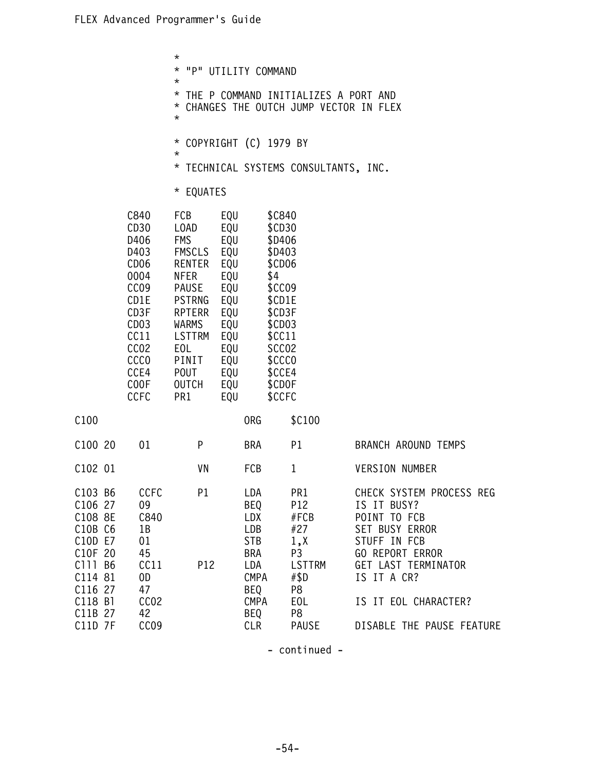```
                 *
                 * "P" UTILITY COMMAND
                 *
                 * THE P COMMAND INITIALIZES A PORT AND
                 * CHANGES THE OUTCH JUMP VECTOR IN FLEX
                 *

                 * COPYRIGHT (C) 1979 BY
                 *
                 * TECHNICAL SYSTEMS CONSULTANTS, INC.

                 * EQUATES

        C840     FCB     EQU     $C840
        CD30     LOAD    EQU     $CD30
        D406     FMS     EQU     $D406
        D403     FMSCLS  EQU     $D403
        CD06     RENTER  EQU     $CD06
        0004     NFER    EQU     $4
        CC09     PAUSE   EQU     $CC09
        CD1E     PSTRNG  EQU     $CD1E
        CD3F     RPTERR  EQU     $CD3F
        CD03     WARMS   EQU     $CD03
        CC11     LSTTRM  EQU     $CC11
        CC02     EOL     EQU     SCC02
        CCC0     PINIT   EQU     $CCC0
        CCE4     POUT    EQU     $CCE4
        C00F     OUTCH   EQU     $CD0F
        CCFC     PR1     EQU     $CCFC

C100                             ORG     $C100

C100 20   01          P          BRA     P1          BRANCH AROUND TEMPS

C102 01               VN         FCB     1           VERSION NUMBER

C103 B6   CCFC        P1         LDA     PR1         CHECK SYSTEM PROCESS REG
C106 27   09                     BEQ     P12         IS IT BUSY?
C108 8E   C840                   LDX     #FCB        POINT TO FCB
C10B C6   1B                     LDB     #27         SET BUSY ERROR
C10D E7   01                     STB     1,X         STUFF IN FCB
C10F 20   45                     BRA     P3          GO REPORT ERROR
C111 B6   CC11        P12        LDA     LSTTRM      GET LAST TERMINATOR
C114 81   0D                     CMPA    #$D         IS IT A CR?
C116 27   47                     BEQ     P8
C118 B1   CC02                   CMPA    EOL         IS IT EOL CHARACTER?
C11B 27   42                     BEQ     P8
C11D 7F   CC09                   CLR     PAUSE       DISABLE THE PAUSE FEATURE
```

- continued -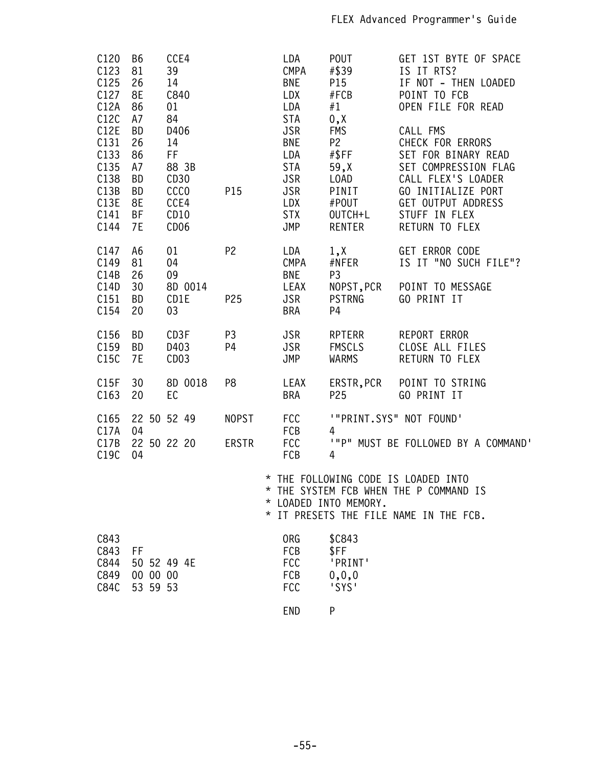```
C120  B6    CCE4                LDA    POUT        GET 1ST BYTE OF SPACE
C123  81    39                  CMPA   #$39        IS IT RTS?
C125  26    14                  BNE    P15         IF NOT - THEN LOADED
C127  8E    C840                LDX    #FCB        POINT TO FCB
C12A  86    01                  LDA    #1          OPEN FILE FOR READ
C12C  A7    84                  STA    0,X
C12E  BD    D406                JSR    FMS         CALL FMS
C131  26    14                  BNE    P2          CHECK FOR ERRORS
C133  86    FF                  LDA    #$FF        SET FOR BINARY READ
C135  A7    88 3B               STA    59,X        SET COMPRESSION FLAG
C138  BD    CD30                JSR    LOAD        CALL FLEX'S LOADER
C13B  BD    CCC0      P15       JSR    PINIT       GO INITIALIZE PORT
C13E  8E    CCE4                LDX    #POUT       GET OUTPUT ADDRESS
C141  BF    CD10                STX    OUTCH+L     STUFF IN FLEX
C144  7E    CD06                JMP    RENTER      RETURN TO FLEX

C147  A6    01        P2        LDA    1,X         GET ERROR CODE
C149  81    04                  CMPA   #NFER       IS IT "NO SUCH FILE"?
C14B  26    09                  BNE    P3
C14D  30    8D 0014             LEAX   NOPST,PCR   POINT TO MESSAGE
C151  BD    CD1E      P25       JSR    PSTRNG      GO PRINT IT
C154  20    03                  BRA    P4

C156  BD    CD3F      P3        JSR    RPTERR      REPORT ERROR
C159  BD    D403      P4        JSR    FMSCLS      CLOSE ALL FILES
C15C  7E    CD03                JMP    WARMS       RETURN TO FLEX

C15F  30    8D 0018   P8        LEAX   ERSTR,PCR   POINT TO STRING
C163  20    EC                  BRA    P25         GO PRINT IT

C165  22 50 52 49     NOPST     FCC    '"PRINT.SYS" NOT FOUND'
C17A  04                        FCB    4
C17B  22 50 22 20     ERSTR     FCC    '"P" MUST BE FOLLOWED BY A COMMAND'
C19C  04                        FCB    4

                              * THE FOLLOWING CODE IS LOADED INTO
                              * THE SYSTEM FCB WHEN THE P COMMAND IS
                              * LOADED INTO MEMORY.
                              * IT PRESETS THE FILE NAME IN THE FCB.

C843                            ORG    $C843
C843  FF                        FCB    $FF
C844  50 52 49 4E               FCC    'PRINT'
C849  00 00 00                  FCB    0,0,0
C84C  53 59 53                  FCC    'SYS'

                                END    P
```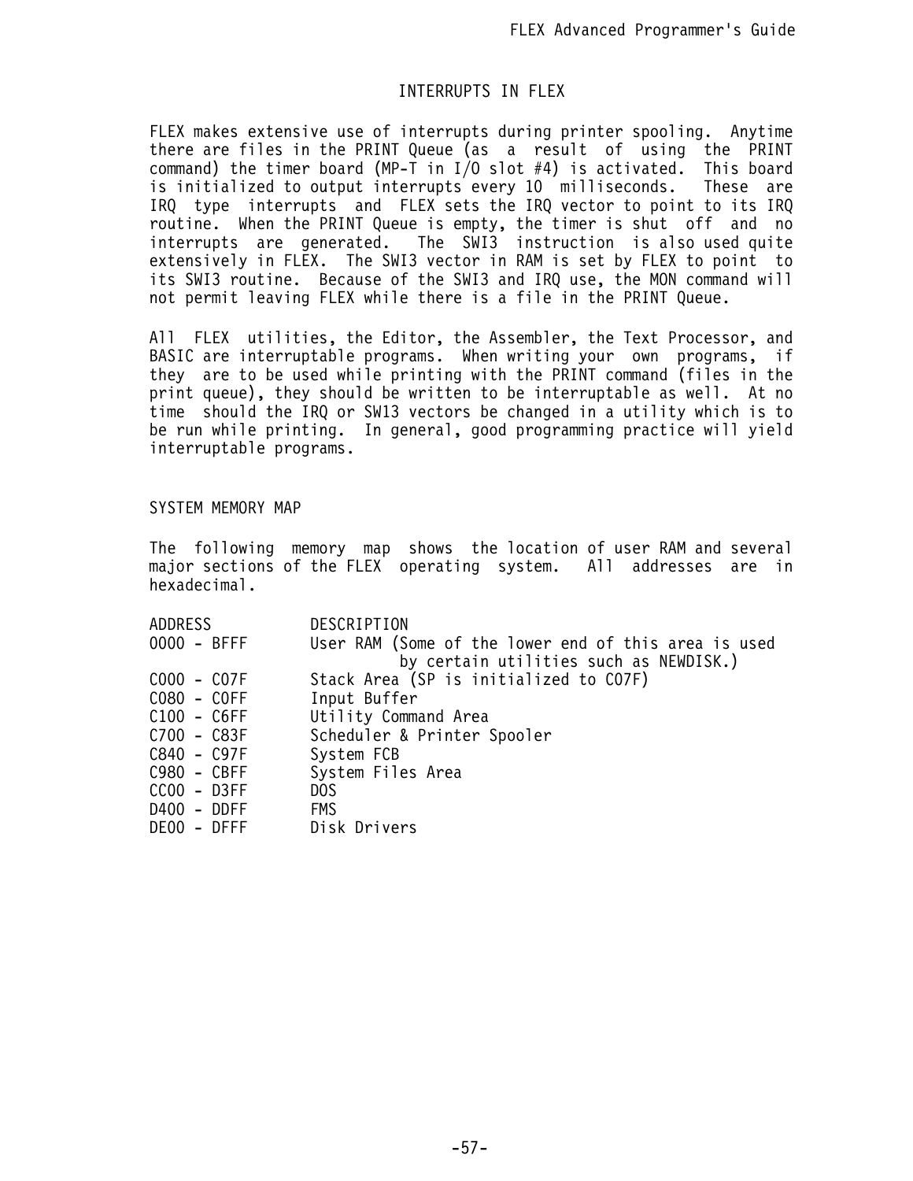# INTERRUPTS IN FLEX

FLEX makes extensive use of interrupts during printer spooling. Anytime there are files in the PRINT Queue (as a result of using the PRINT command) the timer board (MP-T in I/O slot #4) is activated. This board is initialized to output interrupts every 10 milliseconds. These are IRQ type interrupts and FLEX sets the IRQ vector to point to its IRQ routine. When the PRINT Queue is empty, the timer is shut off and no interrupts are generated. The SWI3 instruction is also used quite extensively in FLEX. The SWI3 vector in RAM is set by FLEX to point to its SWI3 routine. Because of the SWI3 and IRQ use, the MON command will not permit leaving FLEX while there is a file in the PRINT Queue.

All FLEX utilities, the Editor, the Assembler, the Text Processor, and BASIC are interruptable programs. When writing your own programs, if they are to be used while printing with the PRINT command (files in the print queue), they should be written to be interruptable as well. At no time should the IRQ or SW13 vectors be changed in a utility which is to be run while printing. In general, good programming practice will yield interruptable programs.

## SYSTEM MEMORY MAP

The following memory map shows the location of user RAM and several major sections of the FLEX operating system. All addresses are in hexadecimal.

| ADDRESS | DESCRIPTION |
|---|---|
| 0000 - BFFF | User RAM (Some of the lower end of this area is used by certain utilities such as NEWDISK.) |
| C000 - C07F | Stack Area (SP is initialized to C07F) |
| C080 - C0FF | Input Buffer |
| C100 - C6FF | Utility Command Area |
| C700 - C83F | Scheduler & Printer Spooler |
| C840 - C97F | System FCB |
| C980 - CBFF | System Files Area |
| CC00 - D3FF | DOS |
| D400 - DDFF | FMS |
| DE00 - DFFF | Disk Drivers |